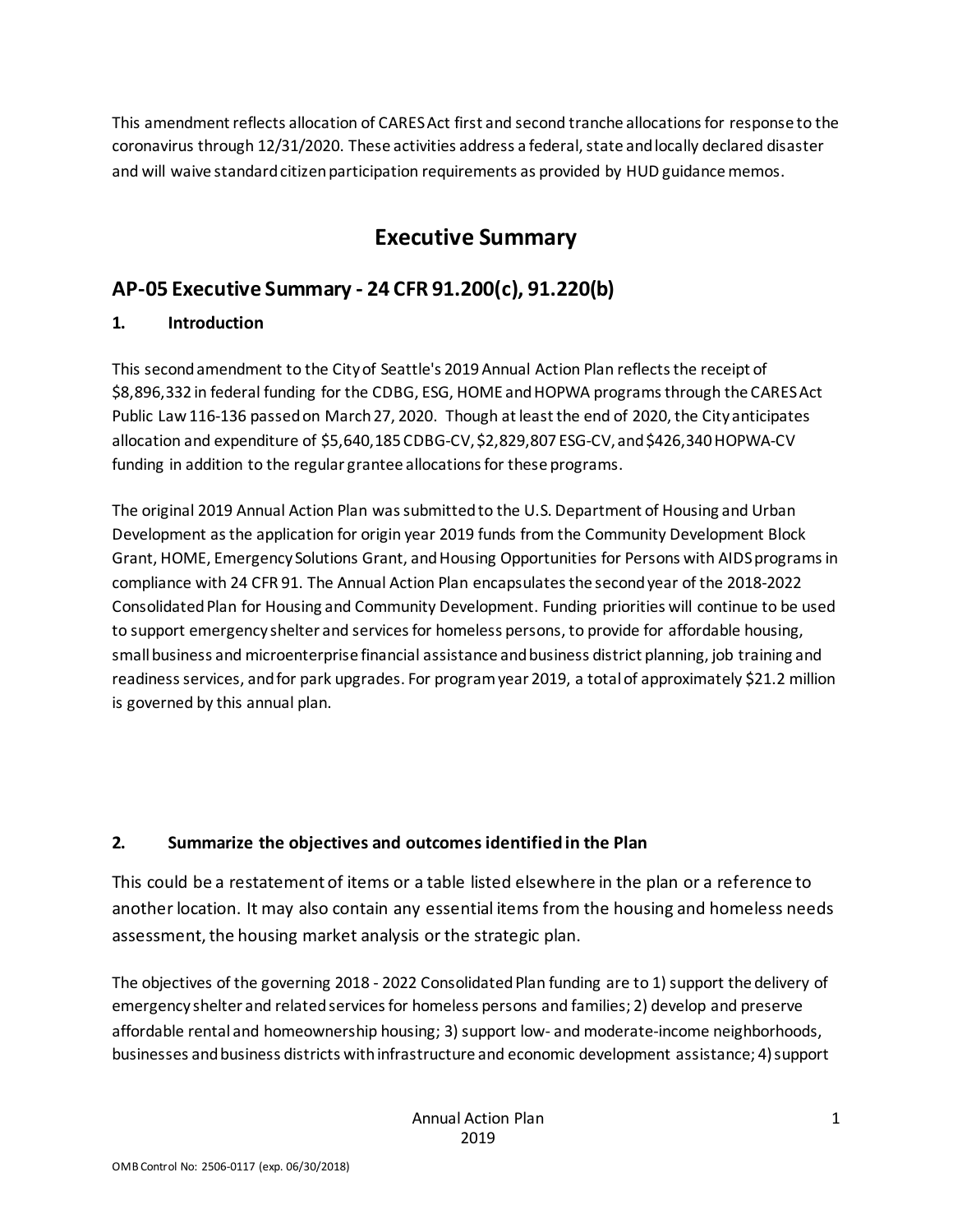This amendment reflects allocation of CARES Act first and second tranche allocations for response to the coronavirus through 12/31/2020. These activities address a federal, state and locally declared disaster and will waive standard citizen participation requirements as provided by HUD guidance memos.

# Executive Summary

## AP-05 Executive Summary - 24 CFR 91.200(c), 91.220(b)

### 1. Introduction

This second amendment to the City of Seattle's 2019 Annual Action Plan reflects the receipt of $8,896,332 in federal funding for the CDBG, ESG, HOME and HOPWA programs through the CARES Act Public Law 116-136 passed on March 27, 2020. Though at least the end of 2020, the City anticipates allocation and expenditure of $5,640,185 CDBG-CV, $2,829,807 ESG-CV, and $426,340 HOPWA-CV funding in addition to the regular grantee allocations for these programs.

The original 2019 Annual Action Plan was submitted to the U.S. Department of Housing and Urban Development as the application for origin year 2019 funds from the Community Development Block Grant, HOME, Emergency Solutions Grant, and Housing Opportunities for Persons with AIDS programs in compliance with 24 CFR 91. The Annual Action Plan encapsulates the second year of the 2018-2022 Consolidated Plan for Housing and Community Development. Funding priorities will continue to be used to support emergency shelter and services for homeless persons, to provide for affordable housing, small business and microenterprise financial assistance and business district planning, job training and readiness services, and for park upgrades. For program year 2019, a total of approximately $21.2 million is governed by this annual plan.

### 2. Summarize the objectives and outcomes identified in the Plan

This could be a restatement of items or a table listed elsewhere in the plan or a reference to another location. It may also contain any essential items from the housing and homeless needs assessment, the housing market analysis or the strategic plan.

The objectives of the governing 2018 - 2022 Consolidated Plan funding are to 1) support the delivery of emergency shelter and related services for homeless persons and families; 2) develop and preserve affordable rental and homeownership housing; 3) support low- and moderate-income neighborhoods, businesses and business districts with infrastructure and economic development assistance; 4) support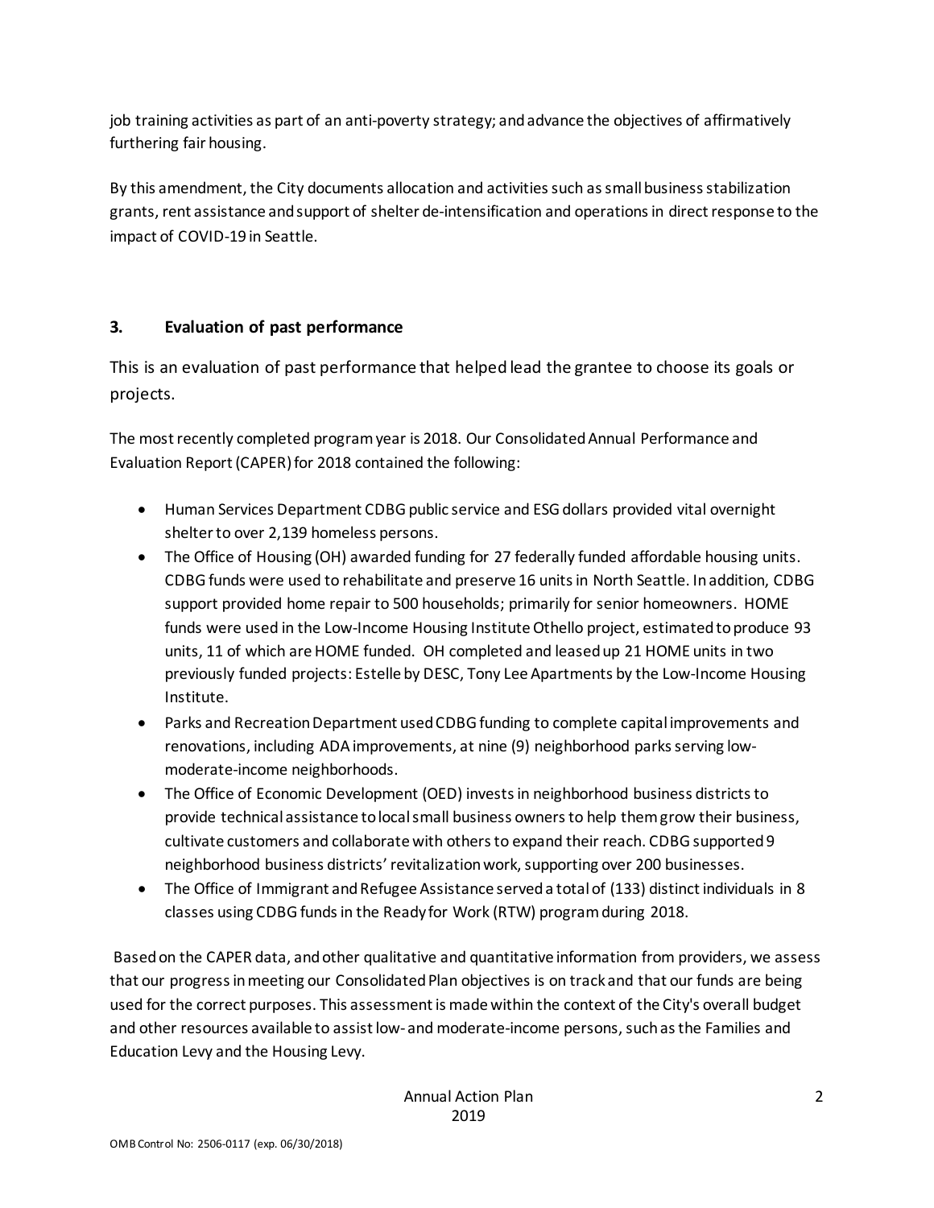job training activities as part of an anti-poverty strategy; and advance the objectives of affirmatively furthering fair housing.

By this amendment, the City documents allocation and activities such as small business stabilization grants, rent assistance and support of shelter de-intensification and operations in direct response to the impact of COVID-19 in Seattle.

### 3. Evaluation of past performance

This is an evaluation of past performance that helped lead the grantee to choose its goals or projects.

The most recently completed program year is 2018. Our Consolidated Annual Performance and Evaluation Report (CAPER) for 2018 contained the following:

- Human Services Department CDBG public service and ESG dollars provided vital overnight shelter to over 2,139 homeless persons.
- The Office of Housing (OH) awarded funding for 27 federally funded affordable housing units. CDBG funds were used to rehabilitate and preserve 16 units in North Seattle. In addition, CDBG support provided home repair to 500 households; primarily for senior homeowners. HOME funds were used in the Low-Income Housing Institute Othello project, estimated to produce 93 units, 11 of which are HOME funded. OH completed and leased up 21 HOME units in two previously funded projects: Estelle by DESC, Tony Lee Apartments by the Low-Income Housing Institute.
- Parks and Recreation Department used CDBG funding to complete capital improvements and renovations, including ADA improvements, at nine (9) neighborhood parks serving low-moderate-income neighborhoods.
- The Office of Economic Development (OED) invests in neighborhood business districts to provide technical assistance to local small business owners to help them grow their business, cultivate customers and collaborate with others to expand their reach. CDBG supported 9 neighborhood business districts' revitalization work, supporting over 200 businesses.
- The Office of Immigrant and Refugee Assistance served a total of (133) distinct individuals in 8 classes using CDBG funds in the Ready for Work (RTW) program during 2018.

Based on the CAPER data, and other qualitative and quantitative information from providers, we assess that our progress in meeting our Consolidated Plan objectives is on track and that our funds are being used for the correct purposes. This assessment is made within the context of the City's overall budget and other resources available to assist low- and moderate-income persons, such as the Families and Education Levy and the Housing Levy.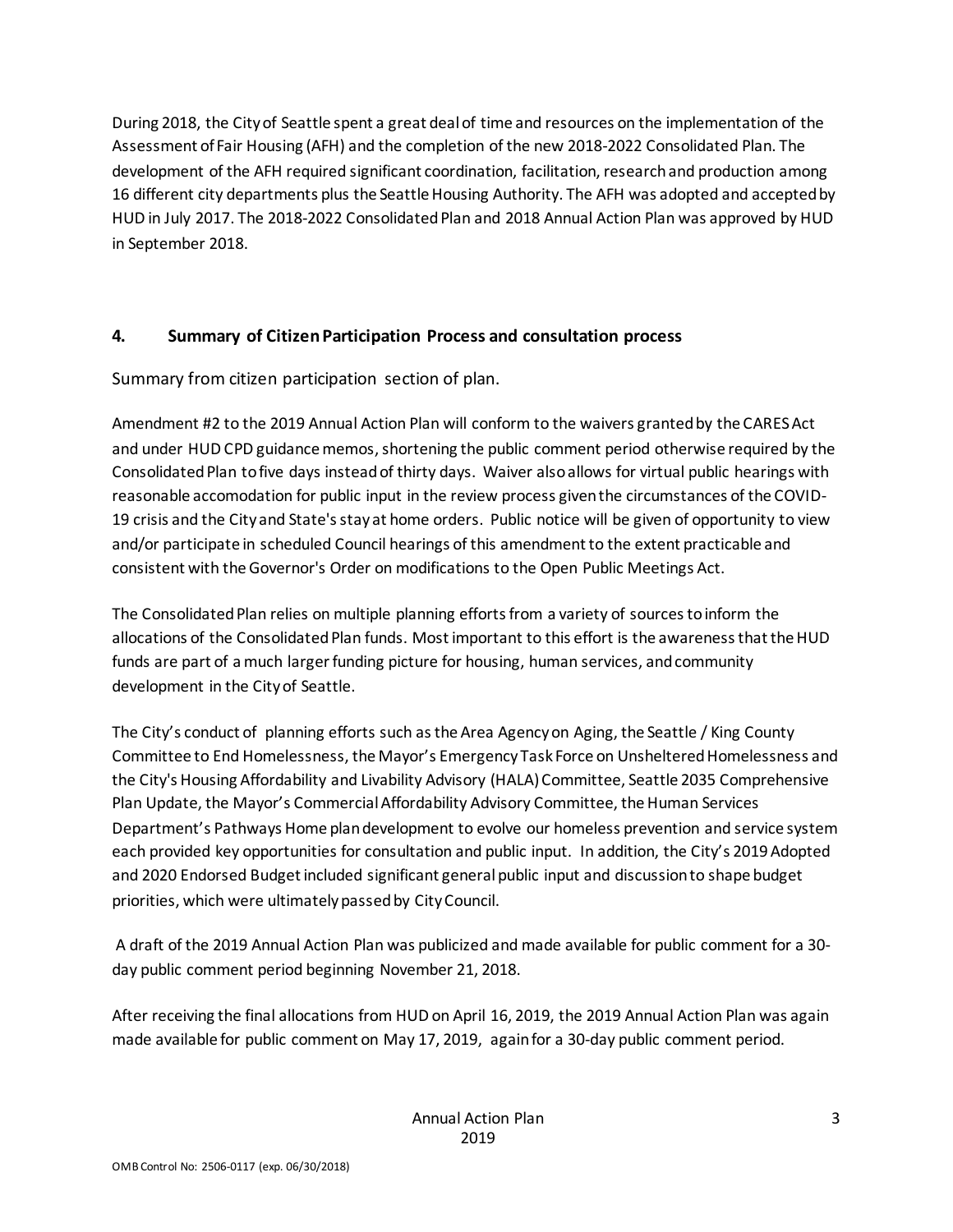During 2018, the City of Seattle spent a great deal of time and resources on the implementation of the Assessment of Fair Housing (AFH) and the completion of the new 2018-2022 Consolidated Plan. The development of the AFH required significant coordination, facilitation, research and production among 16 different city departments plus the Seattle Housing Authority. The AFH was adopted and accepted by HUD in July 2017. The 2018-2022 Consolidated Plan and 2018 Annual Action Plan was approved by HUD in September 2018.

## 4. Summary of Citizen Participation Process and consultation process

Summary from citizen participation section of plan.

Amendment #2 to the 2019 Annual Action Plan will conform to the waivers granted by the CARES Act and under HUD CPD guidance memos, shortening the public comment period otherwise required by the Consolidated Plan to five days instead of thirty days. Waiver also allows for virtual public hearings with reasonable accomodation for public input in the review process given the circumstances of the COVID-19 crisis and the City and State's stay at home orders. Public notice will be given of opportunity to view and/or participate in scheduled Council hearings of this amendment to the extent practicable and consistent with the Governor's Order on modifications to the Open Public Meetings Act.

The Consolidated Plan relies on multiple planning efforts from a variety of sources to inform the allocations of the Consolidated Plan funds. Most important to this effort is the awareness that the HUD funds are part of a much larger funding picture for housing, human services, and community development in the City of Seattle.

The City's conduct of planning efforts such as the Area Agency on Aging, the Seattle / King County Committee to End Homelessness, the Mayor's Emergency Task Force on Unsheltered Homelessness and the City's Housing Affordability and Livability Advisory (HALA) Committee, Seattle 2035 Comprehensive Plan Update, the Mayor's Commercial Affordability Advisory Committee, the Human Services Department's Pathways Home plan development to evolve our homeless prevention and service system each provided key opportunities for consultation and public input. In addition, the City's 2019 Adopted and 2020 Endorsed Budget included significant general public input and discussion to shape budget priorities, which were ultimately passed by City Council.

A draft of the 2019 Annual Action Plan was publicized and made available for public comment for a 30-day public comment period beginning November 21, 2018.

After receiving the final allocations from HUD on April 16, 2019, the 2019 Annual Action Plan was again made available for public comment on May 17, 2019, again for a 30-day public comment period.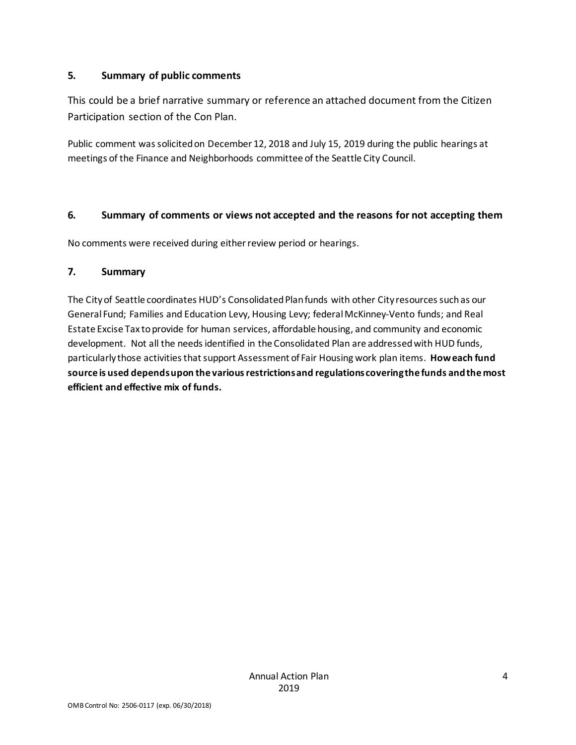### 5. Summary of public comments

This could be a brief narrative summary or reference an attached document from the Citizen Participation section of the Con Plan.

Public comment was solicited on December 12, 2018 and July 15, 2019 during the public hearings at meetings of the Finance and Neighborhoods committee of the Seattle City Council.

### 6. Summary of comments or views not accepted and the reasons for not accepting them

No comments were received during either review period or hearings.

### 7. Summary

The City of Seattle coordinates HUD's Consolidated Plan funds with other City resources such as our General Fund; Families and Education Levy, Housing Levy; federal McKinney-Vento funds; and Real Estate Excise Tax to provide for human services, affordable housing, and community and economic development. Not all the needs identified in the Consolidated Plan are addressed with HUD funds, particularly those activities that support Assessment of Fair Housing work plan items. **How each fund source is used depends upon the various restrictions and regulations covering the funds and the most efficient and effective mix of funds.**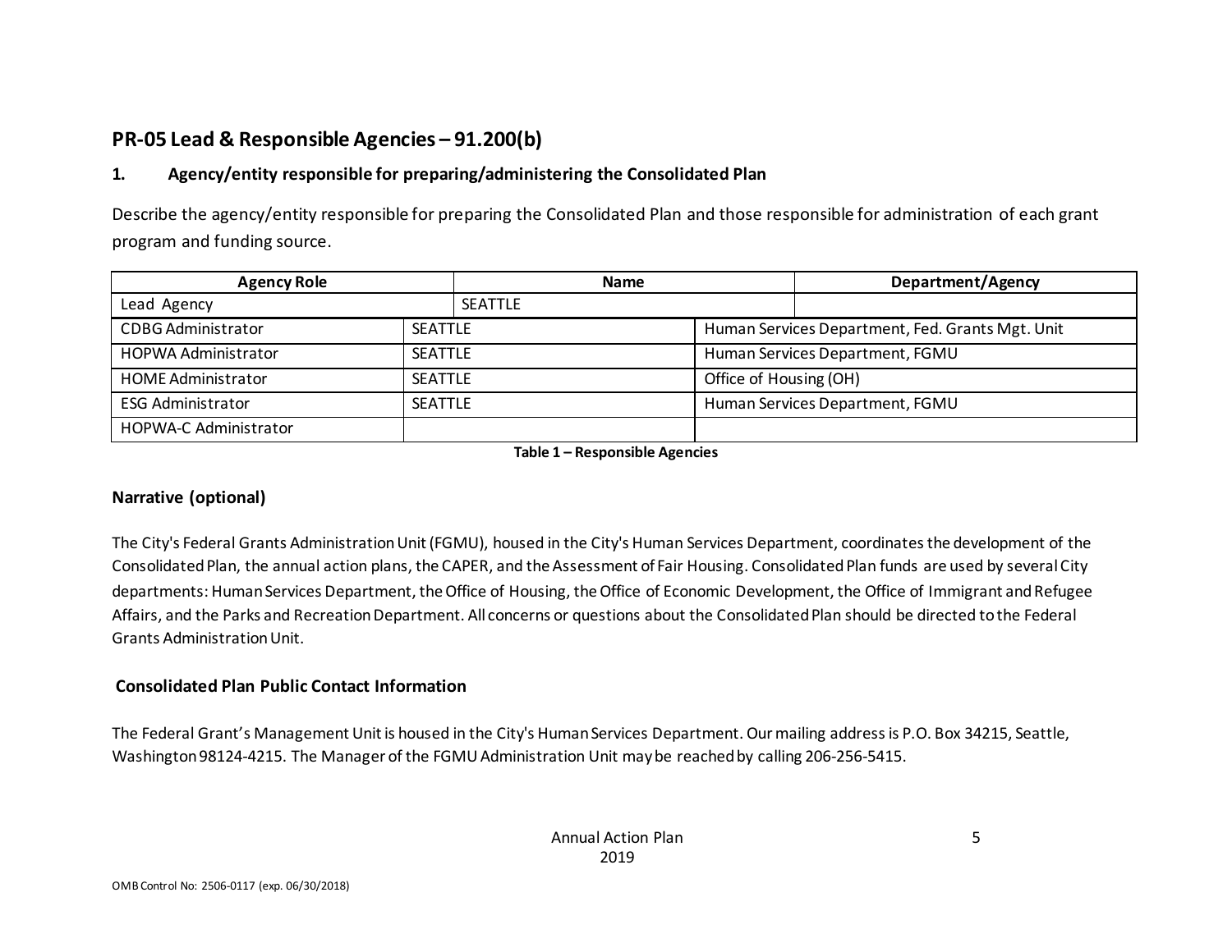## PR-05 Lead & Responsible Agencies – 91.200(b)

### 1. Agency/entity responsible for preparing/administering the Consolidated Plan

Describe the agency/entity responsible for preparing the Consolidated Plan and those responsible for administration of each grant program and funding source.

| Agency Role | Name | Department/Agency |
|---|---|---|
| Lead Agency | SEATTLE | |
| CDBG Administrator | SEATTLE | Human Services Department, Fed. Grants Mgt. Unit |
| HOPWA Administrator | SEATTLE | Human Services Department, FGMU |
| HOME Administrator | SEATTLE | Office of Housing (OH) |
| ESG Administrator | SEATTLE | Human Services Department, FGMU |
| HOPWA-C Administrator | | |

**Table 1 – Responsible Agencies**

### Narrative (optional)

The City's Federal Grants Administration Unit (FGMU), housed in the City's Human Services Department, coordinates the development of the Consolidated Plan, the annual action plans, the CAPER, and the Assessment of Fair Housing. Consolidated Plan funds are used by several City departments: Human Services Department, the Office of Housing, the Office of Economic Development, the Office of Immigrant and Refugee Affairs, and the Parks and Recreation Department. All concerns or questions about the Consolidated Plan should be directed to the Federal Grants Administration Unit.

### Consolidated Plan Public Contact Information

The Federal Grant's Management Unit is housed in the City's Human Services Department. Our mailing address is P.O. Box 34215, Seattle, Washington 98124-4215. The Manager of the FGMU Administration Unit may be reached by calling 206-256-5415.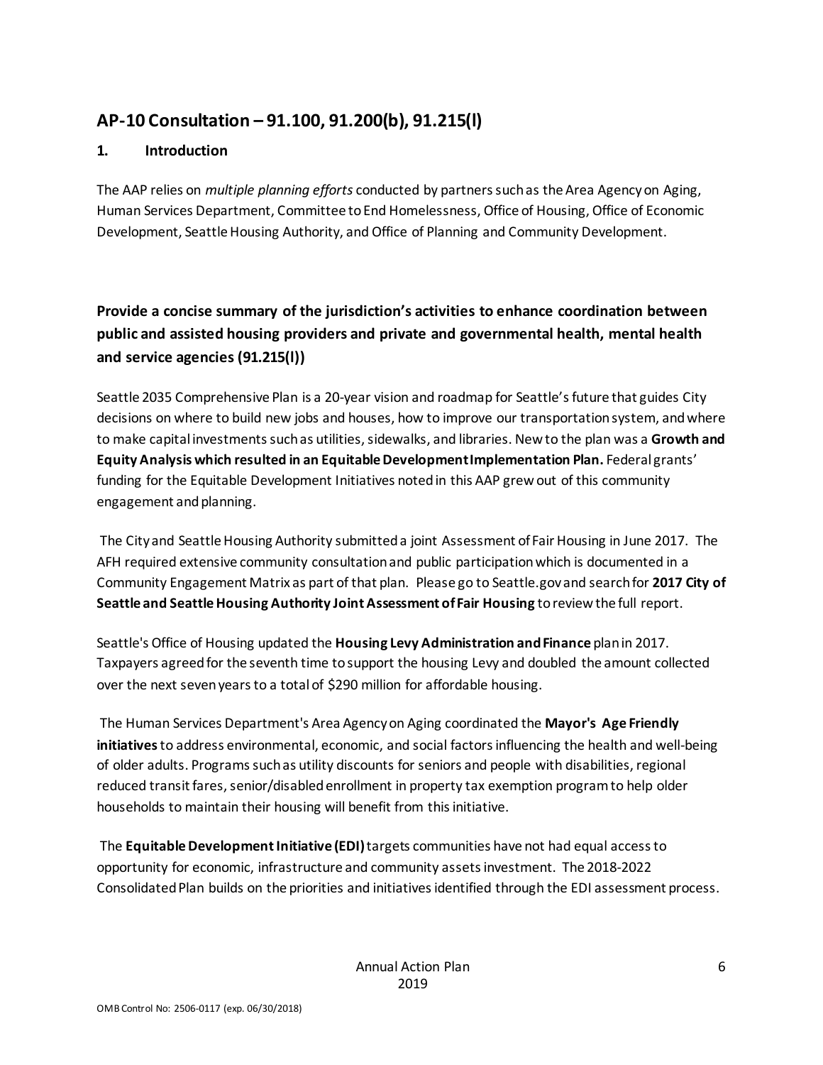## AP-10 Consultation – 91.100, 91.200(b), 91.215(l)

### 1. Introduction

The AAP relies on *multiple planning efforts* conducted by partners such as the Area Agency on Aging, Human Services Department, Committee to End Homelessness, Office of Housing, Office of Economic Development, Seattle Housing Authority, and Office of Planning and Community Development.

### Provide a concise summary of the jurisdiction's activities to enhance coordination between public and assisted housing providers and private and governmental health, mental health and service agencies (91.215(l))

Seattle 2035 Comprehensive Plan is a 20-year vision and roadmap for Seattle's future that guides City decisions on where to build new jobs and houses, how to improve our transportation system, and where to make capital investments such as utilities, sidewalks, and libraries. New to the plan was a **Growth and Equity Analysis which resulted in an Equitable Development Implementation Plan.** Federal grants' funding for the Equitable Development Initiatives noted in this AAP grew out of this community engagement and planning.

The City and Seattle Housing Authority submitted a joint Assessment of Fair Housing in June 2017. The AFH required extensive community consultation and public participation which is documented in a Community Engagement Matrix as part of that plan. Please go to Seattle.gov and search for **2017 City of Seattle and Seattle Housing Authority Joint Assessment of Fair Housing** to review the full report.

Seattle's Office of Housing updated the **Housing Levy Administration and Finance** plan in 2017. Taxpayers agreed for the seventh time to support the housing Levy and doubled the amount collected over the next seven years to a total of $290 million for affordable housing.

The Human Services Department's Area Agency on Aging coordinated the **Mayor's Age Friendly initiatives** to address environmental, economic, and social factors influencing the health and well-being of older adults. Programs such as utility discounts for seniors and people with disabilities, regional reduced transit fares, senior/disabled enrollment in property tax exemption program to help older households to maintain their housing will benefit from this initiative.

The **Equitable Development Initiative (EDI)** targets communities have not had equal access to opportunity for economic, infrastructure and community assets investment. The 2018-2022 Consolidated Plan builds on the priorities and initiatives identified through the EDI assessment process.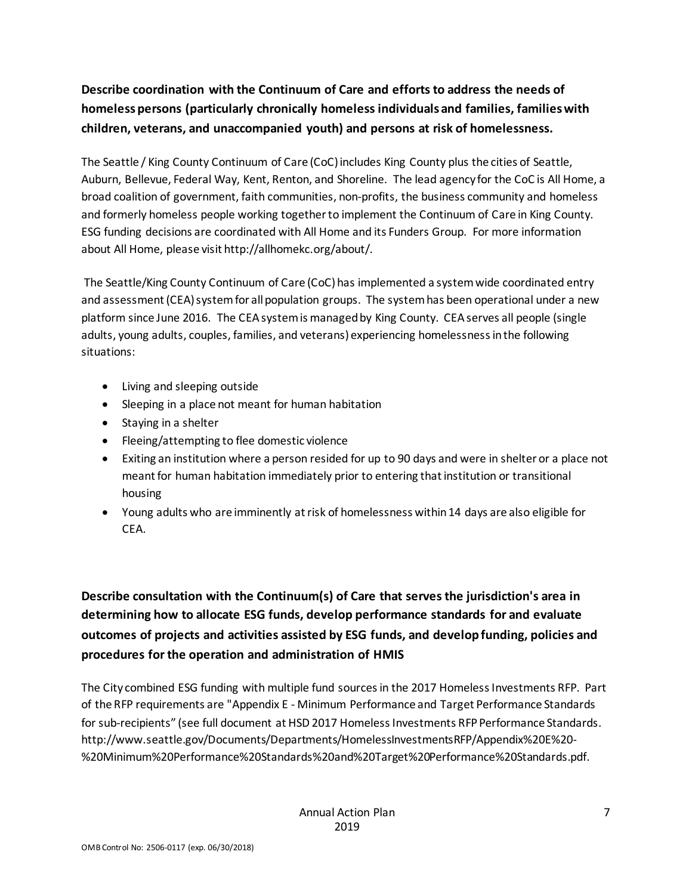**Describe coordination with the Continuum of Care and efforts to address the needs of homeless persons (particularly chronically homeless individuals and families, families with children, veterans, and unaccompanied youth) and persons at risk of homelessness.**

The Seattle / King County Continuum of Care (CoC) includes King County plus the cities of Seattle, Auburn, Bellevue, Federal Way, Kent, Renton, and Shoreline. The lead agency for the CoC is All Home, a broad coalition of government, faith communities, non-profits, the business community and homeless and formerly homeless people working together to implement the Continuum of Care in King County. ESG funding decisions are coordinated with All Home and its Funders Group. For more information about All Home, please visit http://allhomekc.org/about/.

The Seattle/King County Continuum of Care (CoC) has implemented a system wide coordinated entry and assessment (CEA) system for all population groups. The system has been operational under a new platform since June 2016. The CEA system is managed by King County. CEA serves all people (single adults, young adults, couples, families, and veterans) experiencing homelessness in the following situations:

- Living and sleeping outside
- Sleeping in a place not meant for human habitation
- Staying in a shelter
- Fleeing/attempting to flee domestic violence
- Exiting an institution where a person resided for up to 90 days and were in shelter or a place not meant for human habitation immediately prior to entering that institution or transitional housing
- Young adults who are imminently at risk of homelessness within 14 days are also eligible for CEA.

**Describe consultation with the Continuum(s) of Care that serves the jurisdiction's area in determining how to allocate ESG funds, develop performance standards for and evaluate outcomes of projects and activities assisted by ESG funds, and develop funding, policies and procedures for the operation and administration of HMIS**

The City combined ESG funding with multiple fund sources in the 2017 Homeless Investments RFP. Part of the RFP requirements are "Appendix E - Minimum Performance and Target Performance Standards for sub-recipients" (see full document at HSD 2017 Homeless Investments RFP Performance Standards. http://www.seattle.gov/Documents/Departments/HomelessInvestmentsRFP/Appendix%20E%20-%20Minimum%20Performance%20Standards%20and%20Target%20Performance%20Standards.pdf.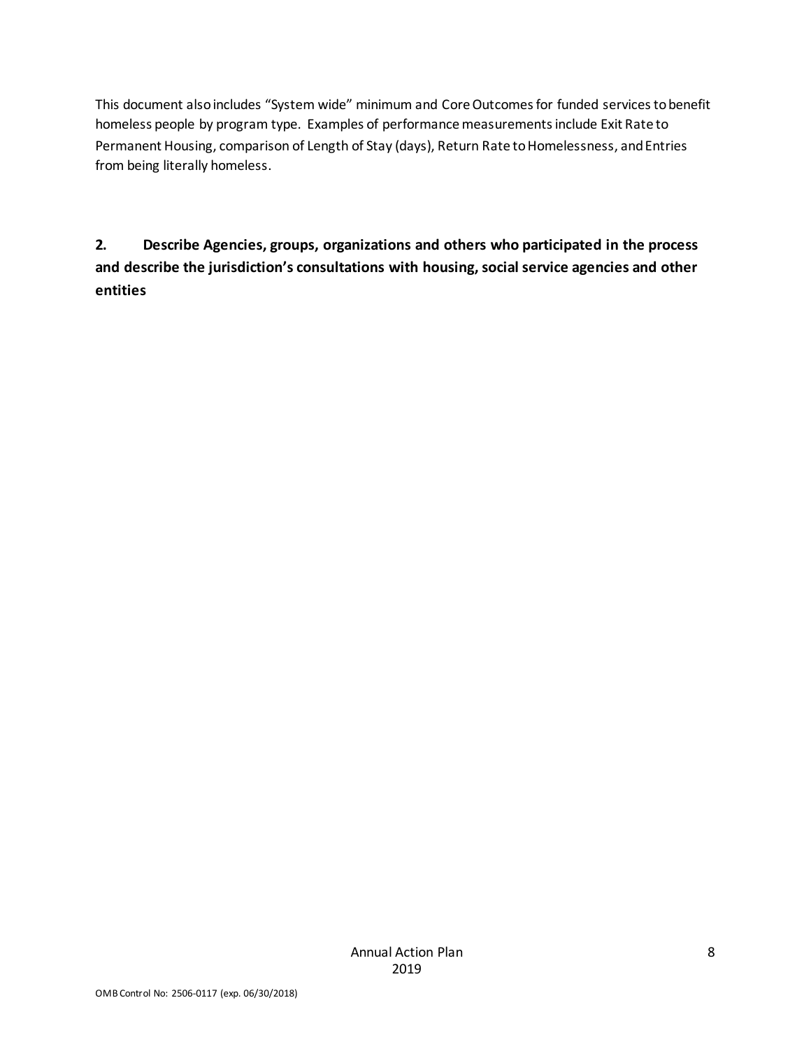This document also includes "System wide" minimum and Core Outcomes for funded services to benefit homeless people by program type. Examples of performance measurements include Exit Rate to Permanent Housing, comparison of Length of Stay (days), Return Rate to Homelessness, and Entries from being literally homeless.

**2. Describe Agencies, groups, organizations and others who participated in the process and describe the jurisdiction's consultations with housing, social service agencies and other entities**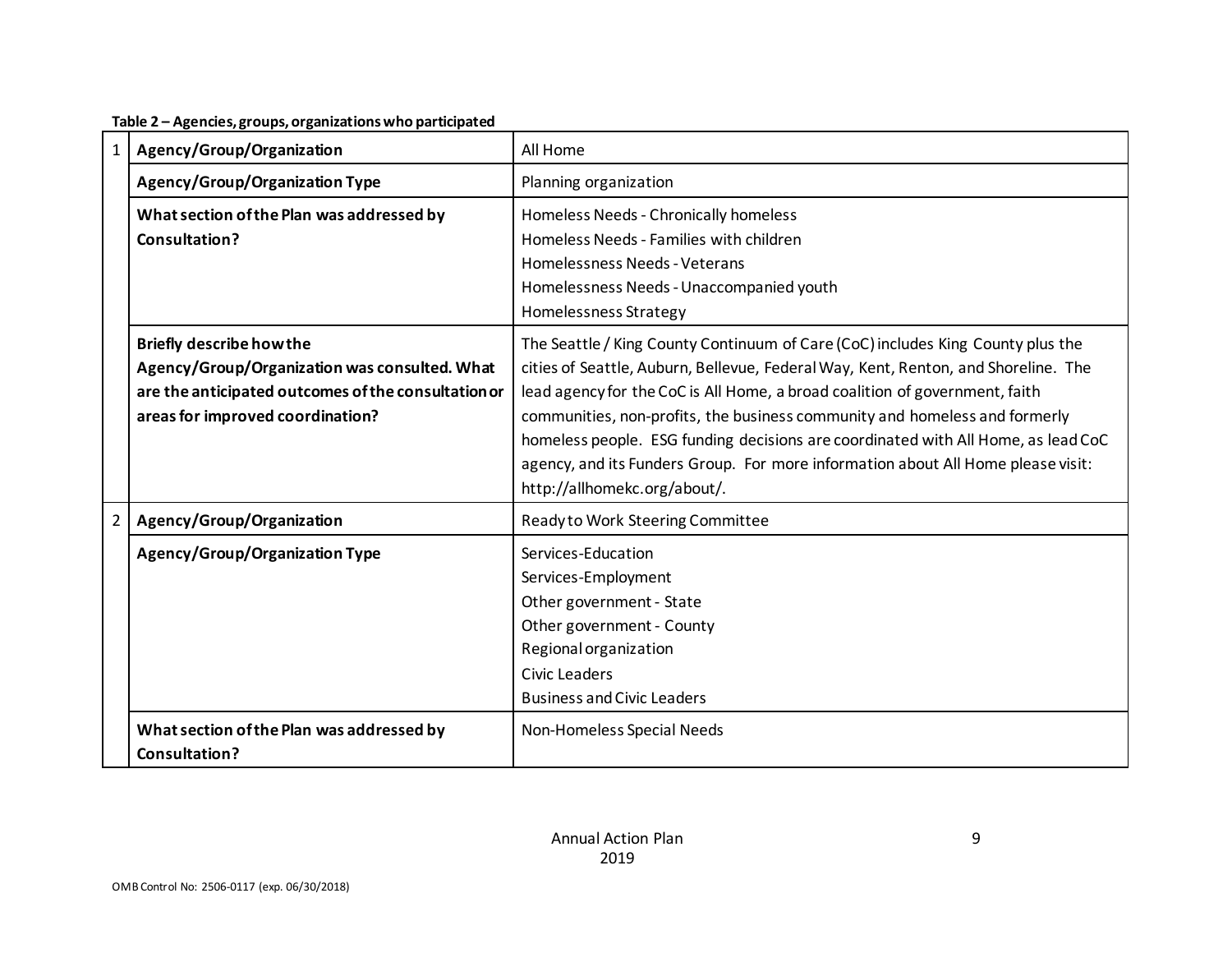**Table 2 – Agencies, groups, organizations who participated**

| | | |
|---|---|---|
| 1 | **Agency/Group/Organization** | All Home |
| | **Agency/Group/Organization Type** | Planning organization |
| | **What section of the Plan was addressed by Consultation?** | Homeless Needs - Chronically homeless<br>Homeless Needs - Families with children<br>Homelessness Needs - Veterans<br>Homelessness Needs - Unaccompanied youth<br>Homelessness Strategy |
| | **Briefly describe how the Agency/Group/Organization was consulted. What are the anticipated outcomes of the consultation or areas for improved coordination?** | The Seattle / King County Continuum of Care (CoC) includes King County plus the cities of Seattle, Auburn, Bellevue, Federal Way, Kent, Renton, and Shoreline. The lead agency for the CoC is All Home, a broad coalition of government, faith communities, non-profits, the business community and homeless and formerly homeless people. ESG funding decisions are coordinated with All Home, as lead CoC agency, and its Funders Group. For more information about All Home please visit: http://allhomekc.org/about/. |
| 2 | **Agency/Group/Organization** | Ready to Work Steering Committee |
| | **Agency/Group/Organization Type** | Services-Education<br>Services-Employment<br>Other government - State<br>Other government - County<br>Regional organization<br>Civic Leaders<br>Business and Civic Leaders |
| | **What section of the Plan was addressed by Consultation?** | Non-Homeless Special Needs |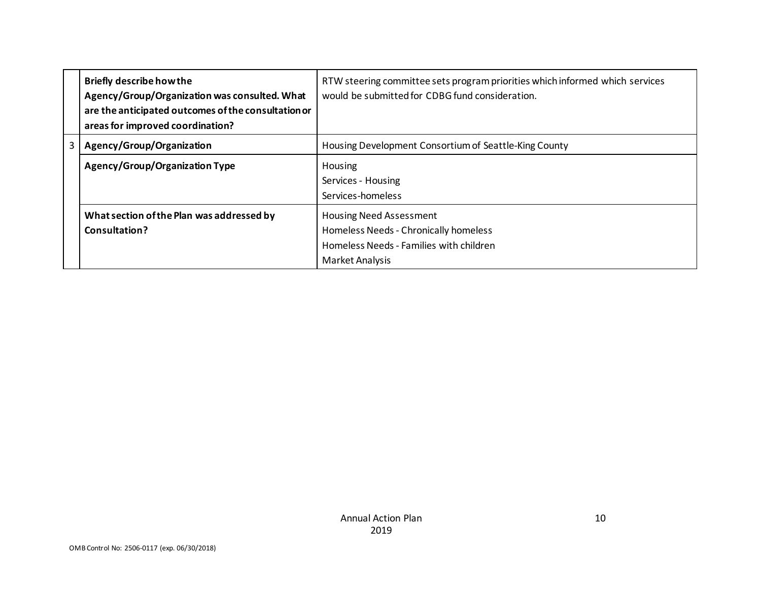| | | |
|---|---|---|
| | **Briefly describe how the Agency/Group/Organization was consulted. What are the anticipated outcomes of the consultation or areas for improved coordination?** | RTW steering committee sets program priorities which informed which services would be submitted for CDBG fund consideration. |
| 3 | **Agency/Group/Organization** | Housing Development Consortium of Seattle-King County |
| | **Agency/Group/Organization Type** | Housing<br>Services - Housing<br>Services-homeless |
| | **What section of the Plan was addressed by Consultation?** | Housing Need Assessment<br>Homeless Needs - Chronically homeless<br>Homeless Needs - Families with children<br>Market Analysis |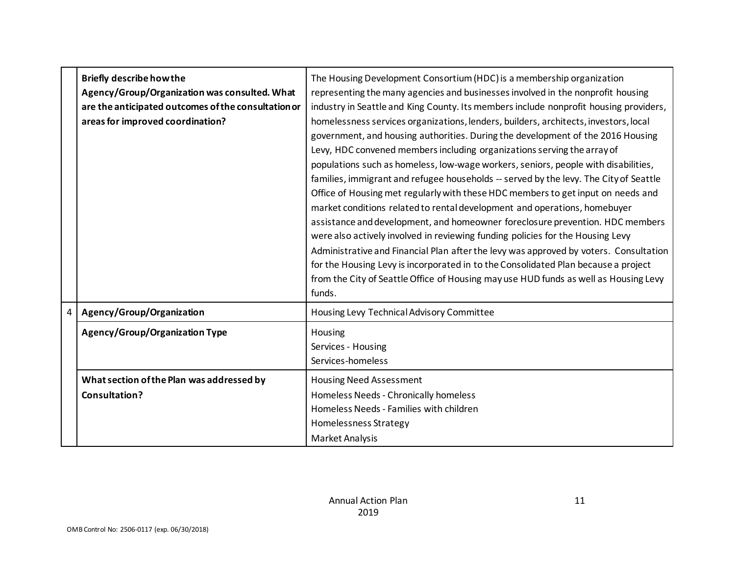| | | |
|---|---|---|
| | **Briefly describe how the Agency/Group/Organization was consulted. What are the anticipated outcomes of the consultation or areas for improved coordination?** | The Housing Development Consortium (HDC) is a membership organization representing the many agencies and businesses involved in the nonprofit housing industry in Seattle and King County. Its members include nonprofit housing providers, homelessness services organizations, lenders, builders, architects, investors, local government, and housing authorities. During the development of the 2016 Housing Levy, HDC convened members including organizations serving the array of populations such as homeless, low-wage workers, seniors, people with disabilities, families, immigrant and refugee households -- served by the levy. The City of Seattle Office of Housing met regularly with these HDC members to get input on needs and market conditions related to rental development and operations, homebuyer assistance and development, and homeowner foreclosure prevention. HDC members were also actively involved in reviewing funding policies for the Housing Levy Administrative and Financial Plan after the levy was approved by voters. Consultation for the Housing Levy is incorporated in to the Consolidated Plan because a project from the City of Seattle Office of Housing may use HUD funds as well as Housing Levy funds. |
| 4 | **Agency/Group/Organization** | Housing Levy Technical Advisory Committee |
| | **Agency/Group/Organization Type** | Housing<br>Services - Housing<br>Services-homeless |
| | **What section of the Plan was addressed by Consultation?** | Housing Need Assessment<br>Homeless Needs - Chronically homeless<br>Homeless Needs - Families with children<br>Homelessness Strategy<br>Market Analysis |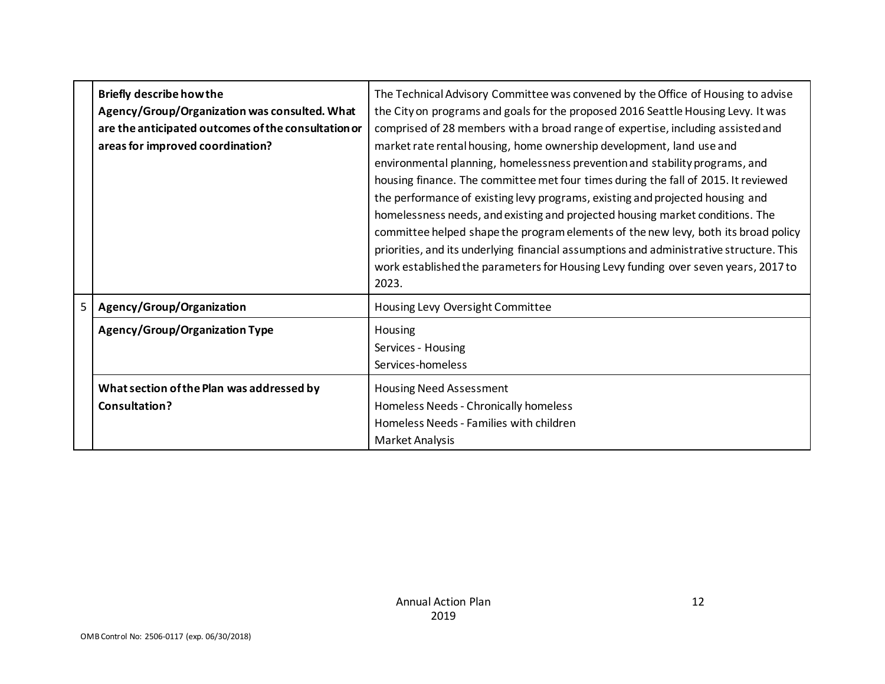| | | |
|---|---|---|
| | **Briefly describe how the Agency/Group/Organization was consulted. What are the anticipated outcomes of the consultation or areas for improved coordination?** | The Technical Advisory Committee was convened by the Office of Housing to advise the City on programs and goals for the proposed 2016 Seattle Housing Levy. It was comprised of 28 members with a broad range of expertise, including assisted and market rate rental housing, home ownership development, land use and environmental planning, homelessness prevention and stability programs, and housing finance. The committee met four times during the fall of 2015. It reviewed the performance of existing levy programs, existing and projected housing and homelessness needs, and existing and projected housing market conditions. The committee helped shape the program elements of the new levy, both its broad policy priorities, and its underlying financial assumptions and administrative structure. This work established the parameters for Housing Levy funding over seven years, 2017 to 2023. |
| 5 | **Agency/Group/Organization** | Housing Levy Oversight Committee |
| | **Agency/Group/Organization Type** | Housing<br>Services - Housing<br>Services-homeless |
| | **What section of the Plan was addressed by Consultation?** | Housing Need Assessment<br>Homeless Needs - Chronically homeless<br>Homeless Needs - Families with children<br>Market Analysis |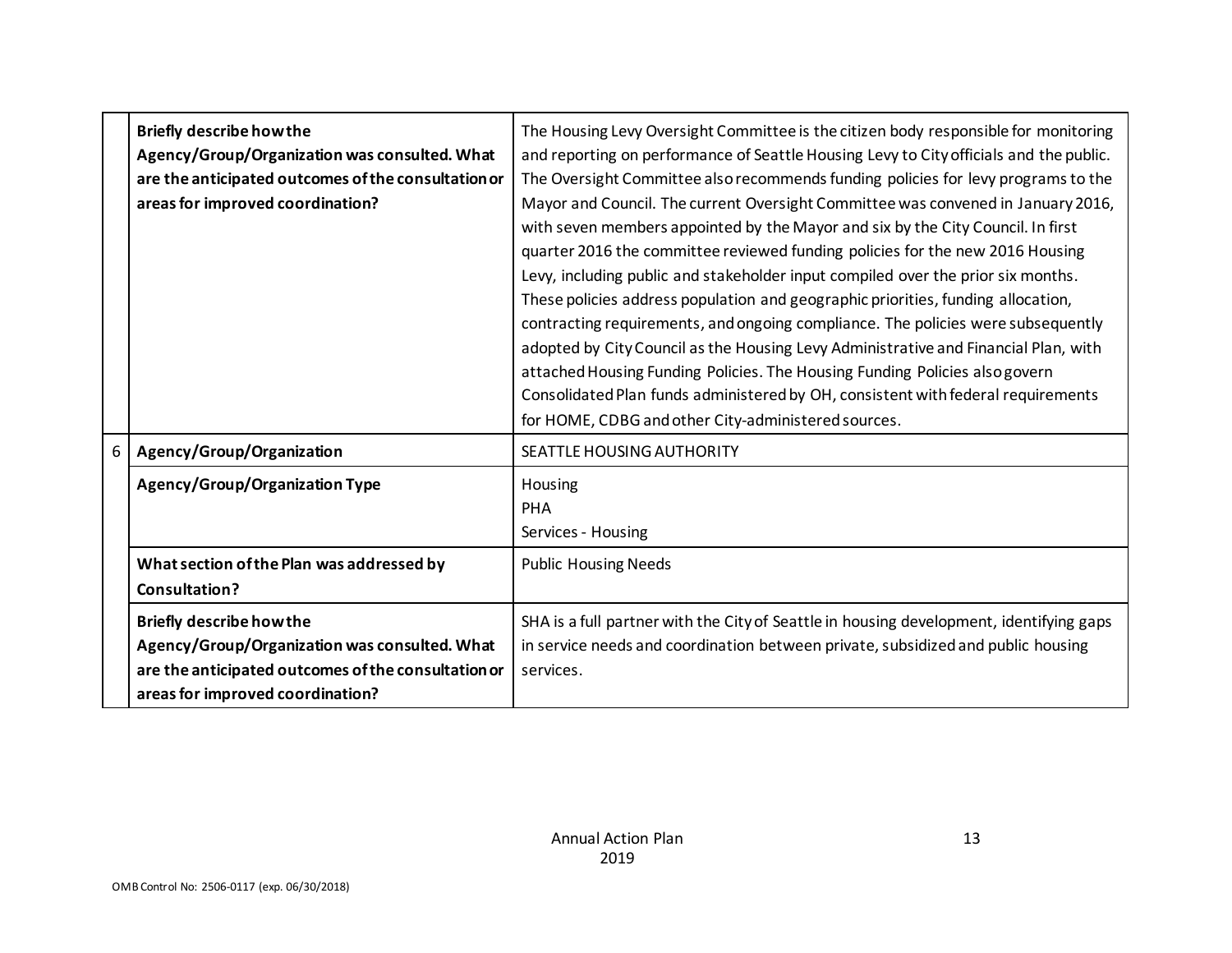| | | |
|---|---|---|
| | **Briefly describe how the Agency/Group/Organization was consulted. What are the anticipated outcomes of the consultation or areas for improved coordination?** | The Housing Levy Oversight Committee is the citizen body responsible for monitoring and reporting on performance of Seattle Housing Levy to City officials and the public. The Oversight Committee also recommends funding policies for levy programs to the Mayor and Council. The current Oversight Committee was convened in January 2016, with seven members appointed by the Mayor and six by the City Council. In first quarter 2016 the committee reviewed funding policies for the new 2016 Housing Levy, including public and stakeholder input compiled over the prior six months. These policies address population and geographic priorities, funding allocation, contracting requirements, and ongoing compliance. The policies were subsequently adopted by City Council as the Housing Levy Administrative and Financial Plan, with attached Housing Funding Policies. The Housing Funding Policies also govern Consolidated Plan funds administered by OH, consistent with federal requirements for HOME, CDBG and other City-administered sources. |
| 6 | **Agency/Group/Organization** | SEATTLE HOUSING AUTHORITY |
| | **Agency/Group/Organization Type** | Housing<br>PHA<br>Services - Housing |
| | **What section of the Plan was addressed by Consultation?** | Public Housing Needs |
| | **Briefly describe how the Agency/Group/Organization was consulted. What are the anticipated outcomes of the consultation or areas for improved coordination?** | SHA is a full partner with the City of Seattle in housing development, identifying gaps in service needs and coordination between private, subsidized and public housing services. |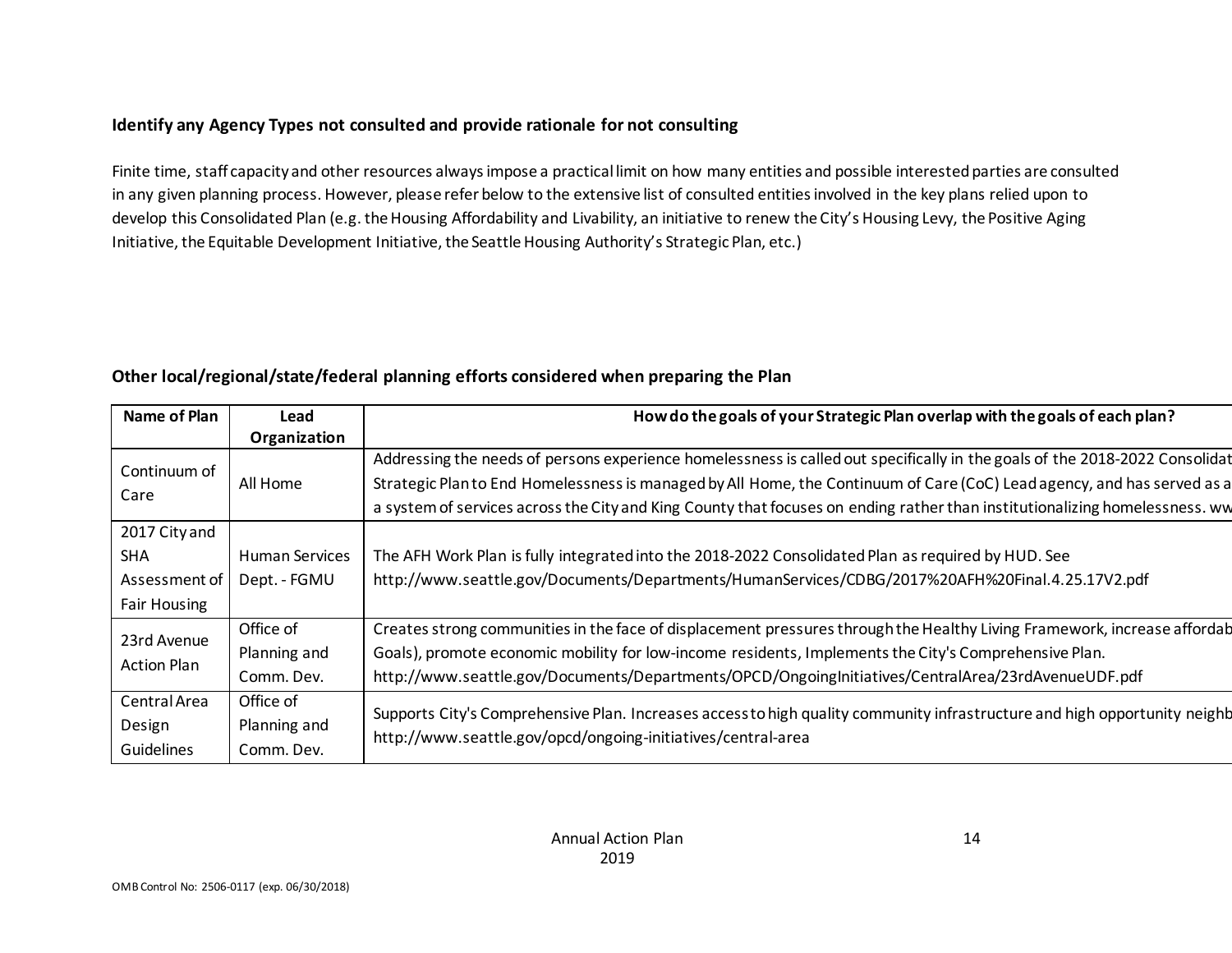**Identify any Agency Types not consulted and provide rationale for not consulting**

Finite time, staff capacity and other resources always impose a practical limit on how many entities and possible interested parties are consulted in any given planning process. However, please refer below to the extensive list of consulted entities involved in the key plans relied upon to develop this Consolidated Plan (e.g. the Housing Affordability and Livability, an initiative to renew the City's Housing Levy, the Positive Aging Initiative, the Equitable Development Initiative, the Seattle Housing Authority's Strategic Plan, etc.)

**Other local/regional/state/federal planning efforts considered when preparing the Plan**

| Name of Plan | Lead Organization | How do the goals of your Strategic Plan overlap with the goals of each plan? |
|---|---|---|
| Continuum of Care | All Home | Addressing the needs of persons experience homelessness is called out specifically in the goals of the 2018-2022 Consolidat Strategic Plan to End Homelessness is managed by All Home, the Continuum of Care (CoC) Lead agency, and has served as a a system of services across the City and King County that focuses on ending rather than institutionalizing homelessness. ww |
| 2017 City and SHA Assessment of Fair Housing | Human Services Dept. - FGMU | The AFH Work Plan is fully integrated into the 2018-2022 Consolidated Plan as required by HUD. See http://www.seattle.gov/Documents/Departments/HumanServices/CDBG/2017%20AFH%20Final.4.25.17V2.pdf |
| 23rd Avenue Action Plan | Office of Planning and Comm. Dev. | Creates strong communities in the face of displacement pressures through the Healthy Living Framework, increase affordab Goals), promote economic mobility for low-income residents, Implements the City's Comprehensive Plan. http://www.seattle.gov/Documents/Departments/OPCD/OngoingInitiatives/CentralArea/23rdAvenueUDF.pdf |
| Central Area Design Guidelines | Office of Planning and Comm. Dev. | Supports City's Comprehensive Plan. Increases access to high quality community infrastructure and high opportunity neighb http://www.seattle.gov/opcd/ongoing-initiatives/central-area |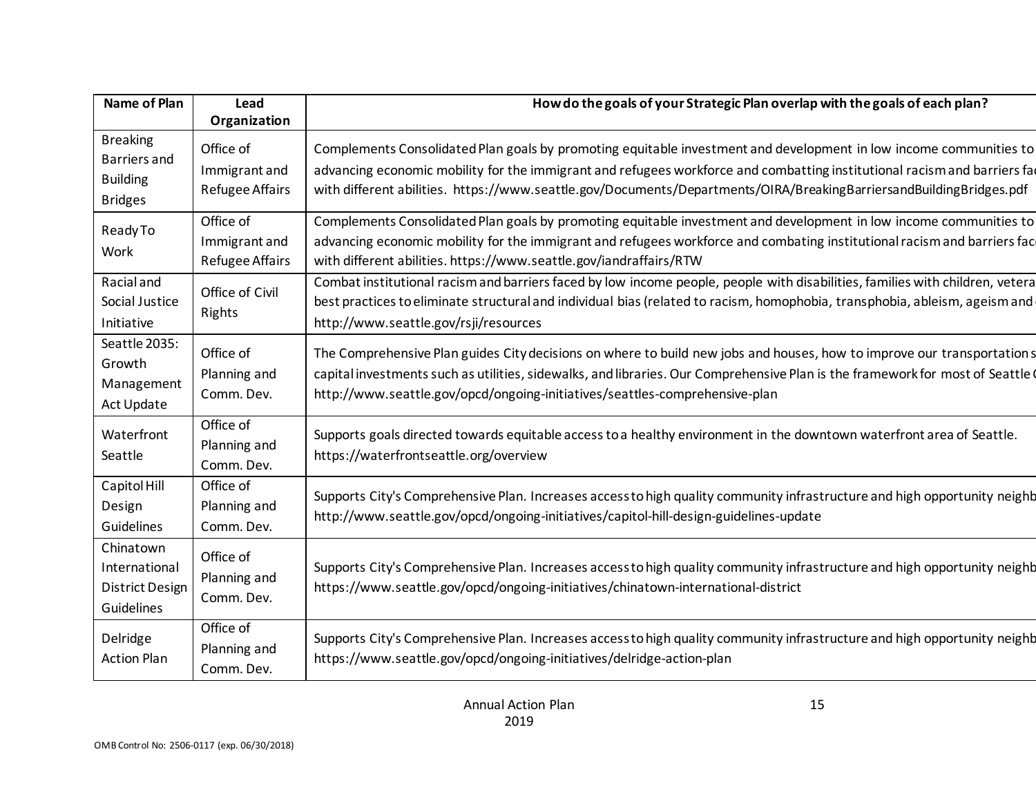| Name of Plan | Lead Organization | How do the goals of your Strategic Plan overlap with the goals of each plan? |
| --- | --- | --- |
| Breaking Barriers and Building Bridges | Office of Immigrant and Refugee Affairs | Complements Consolidated Plan goals by promoting equitable investment and development in low income communities to advancing economic mobility for the immigrant and refugees workforce and combatting institutional racism and barriers fa with different abilities. https://www.seattle.gov/Documents/Departments/OIRA/BreakingBarriersandBuildingBridges.pdf |
| Ready To Work | Office of Immigrant and Refugee Affairs | Complements Consolidated Plan goals by promoting equitable investment and development in low income communities to advancing economic mobility for the immigrant and refugees workforce and combating institutional racism and barriers fac with different abilities. https://www.seattle.gov/iandraffairs/RTW |
| Racial and Social Justice Initiative | Office of Civil Rights | Combat institutional racism and barriers faced by low income people, people with disabilities, families with children, vetera best practices to eliminate structural and individual bias (related to racism, homophobia, transphobia, ableism, ageism and http://www.seattle.gov/rsji/resources |
| Seattle 2035: Growth Management Act Update | Office of Planning and Comm. Dev. | The Comprehensive Plan guides City decisions on where to build new jobs and houses, how to improve our transportation s capital investments such as utilities, sidewalks, and libraries. Our Comprehensive Plan is the framework for most of Seattle http://www.seattle.gov/opcd/ongoing-initiatives/seattles-comprehensive-plan |
| Waterfront Seattle | Office of Planning and Comm. Dev. | Supports goals directed towards equitable access to a healthy environment in the downtown waterfront area of Seattle. https://waterfrontseattle.org/overview |
| Capitol Hill Design Guidelines | Office of Planning and Comm. Dev. | Supports City's Comprehensive Plan. Increases access to high quality community infrastructure and high opportunity neighb http://www.seattle.gov/opcd/ongoing-initiatives/capitol-hill-design-guidelines-update |
| Chinatown International District Design Guidelines | Office of Planning and Comm. Dev. | Supports City's Comprehensive Plan. Increases access to high quality community infrastructure and high opportunity neighb https://www.seattle.gov/opcd/ongoing-initiatives/chinatown-international-district |
| Delridge Action Plan | Office of Planning and Comm. Dev. | Supports City's Comprehensive Plan. Increases access to high quality community infrastructure and high opportunity neighb https://www.seattle.gov/opcd/ongoing-initiatives/delridge-action-plan |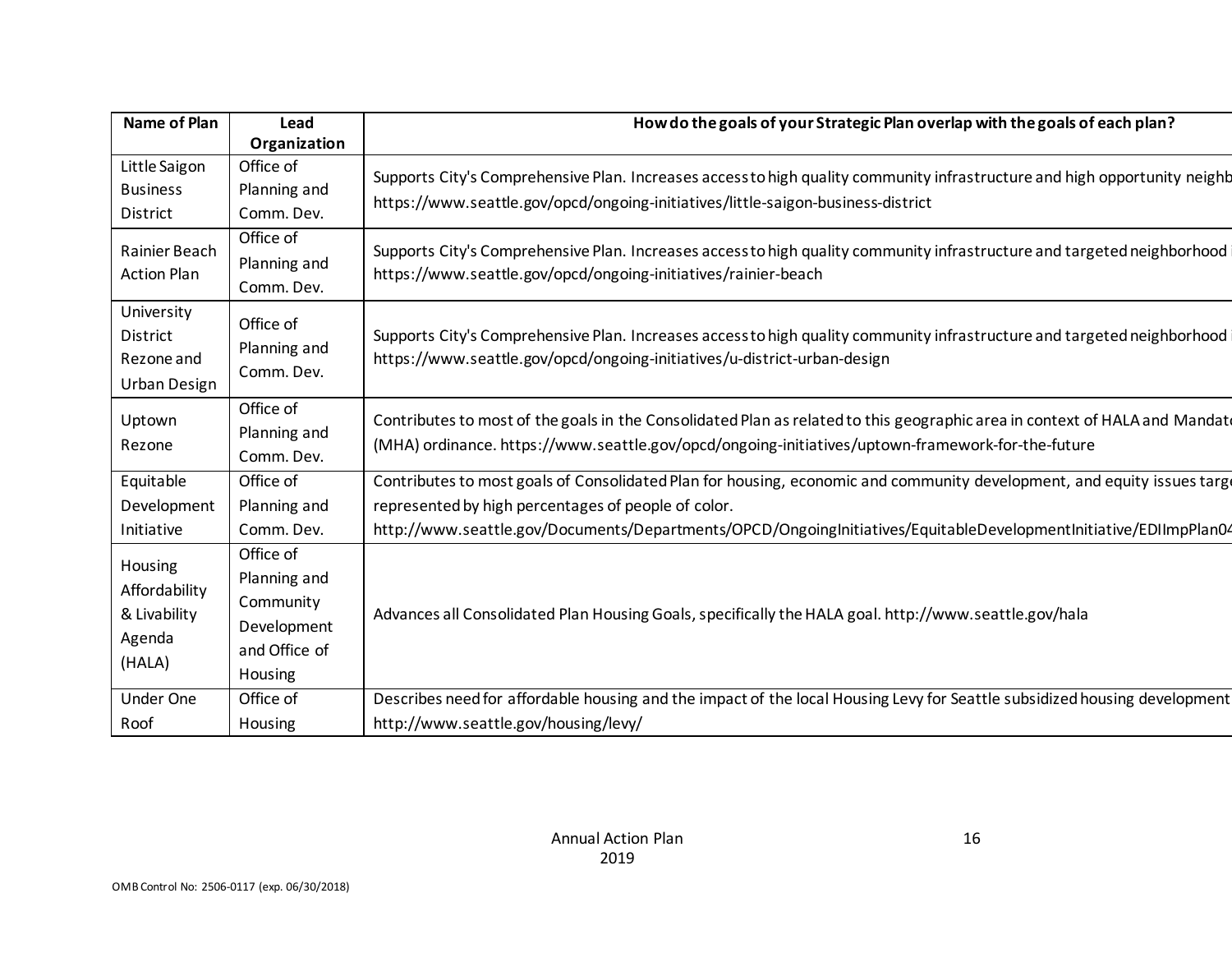| Name of Plan | Lead Organization | How do the goals of your Strategic Plan overlap with the goals of each plan? |
|---|---|---|
| Little Saigon Business District | Office of Planning and Comm. Dev. | Supports City's Comprehensive Plan. Increases access to high quality community infrastructure and high opportunity neighb https://www.seattle.gov/opcd/ongoing-initiatives/little-saigon-business-district |
| Rainier Beach Action Plan | Office of Planning and Comm. Dev. | Supports City's Comprehensive Plan. Increases access to high quality community infrastructure and targeted neighborhood i https://www.seattle.gov/opcd/ongoing-initiatives/rainier-beach |
| University District Rezone and Urban Design | Office of Planning and Comm. Dev. | Supports City's Comprehensive Plan. Increases access to high quality community infrastructure and targeted neighborhood i https://www.seattle.gov/opcd/ongoing-initiatives/u-district-urban-design |
| Uptown Rezone | Office of Planning and Comm. Dev. | Contributes to most of the goals in the Consolidated Plan as related to this geographic area in context of HALA and Mandat (MHA) ordinance. https://www.seattle.gov/opcd/ongoing-initiatives/uptown-framework-for-the-future |
| Equitable Development Initiative | Office of Planning and Comm. Dev. | Contributes to most goals of Consolidated Plan for housing, economic and community development, and equity issues targe represented by high percentages of people of color. http://www.seattle.gov/Documents/Departments/OPCD/OngoingInitiatives/EquitableDevelopmentInitiative/EDIImpPlan04 |
| Housing Affordability & Livability Agenda (HALA) | Office of Planning and Community Development and Office of Housing | Advances all Consolidated Plan Housing Goals, specifically the HALA goal. http://www.seattle.gov/hala |
| Under One Roof | Office of Housing | Describes need for affordable housing and the impact of the local Housing Levy for Seattle subsidized housing development http://www.seattle.gov/housing/levy/ |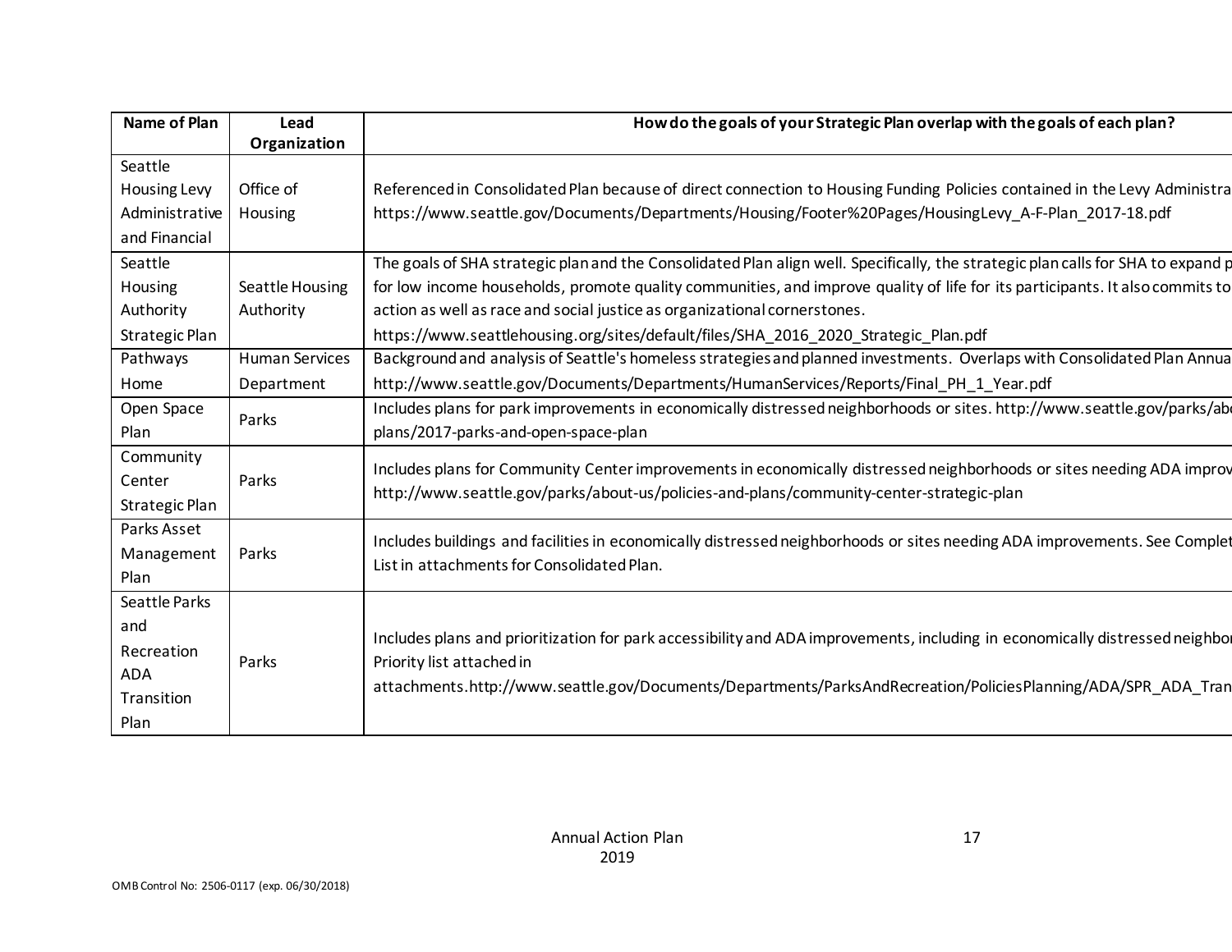| Name of Plan | Lead Organization | How do the goals of your Strategic Plan overlap with the goals of each plan? |
|---|---|---|
| Seattle Housing Levy Administrative and Financial | Office of Housing | Referenced in Consolidated Plan because of direct connection to Housing Funding Policies contained in the Levy Administra https://www.seattle.gov/Documents/Departments/Housing/Footer%20Pages/HousingLevy_A-F-Plan_2017-18.pdf |
| Seattle Housing Authority Strategic Plan | Seattle Housing Authority | The goals of SHA strategic plan and the Consolidated Plan align well. Specifically, the strategic plan calls for SHA to expand p for low income households, promote quality communities, and improve quality of life for its participants. It also commits to action as well as race and social justice as organizational cornerstones. https://www.seattlehousing.org/sites/default/files/SHA_2016_2020_Strategic_Plan.pdf |
| Pathways Home | Human Services Department | Background and analysis of Seattle's homeless strategies and planned investments. Overlaps with Consolidated Plan Annua http://www.seattle.gov/Documents/Departments/HumanServices/Reports/Final_PH_1_Year.pdf |
| Open Space Plan | Parks | Includes plans for park improvements in economically distressed neighborhoods or sites. http://www.seattle.gov/parks/ab plans/2017-parks-and-open-space-plan |
| Community Center Strategic Plan | Parks | Includes plans for Community Center improvements in economically distressed neighborhoods or sites needing ADA improv http://www.seattle.gov/parks/about-us/policies-and-plans/community-center-strategic-plan |
| Parks Asset Management Plan | Parks | Includes buildings and facilities in economically distressed neighborhoods or sites needing ADA improvements. See Complet List in attachments for Consolidated Plan. |
| Seattle Parks and Recreation ADA Transition Plan | Parks | Includes plans and prioritization for park accessibility and ADA improvements, including in economically distressed neighbo Priority list attached in attachments.http://www.seattle.gov/Documents/Departments/ParksAndRecreation/PoliciesPlanning/ADA/SPR_ADA_Tran |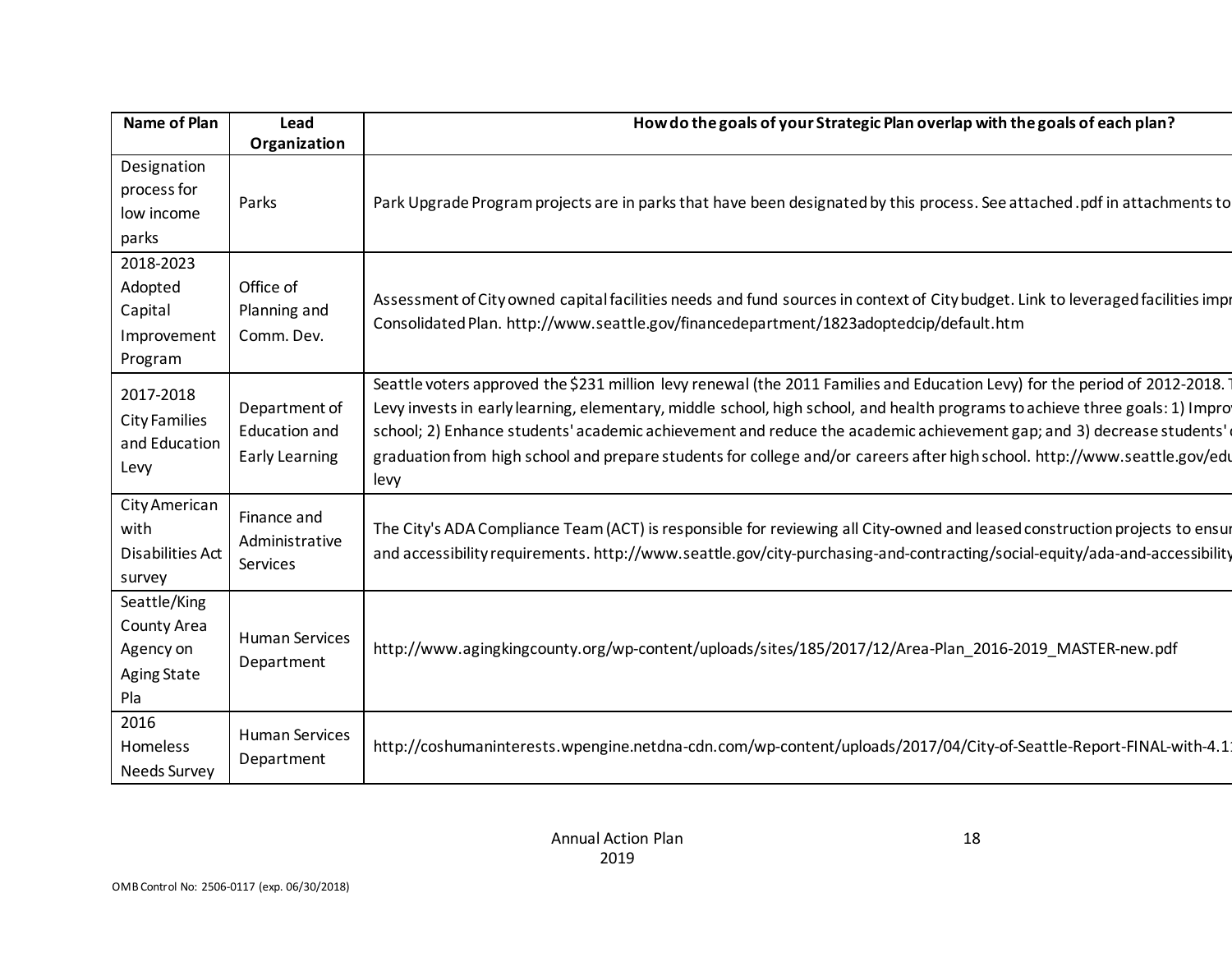| Name of Plan | Lead Organization | How do the goals of your Strategic Plan overlap with the goals of each plan? |
|---|---|---|
| Designation process for low income parks | Parks | Park Upgrade Program projects are in parks that have been designated by this process. See attached .pdf in attachments to |
| 2018-2023 Adopted Capital Improvement Program | Office of Planning and Comm. Dev. | Assessment of City owned capital facilities needs and fund sources in context of City budget. Link to leveraged facilities impr Consolidated Plan. http://www.seattle.gov/financedepartment/1823adoptedcip/default.htm |
| 2017-2018 City Families and Education Levy | Department of Education and Early Learning | Seattle voters approved the $231 million levy renewal (the 2011 Families and Education Levy) for the period of 2012-2018. T Levy invests in early learning, elementary, middle school, high school, and health programs to achieve three goals: 1) Impro school; 2) Enhance students' academic achievement and reduce the academic achievement gap; and 3) decrease students' graduation from high school and prepare students for college and/or careers after high school. http://www.seattle.gov/edu levy |
| City American with Disabilities Act survey | Finance and Administrative Services | The City's ADA Compliance Team (ACT) is responsible for reviewing all City-owned and leased construction projects to ensur and accessibility requirements. http://www.seattle.gov/city-purchasing-and-contracting/social-equity/ada-and-accessibility |
| Seattle/King County Area Agency on Aging State Pla | Human Services Department | http://www.agingkingcounty.org/wp-content/uploads/sites/185/2017/12/Area-Plan_2016-2019_MASTER-new.pdf |
| 2016 Homeless Needs Survey | Human Services Department | http://coshumaninterests.wpengine.netdna-cdn.com/wp-content/uploads/2017/04/City-of-Seattle-Report-FINAL-with-4.1 |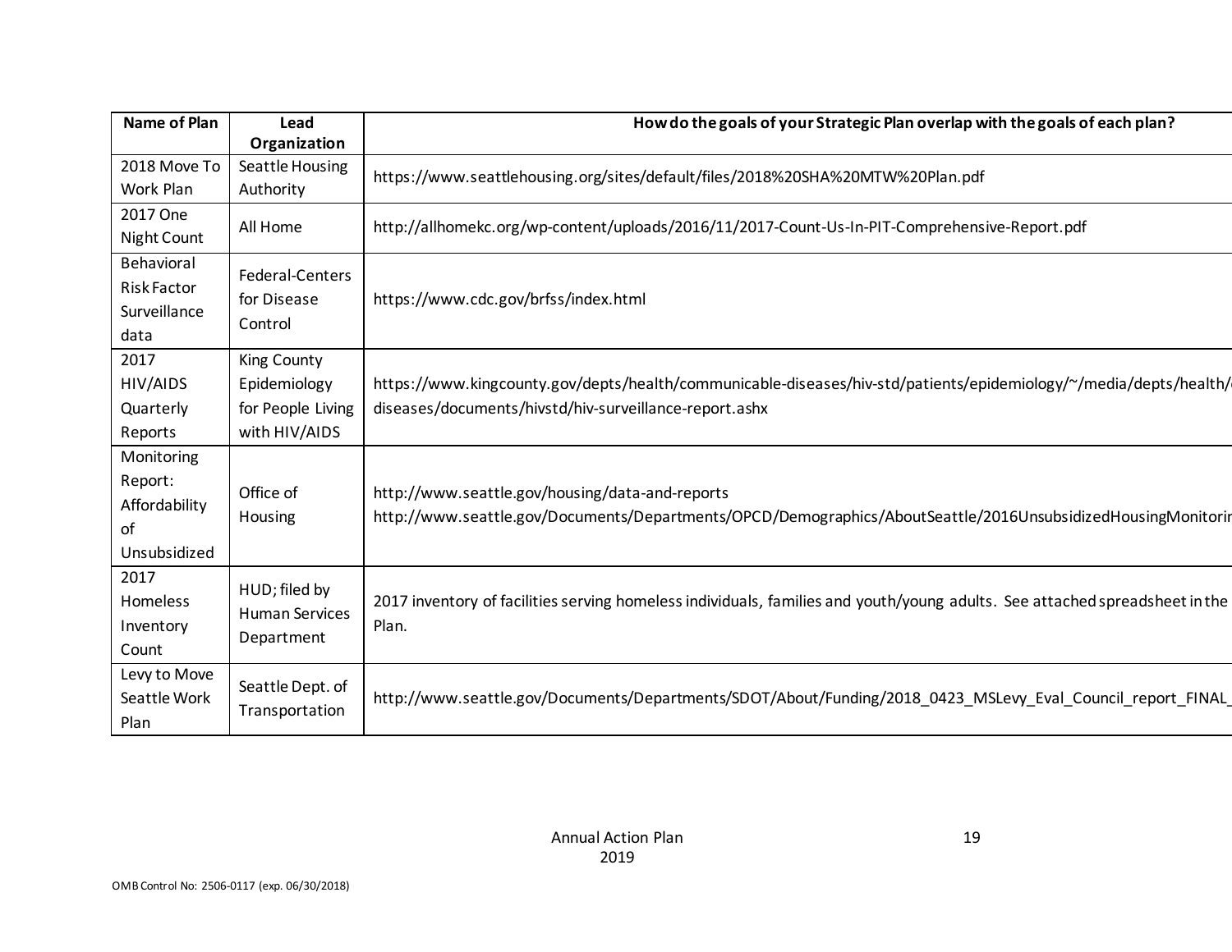| Name of Plan | Lead Organization | How do the goals of your Strategic Plan overlap with the goals of each plan? |
|---|---|---|
| 2018 Move To Work Plan | Seattle Housing Authority | https://www.seattlehousing.org/sites/default/files/2018%20SHA%20MTW%20Plan.pdf |
| 2017 One Night Count | All Home | http://allhomekc.org/wp-content/uploads/2016/11/2017-Count-Us-In-PIT-Comprehensive-Report.pdf |
| Behavioral Risk Factor Surveillance data | Federal-Centers for Disease Control | https://www.cdc.gov/brfss/index.html |
| 2017 HIV/AIDS Quarterly Reports | King County Epidemiology for People Living with HIV/AIDS | https://www.kingcounty.gov/depts/health/communicable-diseases/hiv-std/patients/epidemiology/~/media/depts/health/diseases/documents/hivstd/hiv-surveillance-report.ashx |
| Monitoring Report: Affordability of Unsubsidized | Office of Housing | http://www.seattle.gov/housing/data-and-reports<br>http://www.seattle.gov/Documents/Departments/OPCD/Demographics/AboutSeattle/2016UnsubsidizedHousingMonitorin |
| 2017 Homeless Inventory Count | HUD; filed by Human Services Department | 2017 inventory of facilities serving homeless individuals, families and youth/young adults. See attached spreadsheet in the Plan. |
| Levy to Move Seattle Work Plan | Seattle Dept. of Transportation | http://www.seattle.gov/Documents/Departments/SDOT/About/Funding/2018_0423_MSLevy_Eval_Council_report_FINAL_ |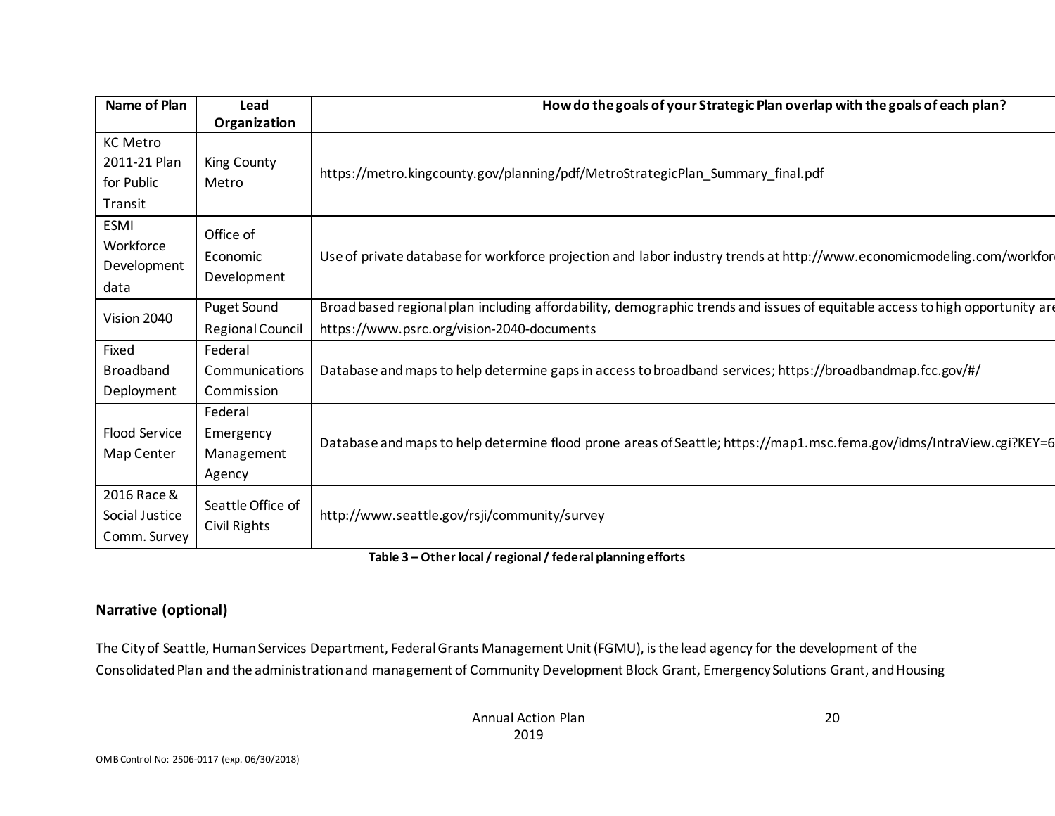| Name of Plan | Lead Organization | How do the goals of your Strategic Plan overlap with the goals of each plan? |
| --- | --- | --- |
| KC Metro 2011-21 Plan for Public Transit | King County Metro | https://metro.kingcounty.gov/planning/pdf/MetroStrategicPlan_Summary_final.pdf |
| ESMI Workforce Development data | Office of Economic Development | Use of private database for workforce projection and labor industry trends at http://www.economicmodeling.com/workforc |
| Vision 2040 | Puget Sound Regional Council | Broad based regional plan including affordability, demographic trends and issues of equitable access to high opportunity are https://www.psrc.org/vision-2040-documents |
| Fixed Broadband Deployment | Federal Communications Commission | Database and maps to help determine gaps in access to broadband services; https://broadbandmap.fcc.gov/#/ |
| Flood Service Map Center | Federal Emergency Management Agency | Database and maps to help determine flood prone areas of Seattle; https://map1.msc.fema.gov/idms/IntraView.cgi?KEY=6 |
| 2016 Race & Social Justice Comm. Survey | Seattle Office of Civil Rights | http://www.seattle.gov/rsji/community/survey |

**Table 3 – Other local / regional / federal planning efforts**

### Narrative (optional)

The City of Seattle, Human Services Department, Federal Grants Management Unit (FGMU), is the lead agency for the development of the Consolidated Plan and the administration and management of Community Development Block Grant, Emergency Solutions Grant, and Housing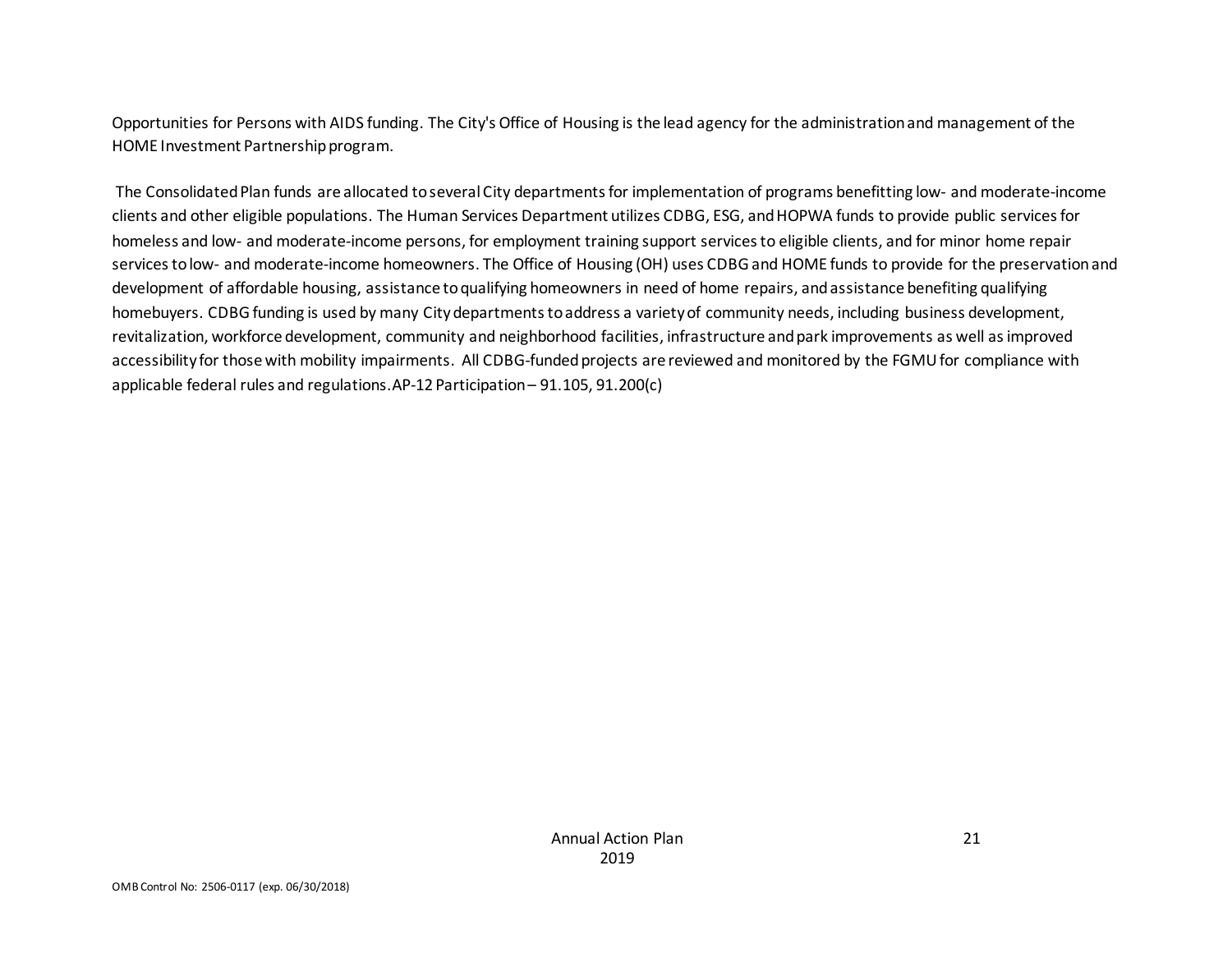Opportunities for Persons with AIDS funding. The City's Office of Housing is the lead agency for the administration and management of the HOME Investment Partnership program.

The Consolidated Plan funds are allocated to several City departments for implementation of programs benefitting low- and moderate-income clients and other eligible populations. The Human Services Department utilizes CDBG, ESG, and HOPWA funds to provide public services for homeless and low- and moderate-income persons, for employment training support services to eligible clients, and for minor home repair services to low- and moderate-income homeowners. The Office of Housing (OH) uses CDBG and HOME funds to provide for the preservation and development of affordable housing, assistance to qualifying homeowners in need of home repairs, and assistance benefiting qualifying homebuyers. CDBG funding is used by many City departments to address a variety of community needs, including business development, revitalization, workforce development, community and neighborhood facilities, infrastructure and park improvements as well as improved accessibility for those with mobility impairments. All CDBG-funded projects are reviewed and monitored by the FGMU for compliance with applicable federal rules and regulations.AP-12 Participation – 91.105, 91.200(c)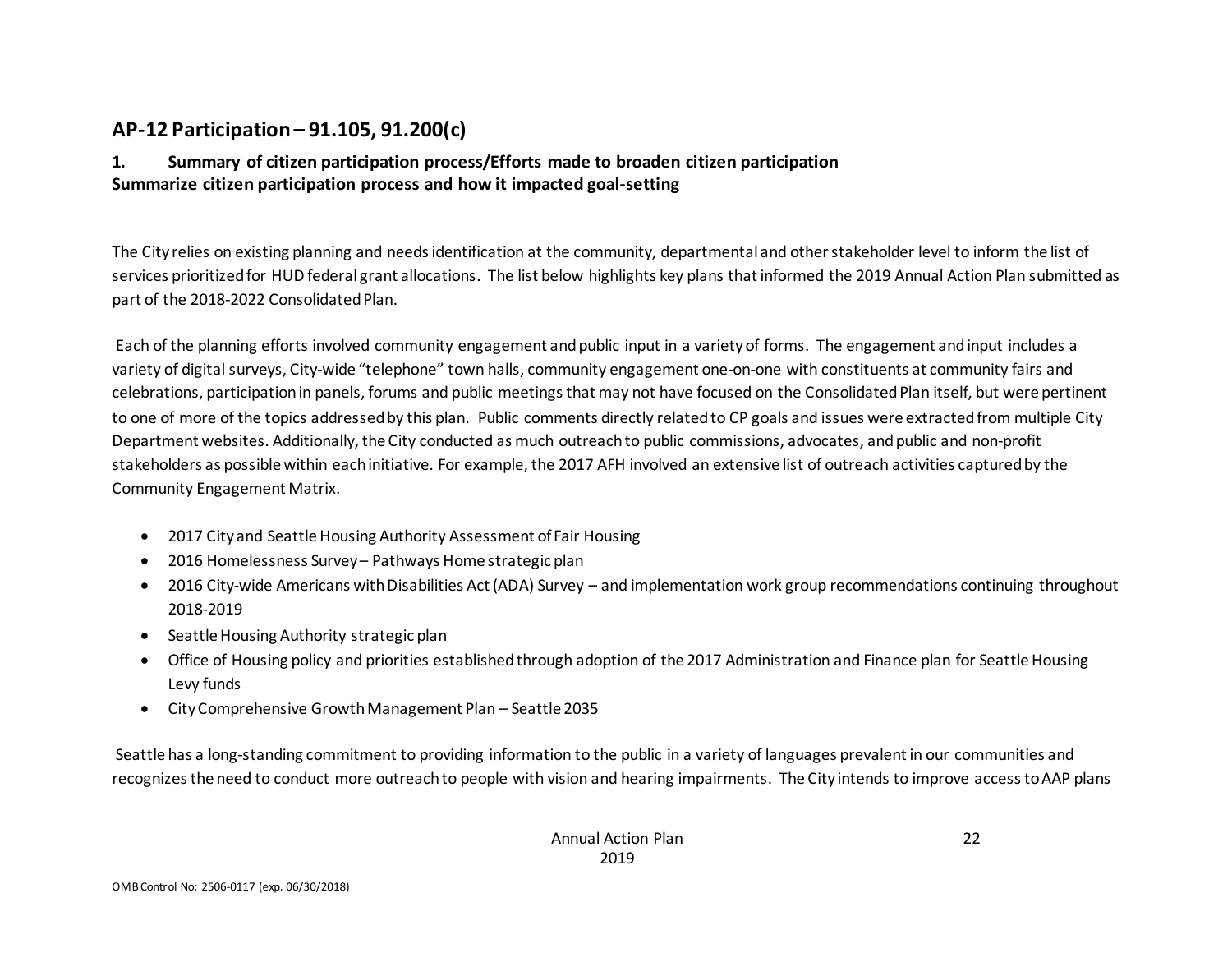## AP-12 Participation – 91.105, 91.200(c)

### 1. Summary of citizen participation process/Efforts made to broaden citizen participation
### Summarize citizen participation process and how it impacted goal-setting

The City relies on existing planning and needs identification at the community, departmental and other stakeholder level to inform the list of services prioritized for HUD federal grant allocations. The list below highlights key plans that informed the 2019 Annual Action Plan submitted as part of the 2018-2022 Consolidated Plan.

Each of the planning efforts involved community engagement and public input in a variety of forms. The engagement and input includes a variety of digital surveys, City-wide "telephone" town halls, community engagement one-on-one with constituents at community fairs and celebrations, participation in panels, forums and public meetings that may not have focused on the Consolidated Plan itself, but were pertinent to one of more of the topics addressed by this plan. Public comments directly related to CP goals and issues were extracted from multiple City Department websites. Additionally, the City conducted as much outreach to public commissions, advocates, and public and non-profit stakeholders as possible within each initiative. For example, the 2017 AFH involved an extensive list of outreach activities captured by the Community Engagement Matrix.

- 2017 City and Seattle Housing Authority Assessment of Fair Housing
- 2016 Homelessness Survey – Pathways Home strategic plan
- 2016 City-wide Americans with Disabilities Act (ADA) Survey – and implementation work group recommendations continuing throughout 2018-2019
- Seattle Housing Authority strategic plan
- Office of Housing policy and priorities established through adoption of the 2017 Administration and Finance plan for Seattle Housing Levy funds
- City Comprehensive Growth Management Plan – Seattle 2035

Seattle has a long-standing commitment to providing information to the public in a variety of languages prevalent in our communities and recognizes the need to conduct more outreach to people with vision and hearing impairments. The City intends to improve access to AAP plans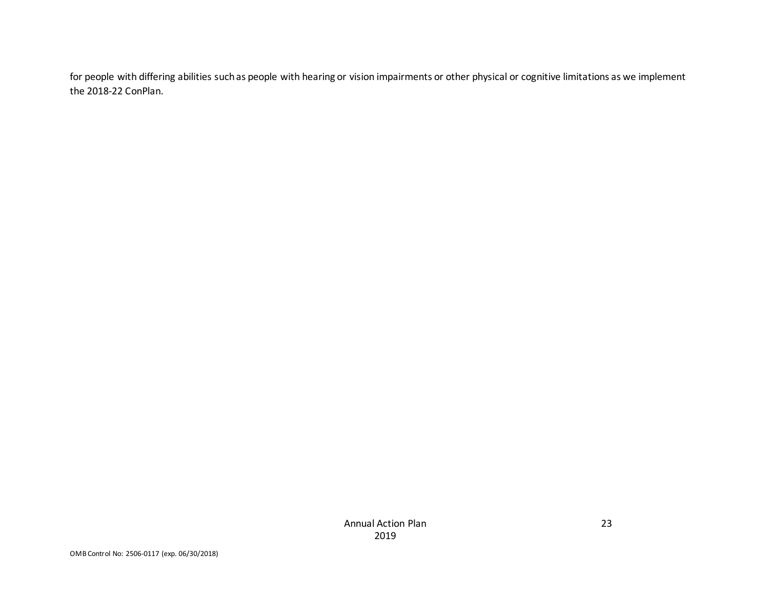for people with differing abilities such as people with hearing or vision impairments or other physical or cognitive limitations as we implement the 2018-22 ConPlan.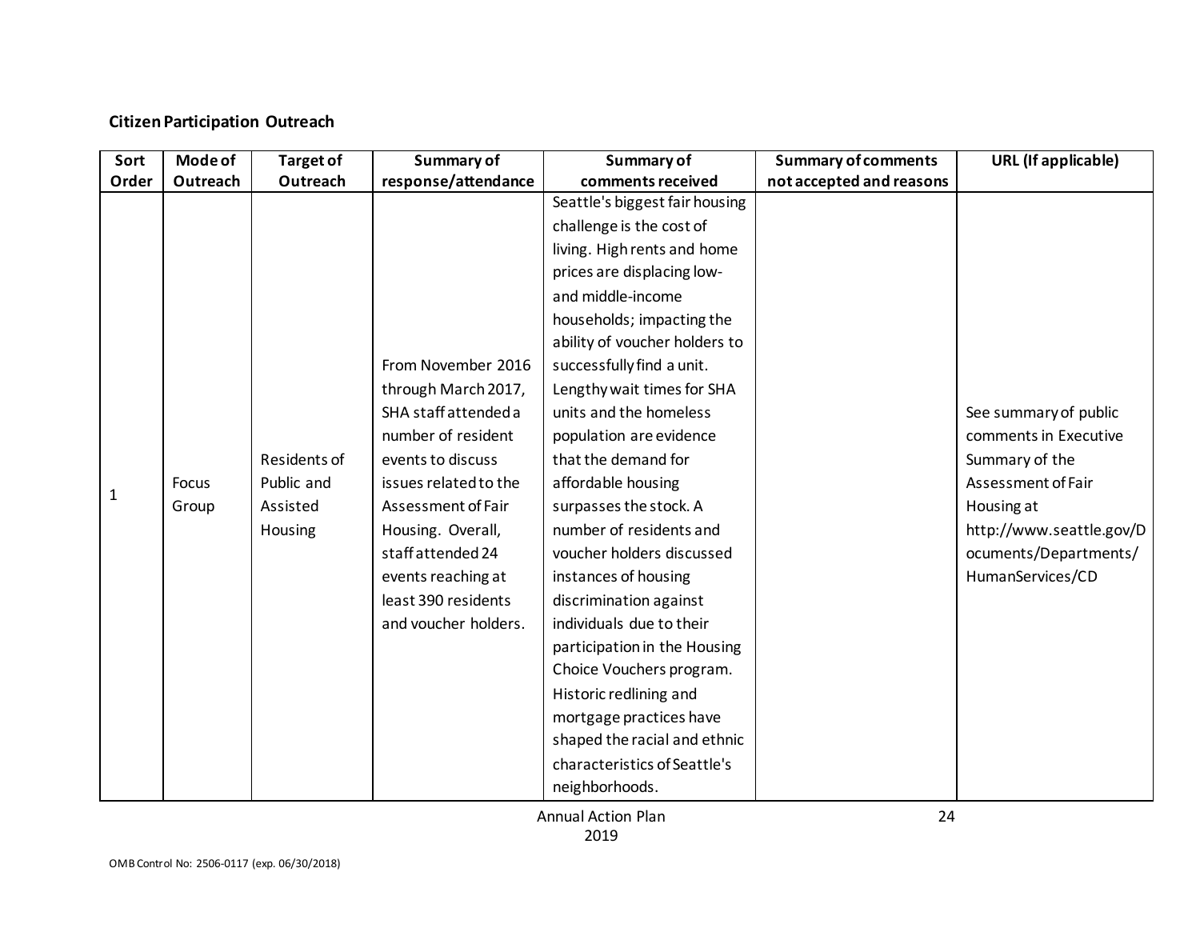**Citizen Participation Outreach**

| Sort Order | Mode of Outreach | Target of Outreach | Summary of response/attendance | Summary of comments received | Summary of comments not accepted and reasons | URL (If applicable) |
|---|---|---|---|---|---|---|
| 1 | Focus Group | Residents of Public and Assisted Housing | From November 2016 through March 2017, SHA staff attended a number of resident events to discuss issues related to the Assessment of Fair Housing. Overall, staff attended 24 events reaching at least 390 residents and voucher holders. | Seattle's biggest fair housing challenge is the cost of living. High rents and home prices are displacing low- and middle-income households; impacting the ability of voucher holders to successfully find a unit. Lengthy wait times for SHA units and the homeless population are evidence that the demand for affordable housing surpasses the stock. A number of residents and voucher holders discussed instances of housing discrimination against individuals due to their participation in the Housing Choice Vouchers program. Historic redlining and mortgage practices have shaped the racial and ethnic characteristics of Seattle's neighborhoods. | | See summary of public comments in Executive Summary of the Assessment of Fair Housing at http://www.seattle.gov/Documents/Departments/HumanServices/CD |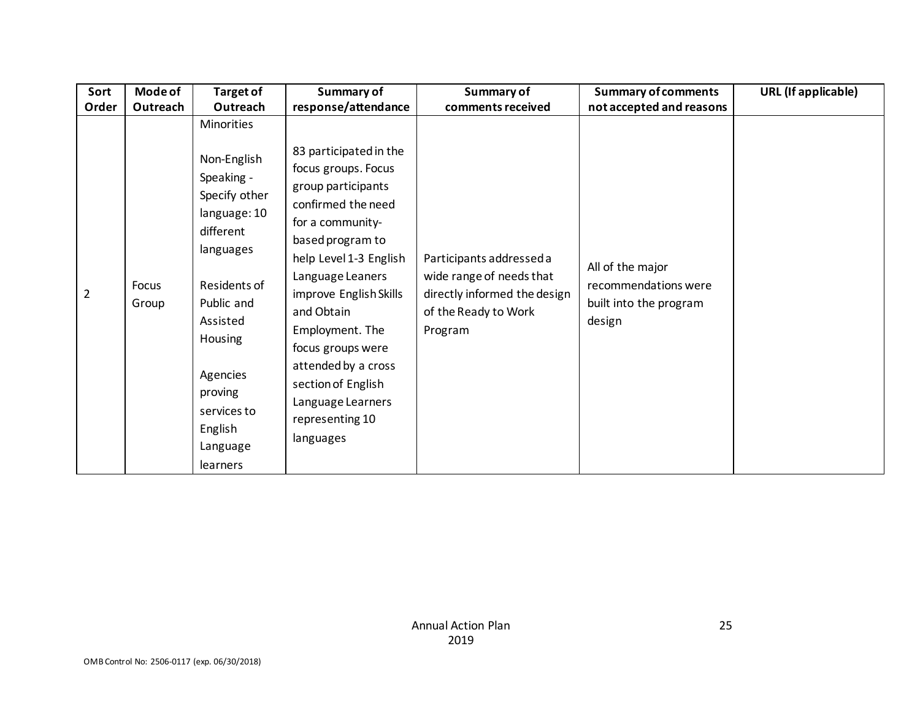| Sort Order | Mode of Outreach | Target of Outreach | Summary of response/attendance | Summary of comments received | Summary of comments not accepted and reasons | URL (If applicable) |
|---|---|---|---|---|---|---|
| 2 | Focus Group | Minorities<br><br>Non-English Speaking - Specify other language: 10 different languages<br><br>Residents of Public and Assisted Housing<br><br>Agencies proving services to English Language learners | 83 participated in the focus groups. Focus group participants confirmed the need for a community-based program to help Level 1-3 English Language Leaners improve English Skills and Obtain Employment. The focus groups were attended by a cross section of English Language Learners representing 10 languages | Participants addressed a wide range of needs that directly informed the design of the Ready to Work Program | All of the major recommendations were built into the program design | |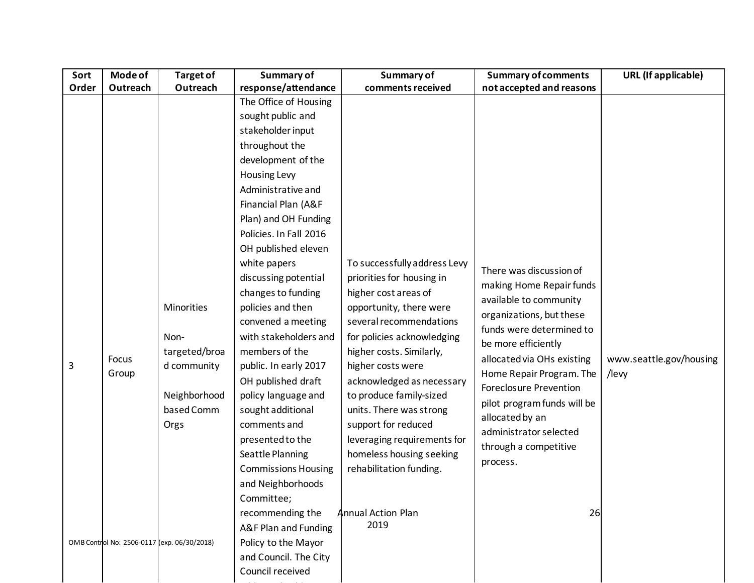| Sort Order | Mode of Outreach | Target of Outreach | Summary of response/attendance | Summary of comments received | Summary of comments not accepted and reasons | URL (If applicable) |
| --- | --- | --- | --- | --- | --- | --- |
| 3 | Focus Group | Minorities<br><br>Non-targeted/broad community<br><br>Neighborhood based Comm Orgs | The Office of Housing sought public and stakeholder input throughout the development of the Housing Levy Administrative and Financial Plan (A&F Plan) and OH Funding Policies. In Fall 2016 OH published eleven white papers discussing potential changes to funding policies and then convened a meeting with stakeholders and members of the public. In early 2017 OH published draft policy language and sought additional comments and presented to the Seattle Planning Commissions Housing and Neighborhoods Committee; recommending the A&F Plan and Funding Policy to the Mayor and Council. The City Council received | To successfully address Levy priorities for housing in higher cost areas of opportunity, there were several recommendations for policies acknowledging higher costs. Similarly, higher costs were acknowledged as necessary to produce family-sized units. There was strong support for reduced leveraging requirements for homeless housing seeking rehabilitation funding. | There was discussion of making Home Repair funds available to community organizations, but these funds were determined to be more efficiently allocated via OHs existing Home Repair Program. The Foreclosure Prevention pilot program funds will be allocated by an administrator selected through a competitive process. | www.seattle.gov/housing/levy |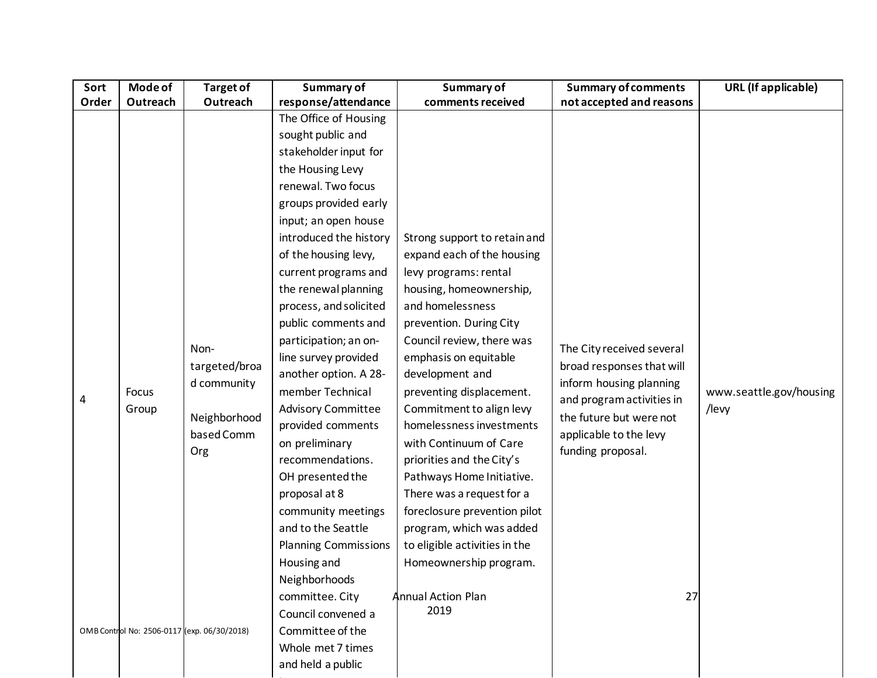| Sort Order | Mode of Outreach | Target of Outreach | Summary of response/attendance | Summary of comments received | Summary of comments not accepted and reasons | URL (If applicable) |
|---|---|---|---|---|---|---|
| 4 | Focus Group | Non-targeted/broad community<br><br>Neighborhood based Comm Org | The Office of Housing sought public and stakeholder input for the Housing Levy renewal. Two focus groups provided early input; an open house introduced the history of the housing levy, current programs and the renewal planning process, and solicited public comments and participation; an on-line survey provided another option. A 28-member Technical Advisory Committee provided comments on preliminary recommendations. OH presented the proposal at 8 community meetings and to the Seattle Planning Commissions Housing and Neighborhoods committee. City Council convened a Committee of the Whole met 7 times and held a public | Strong support to retain and expand each of the housing levy programs: rental housing, homeownership, and homelessness prevention. During City Council review, there was emphasis on equitable development and preventing displacement. Commitment to align levy homelessness investments with Continuum of Care priorities and the City's Pathways Home Initiative. There was a request for a foreclosure prevention pilot program, which was added to eligible activities in the Homeownership program. | The City received several broad responses that will inform housing planning and program activities in the future but were not applicable to the levy funding proposal. | www.seattle.gov/housing/levy |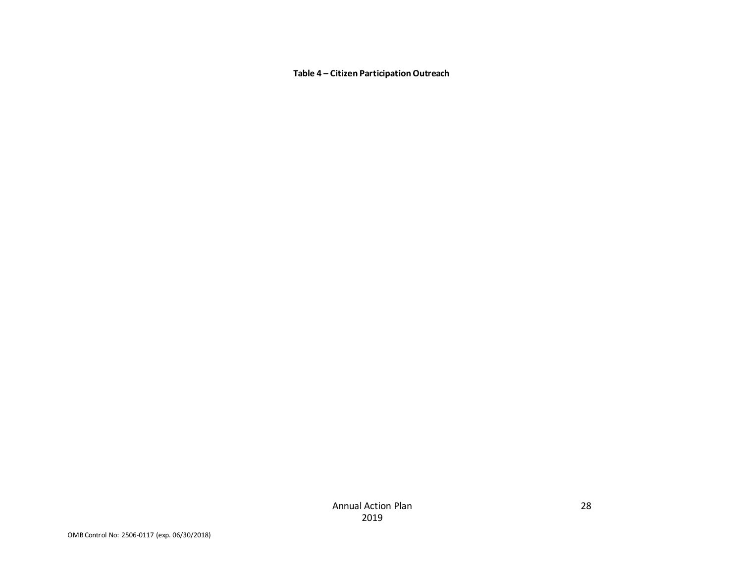**Table 4 – Citizen Participation Outreach**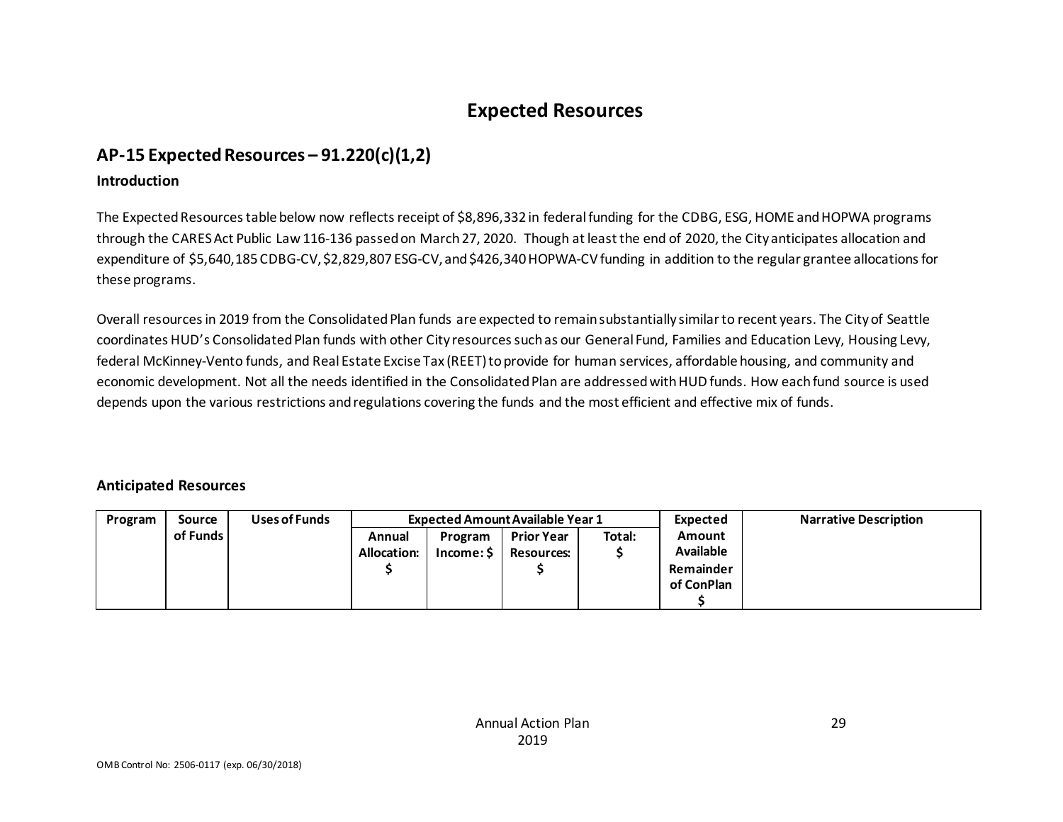# Expected Resources

## AP-15 Expected Resources – 91.220(c)(1,2)

### Introduction

The Expected Resources table below now reflects receipt of $8,896,332 in federal funding for the CDBG, ESG, HOME and HOPWA programs through the CARES Act Public Law 116-136 passed on March 27, 2020. Though at least the end of 2020, the City anticipates allocation and expenditure of $5,640,185 CDBG-CV, $2,829,807 ESG-CV, and $426,340 HOPWA-CV funding in addition to the regular grantee allocations for these programs.

Overall resources in 2019 from the Consolidated Plan funds are expected to remain substantially similar to recent years. The City of Seattle coordinates HUD's Consolidated Plan funds with other City resources such as our General Fund, Families and Education Levy, Housing Levy, federal McKinney-Vento funds, and Real Estate Excise Tax (REET) to provide for human services, affordable housing, and community and economic development. Not all the needs identified in the Consolidated Plan are addressed with HUD funds. How each fund source is used depends upon the various restrictions and regulations covering the funds and the most efficient and effective mix of funds.

### Anticipated Resources

| Program | Source of Funds | Uses of Funds | Expected Amount Available Year 1 | | | | Expected Amount Available Remainder of ConPlan $ | Narrative Description |
|---|---|---|---|---|---|---|---|---|
| | | | Annual Allocation: $ | Program Income: $ | Prior Year Resources: $ | Total: $ | | |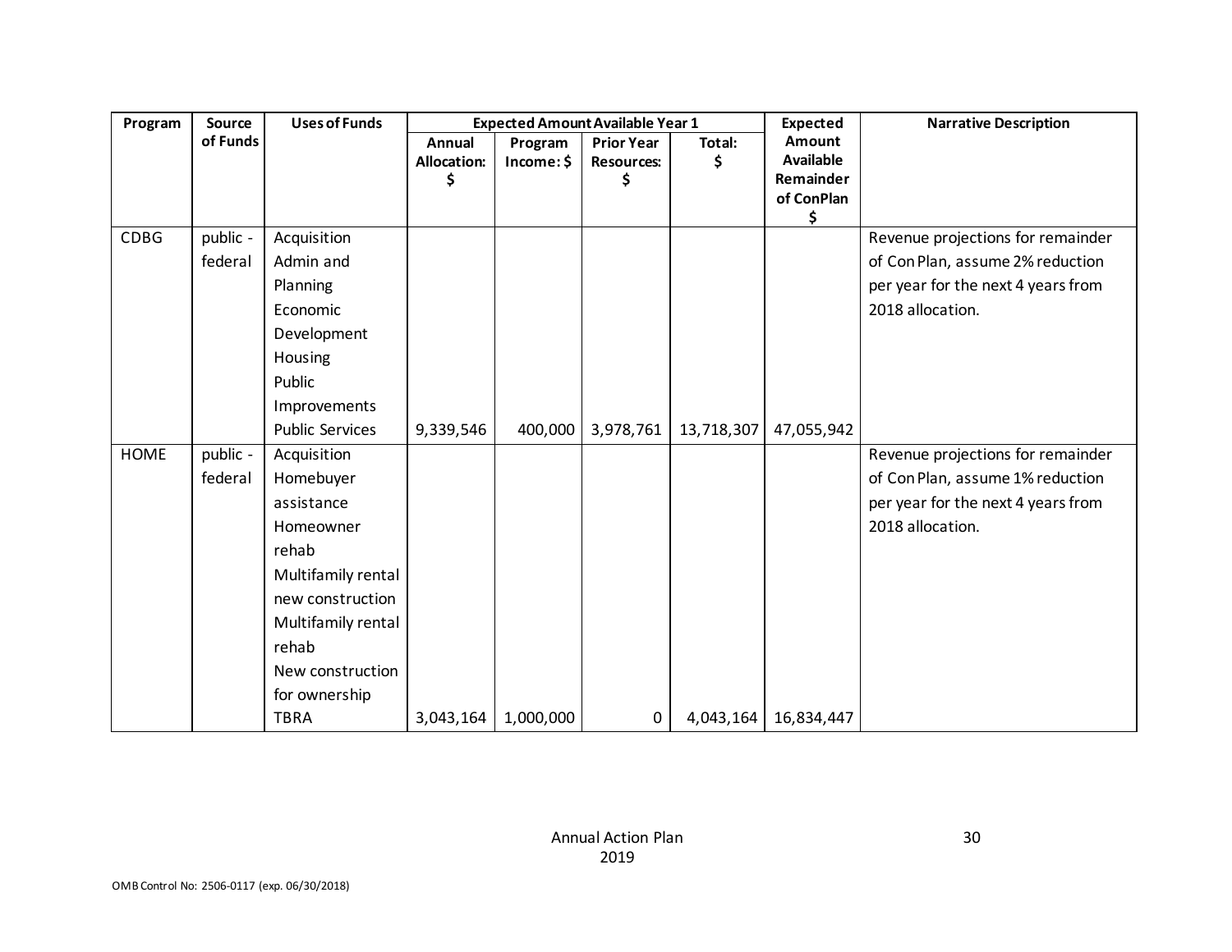| Program | Source of Funds | Uses of Funds | Expected Amount Available Year 1 | | | | Expected Amount Available Remainder of ConPlan $ | Narrative Description |
|---|---|---|---|---|---|---|---|---|
| | | | Annual Allocation: $ | Program Income: $ | Prior Year Resources: $ | Total: $ | | |
| CDBG | public - federal | Acquisition<br>Admin and Planning<br>Economic Development<br>Housing<br>Public Improvements<br>Public Services | 9,339,546 | 400,000 | 3,978,761 | 13,718,307 | 47,055,942 | Revenue projections for remainder of Con Plan, assume 2% reduction per year for the next 4 years from 2018 allocation. |
| HOME | public - federal | Acquisition<br>Homebuyer assistance<br>Homeowner rehab<br>Multifamily rental new construction<br>Multifamily rental rehab<br>New construction for ownership<br>TBRA | 3,043,164 | 1,000,000 | 0 | 4,043,164 | 16,834,447 | Revenue projections for remainder of Con Plan, assume 1% reduction per year for the next 4 years from 2018 allocation. |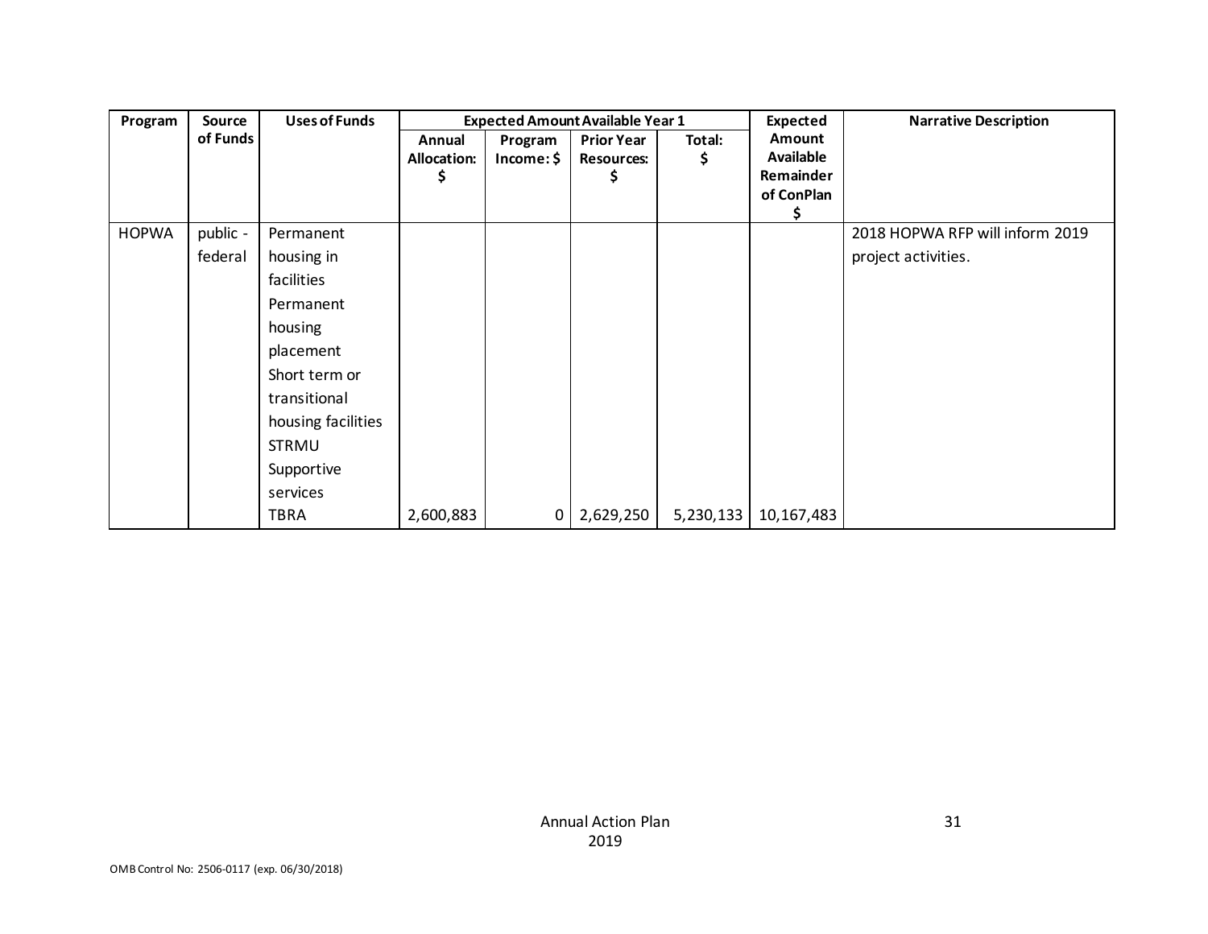| Program | Source of Funds | Uses of Funds | Expected Amount Available Year 1 | | | | Expected Amount Available Remainder of ConPlan $ | Narrative Description |
|---|---|---|---|---|---|---|---|---|
| | | | Annual Allocation: $ | Program Income: $ | Prior Year Resources: $ | Total: $ | | |
| HOPWA | public - federal | Permanent housing in facilities<br>Permanent housing placement<br>Short term or transitional housing facilities<br>STRMU<br>Supportive services<br>TBRA | 2,600,883 | 0 | 2,629,250 | 5,230,133 | 10,167,483 | 2018 HOPWA RFP will inform 2019 project activities. |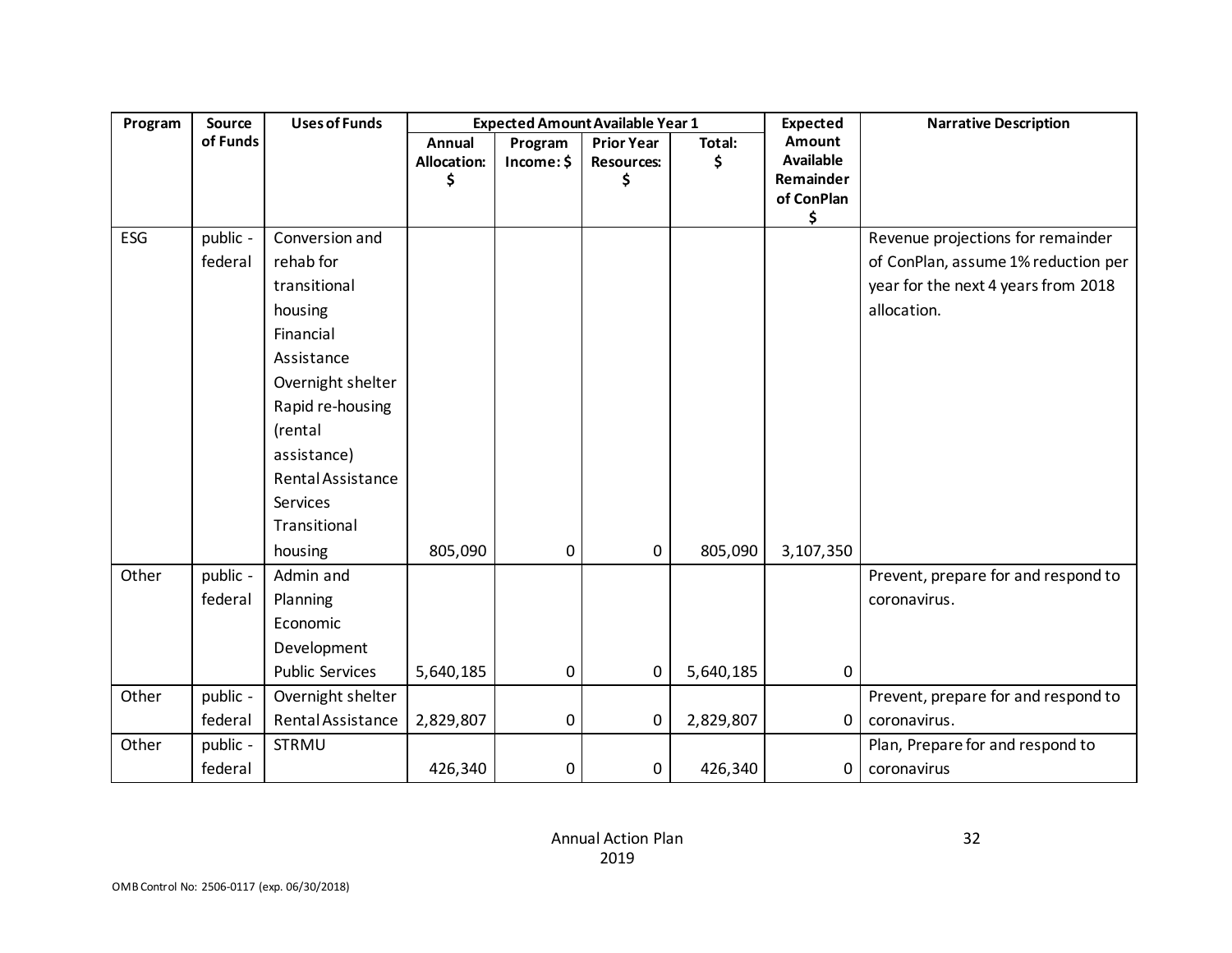| Program | Source of Funds | Uses of Funds | Expected Amount Available Year 1 | | | | Expected Amount Available Remainder of ConPlan $ | Narrative Description |
|---|---|---|---|---|---|---|---|---|
| | | | Annual Allocation: $ | Program Income: $ | Prior Year Resources: $ | Total: $ | | |
| ESG | public - federal | Conversion and rehab for transitional housing Financial Assistance Overnight shelter Rapid re-housing (rental assistance) Rental Assistance Services Transitional housing | 805,090 | 0 | 0 | 805,090 | 3,107,350 | Revenue projections for remainder of ConPlan, assume 1% reduction per year for the next 4 years from 2018 allocation. |
| Other | public - federal | Admin and Planning Economic Development Public Services | 5,640,185 | 0 | 0 | 5,640,185 | 0 | Prevent, prepare for and respond to coronavirus. |
| Other | public - federal | Overnight shelter Rental Assistance | 2,829,807 | 0 | 0 | 2,829,807 | 0 | Prevent, prepare for and respond to coronavirus. |
| Other | public - federal | STRMU | 426,340 | 0 | 0 | 426,340 | 0 | Plan, Prepare for and respond to coronavirus |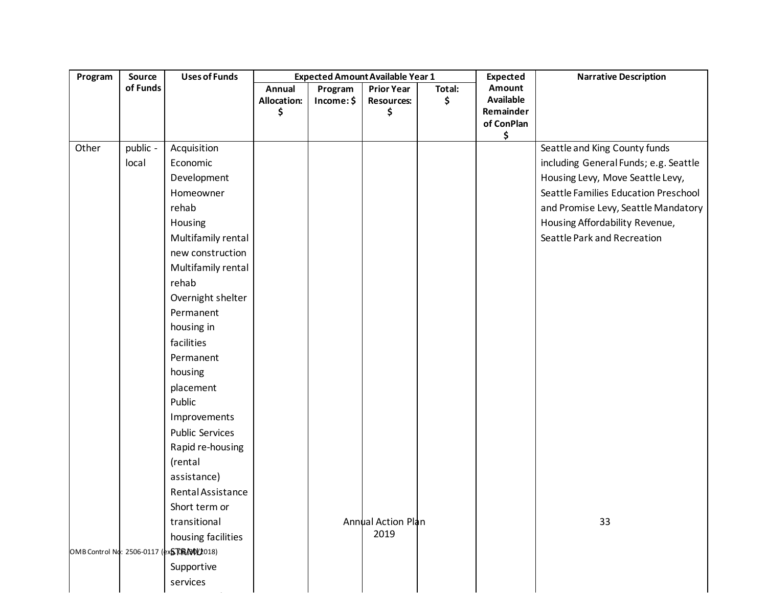| Program | Source of Funds | Uses of Funds | Expected Amount Available Year 1 | | | | Expected Amount Available Remainder of ConPlan $ | Narrative Description |
|---|---|---|---|---|---|---|---|---|
| | | | Annual Allocation: $ | Program Income: $ | Prior Year Resources: $ | Total: $ | | |
| Other | public - local | Acquisition<br>Economic Development<br>Homeowner rehab<br>Housing<br>Multifamily rental new construction<br>Multifamily rental rehab<br>Overnight shelter<br>Permanent housing in facilities<br>Permanent housing placement<br>Public Improvements<br>Public Services<br>Rapid re-housing (rental assistance)<br>Rental Assistance<br>Short term or transitional housing facilities<br>STRMU<br>Supportive services | | | | | | Seattle and King County funds including General Funds; e.g. Seattle Housing Levy, Move Seattle Levy, Seattle Families Education Preschool and Promise Levy, Seattle Mandatory Housing Affordability Revenue, Seattle Park and Recreation |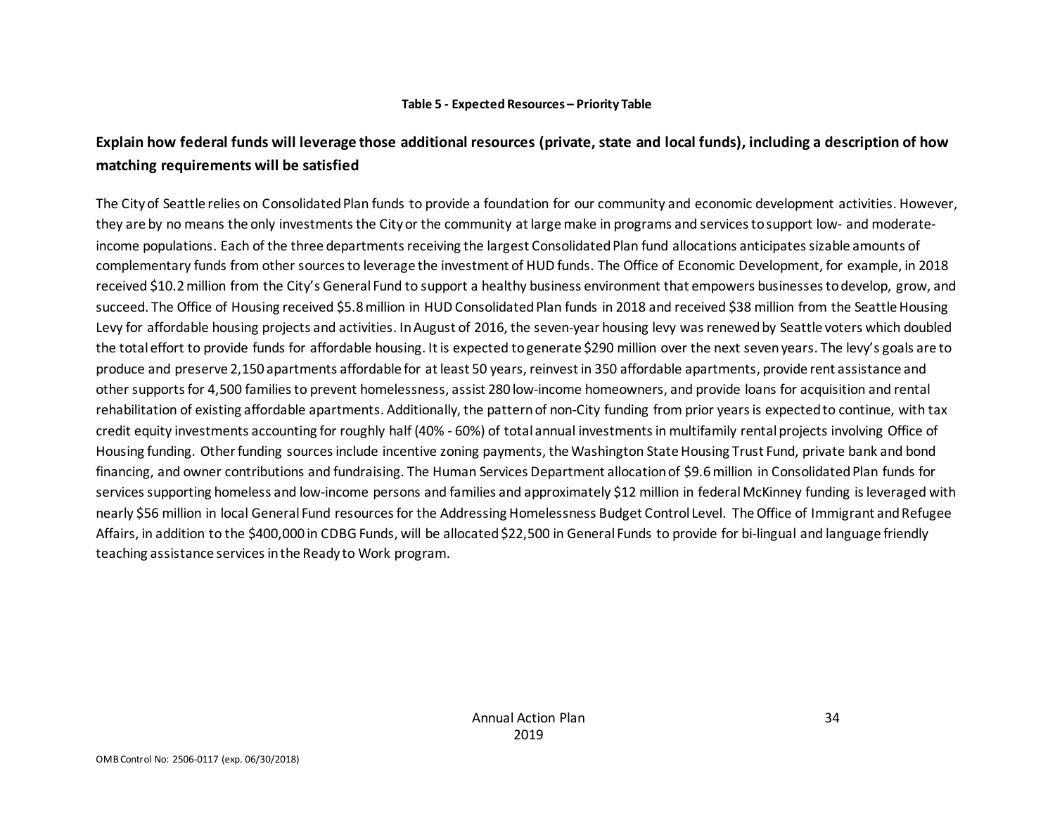**Table 5 - Expected Resources – Priority Table**

## Explain how federal funds will leverage those additional resources (private, state and local funds), including a description of how matching requirements will be satisfied

The City of Seattle relies on Consolidated Plan funds to provide a foundation for our community and economic development activities. However, they are by no means the only investments the City or the community at large make in programs and services to support low- and moderate-income populations. Each of the three departments receiving the largest Consolidated Plan fund allocations anticipates sizable amounts of complementary funds from other sources to leverage the investment of HUD funds. The Office of Economic Development, for example, in 2018 received $10.2 million from the City's General Fund to support a healthy business environment that empowers businesses to develop, grow, and succeed. The Office of Housing received $5.8 million in HUD Consolidated Plan funds in 2018 and received $38 million from the Seattle Housing Levy for affordable housing projects and activities. In August of 2016, the seven-year housing levy was renewed by Seattle voters which doubled the total effort to provide funds for affordable housing. It is expected to generate $290 million over the next seven years. The levy's goals are to produce and preserve 2,150 apartments affordable for at least 50 years, reinvest in 350 affordable apartments, provide rent assistance and other supports for 4,500 families to prevent homelessness, assist 280 low-income homeowners, and provide loans for acquisition and rental rehabilitation of existing affordable apartments. Additionally, the pattern of non-City funding from prior years is expected to continue, with tax credit equity investments accounting for roughly half (40% - 60%) of total annual investments in multifamily rental projects involving Office of Housing funding. Other funding sources include incentive zoning payments, the Washington State Housing Trust Fund, private bank and bond financing, and owner contributions and fundraising. The Human Services Department allocation of $9.6 million in Consolidated Plan funds for services supporting homeless and low-income persons and families and approximately $12 million in federal McKinney funding is leveraged with nearly $56 million in local General Fund resources for the Addressing Homelessness Budget Control Level. The Office of Immigrant and Refugee Affairs, in addition to the $400,000 in CDBG Funds, will be allocated $22,500 in General Funds to provide for bi-lingual and language friendly teaching assistance services in the Ready to Work program.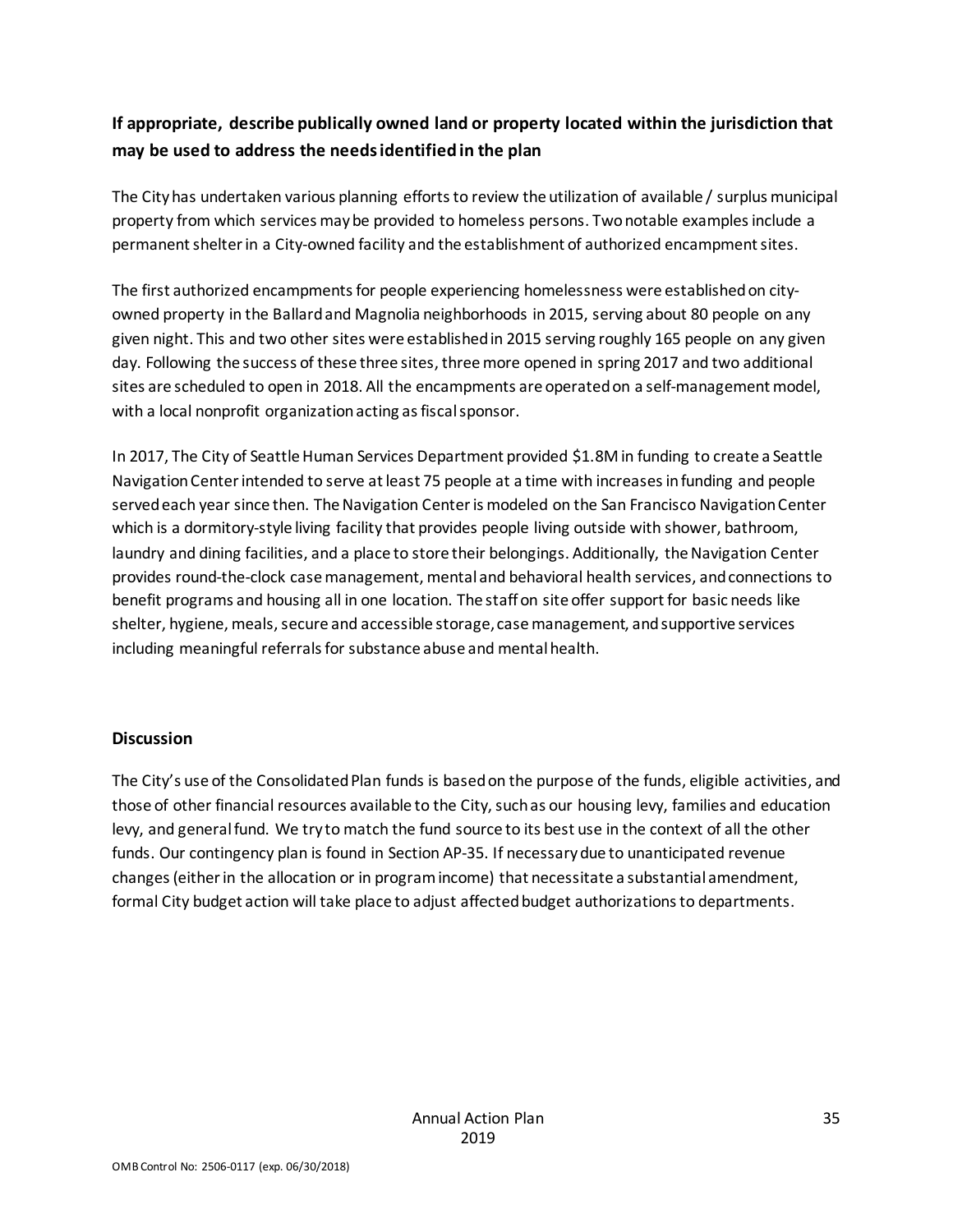## If appropriate, describe publically owned land or property located within the jurisdiction that may be used to address the needs identified in the plan

The City has undertaken various planning efforts to review the utilization of available / surplus municipal property from which services may be provided to homeless persons. Two notable examples include a permanent shelter in a City-owned facility and the establishment of authorized encampment sites.

The first authorized encampments for people experiencing homelessness were established on city-owned property in the Ballard and Magnolia neighborhoods in 2015, serving about 80 people on any given night. This and two other sites were established in 2015 serving roughly 165 people on any given day. Following the success of these three sites, three more opened in spring 2017 and two additional sites are scheduled to open in 2018. All the encampments are operated on a self-management model, with a local nonprofit organization acting as fiscal sponsor.

In 2017, The City of Seattle Human Services Department provided $1.8M in funding to create a Seattle Navigation Center intended to serve at least 75 people at a time with increases in funding and people served each year since then. The Navigation Center is modeled on the San Francisco Navigation Center which is a dormitory-style living facility that provides people living outside with shower, bathroom, laundry and dining facilities, and a place to store their belongings. Additionally, the Navigation Center provides round-the-clock case management, mental and behavioral health services, and connections to benefit programs and housing all in one location. The staff on site offer support for basic needs like shelter, hygiene, meals, secure and accessible storage, case management, and supportive services including meaningful referrals for substance abuse and mental health.

### Discussion

The City's use of the Consolidated Plan funds is based on the purpose of the funds, eligible activities, and those of other financial resources available to the City, such as our housing levy, families and education levy, and general fund. We try to match the fund source to its best use in the context of all the other funds. Our contingency plan is found in Section AP-35. If necessary due to unanticipated revenue changes (either in the allocation or in program income) that necessitate a substantial amendment, formal City budget action will take place to adjust affected budget authorizations to departments.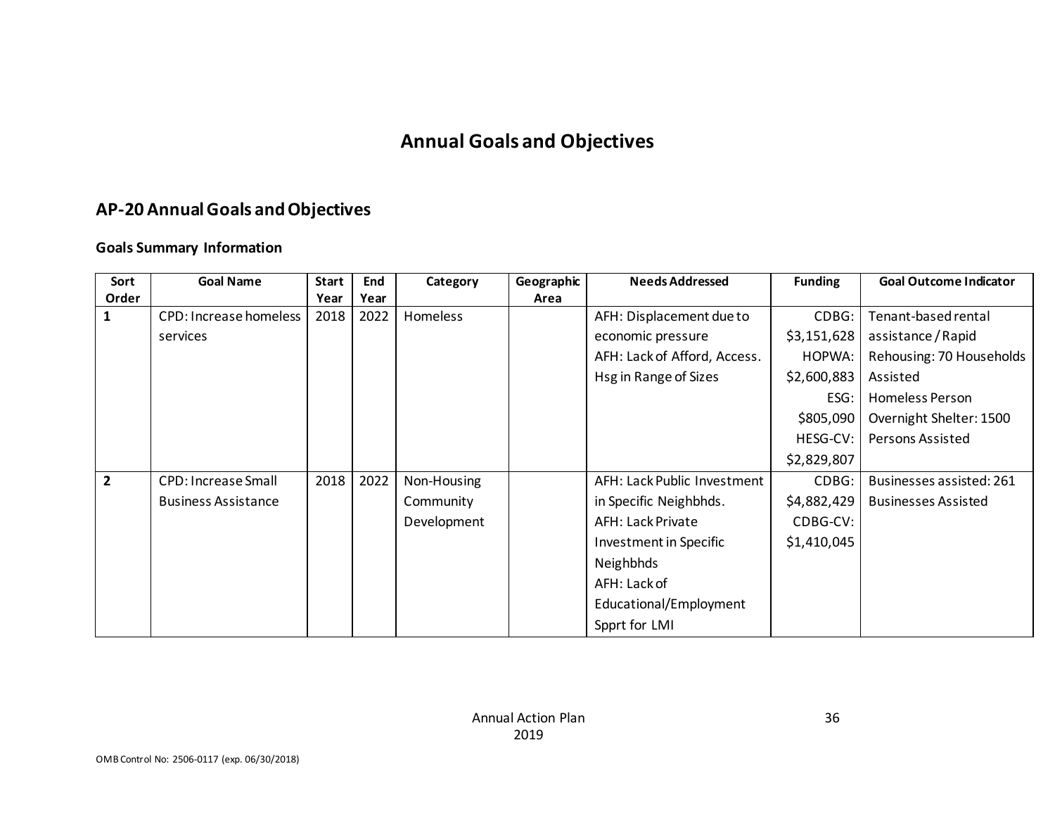# Annual Goals and Objectives

## AP-20 Annual Goals and Objectives

### Goals Summary Information

| Sort Order | Goal Name | Start Year | End Year | Category | Geographic Area | Needs Addressed | Funding | Goal Outcome Indicator |
|---|---|---|---|---|---|---|---|---|
| 1 | CPD: Increase homeless services | 2018 | 2022 | Homeless | | AFH: Displacement due to economic pressure<br>AFH: Lack of Afford, Access. Hsg in Range of Sizes | CDBG: $3,151,628<br>HOPWA: $2,600,883<br>ESG: $805,090<br>HESG-CV: $2,829,807 | Tenant-based rental assistance / Rapid Rehousing: 70 Households Assisted<br>Homeless Person Overnight Shelter: 1500 Persons Assisted |
| 2 | CPD: Increase Small Business Assistance | 2018 | 2022 | Non-Housing Community Development | | AFH: Lack Public Investment in Specific Neighbhds.<br>AFH: Lack Private Investment in Specific Neighbhds<br>AFH: Lack of Educational/Employment Spprt for LMI | CDBG: $4,882,429<br>CDBG-CV: $1,410,045 | Businesses assisted: 261 Businesses Assisted |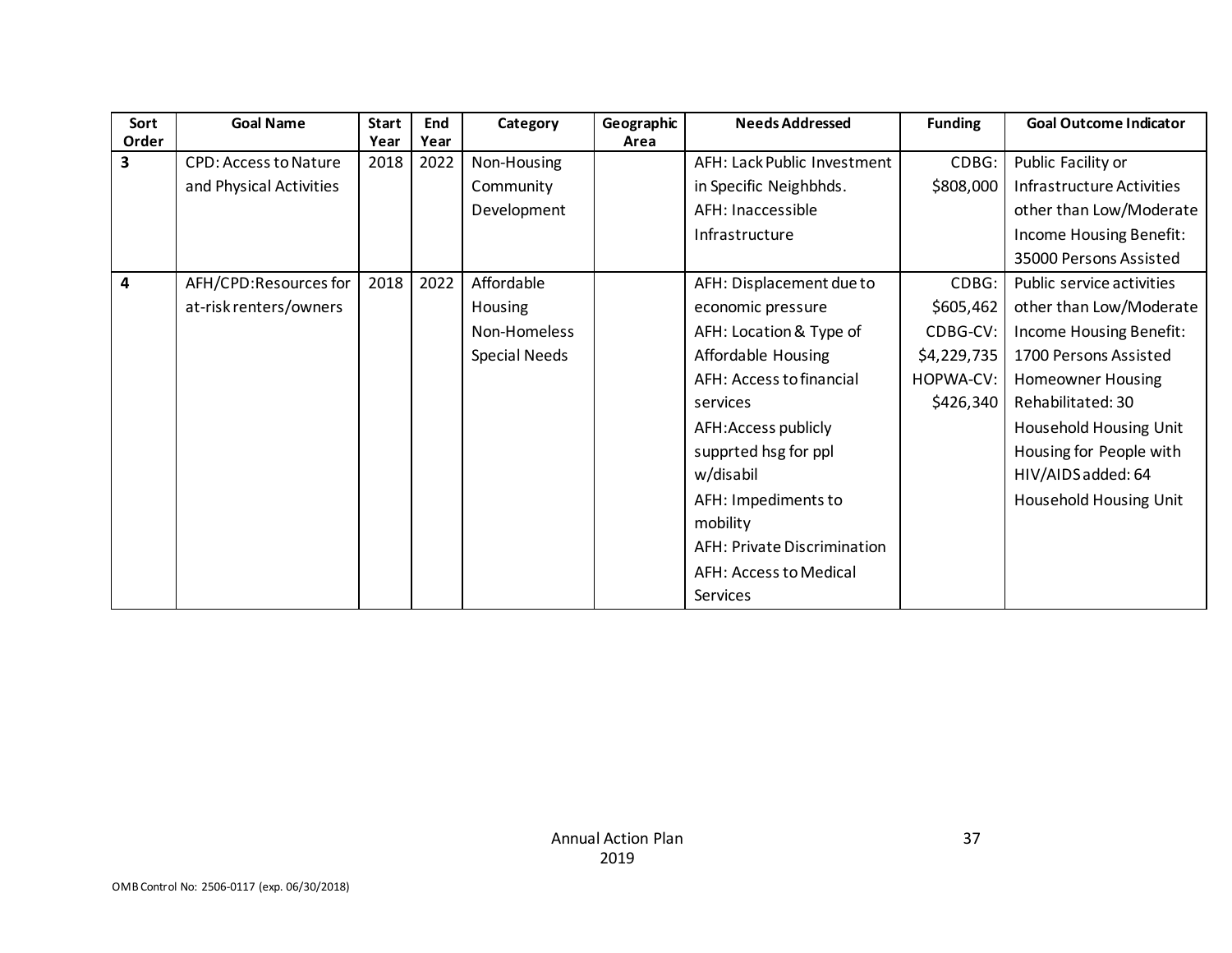| Sort Order | Goal Name | Start Year | End Year | Category | Geographic Area | Needs Addressed | Funding | Goal Outcome Indicator |
|---|---|---|---|---|---|---|---|---|
| **3** | CPD: Access to Nature and Physical Activities | 2018 | 2022 | Non-Housing Community Development | | AFH: Lack Public Investment in Specific Neighbhds.<br>AFH: Inaccessible Infrastructure | CDBG: $808,000 | Public Facility or Infrastructure Activities other than Low/Moderate Income Housing Benefit: 35000 Persons Assisted |
| **4** | AFH/CPD:Resources for at-risk renters/owners | 2018 | 2022 | Affordable Housing<br>Non-Homeless Special Needs | | AFH: Displacement due to economic pressure<br>AFH: Location & Type of Affordable Housing<br>AFH: Access to financial services<br>AFH:Access publicly supprted hsg for ppl w/disabil<br>AFH: Impediments to mobility<br>AFH: Private Discrimination<br>AFH: Access to Medical Services | CDBG: $605,462<br>CDBG-CV: $4,229,735<br>HOPWA-CV: $426,340 | Public service activities other than Low/Moderate Income Housing Benefit: 1700 Persons Assisted<br>Homeowner Housing Rehabilitated: 30 Household Housing Unit<br>Housing for People with HIV/AIDS added: 64 Household Housing Unit |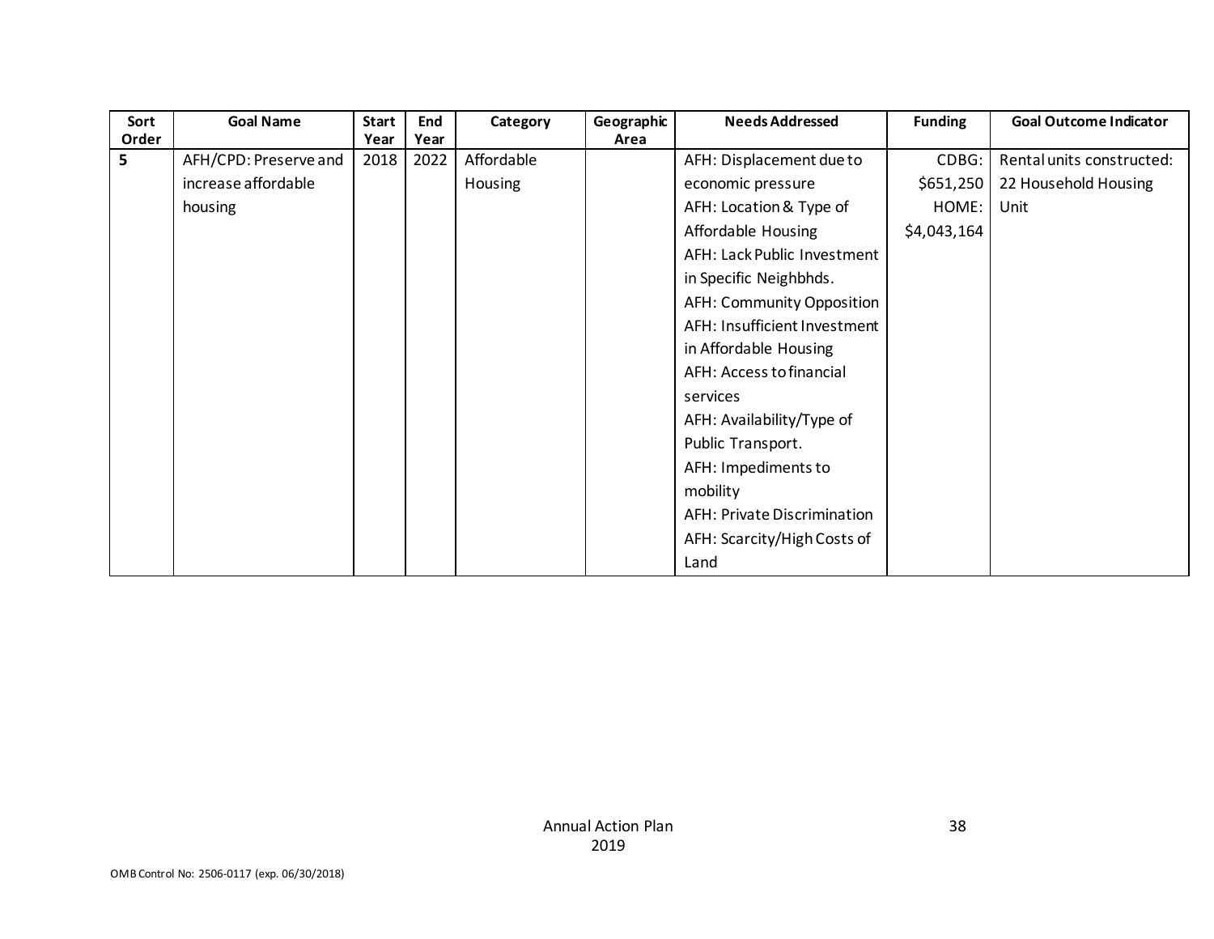| Sort Order | Goal Name | Start Year | End Year | Category | Geographic Area | Needs Addressed | Funding | Goal Outcome Indicator |
|---|---|---|---|---|---|---|---|---|
| 5 | AFH/CPD: Preserve and increase affordable housing | 2018 | 2022 | Affordable Housing | | AFH: Displacement due to economic pressure<br>AFH: Location & Type of Affordable Housing<br>AFH: Lack Public Investment in Specific Neighbhds.<br>AFH: Community Opposition<br>AFH: Insufficient Investment in Affordable Housing<br>AFH: Access to financial services<br>AFH: Availability/Type of Public Transport.<br>AFH: Impediments to mobility<br>AFH: Private Discrimination<br>AFH: Scarcity/High Costs of Land | CDBG: $651,250<br>HOME: $4,043,164 | Rental units constructed: 22 Household Housing Unit |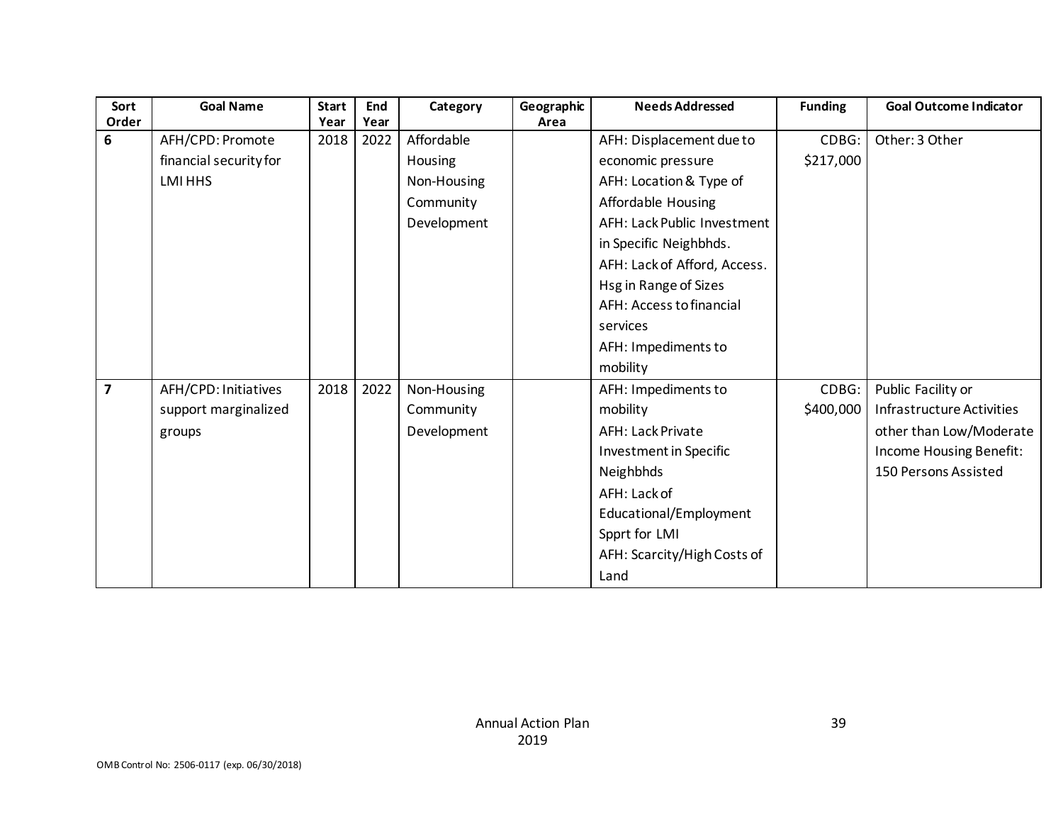| Sort Order | Goal Name | Start Year | End Year | Category | Geographic Area | Needs Addressed | Funding | Goal Outcome Indicator |
|---|---|---|---|---|---|---|---|---|
| **6** | AFH/CPD: Promote financial security for LMI HHS | 2018 | 2022 | Affordable Housing<br>Non-Housing Community Development | | AFH: Displacement due to economic pressure<br>AFH: Location & Type of Affordable Housing<br>AFH: Lack Public Investment in Specific Neighbhds.<br>AFH: Lack of Afford, Access. Hsg in Range of Sizes<br>AFH: Access to financial services<br>AFH: Impediments to mobility | CDBG: $217,000 | Other: 3 Other |
| **7** | AFH/CPD: Initiatives support marginalized groups | 2018 | 2022 | Non-Housing Community Development | | AFH: Impediments to mobility<br>AFH: Lack Private Investment in Specific Neighbhds<br>AFH: Lack of Educational/Employment Spprt for LMI<br>AFH: Scarcity/High Costs of Land | CDBG: $400,000 | Public Facility or Infrastructure Activities other than Low/Moderate Income Housing Benefit: 150 Persons Assisted |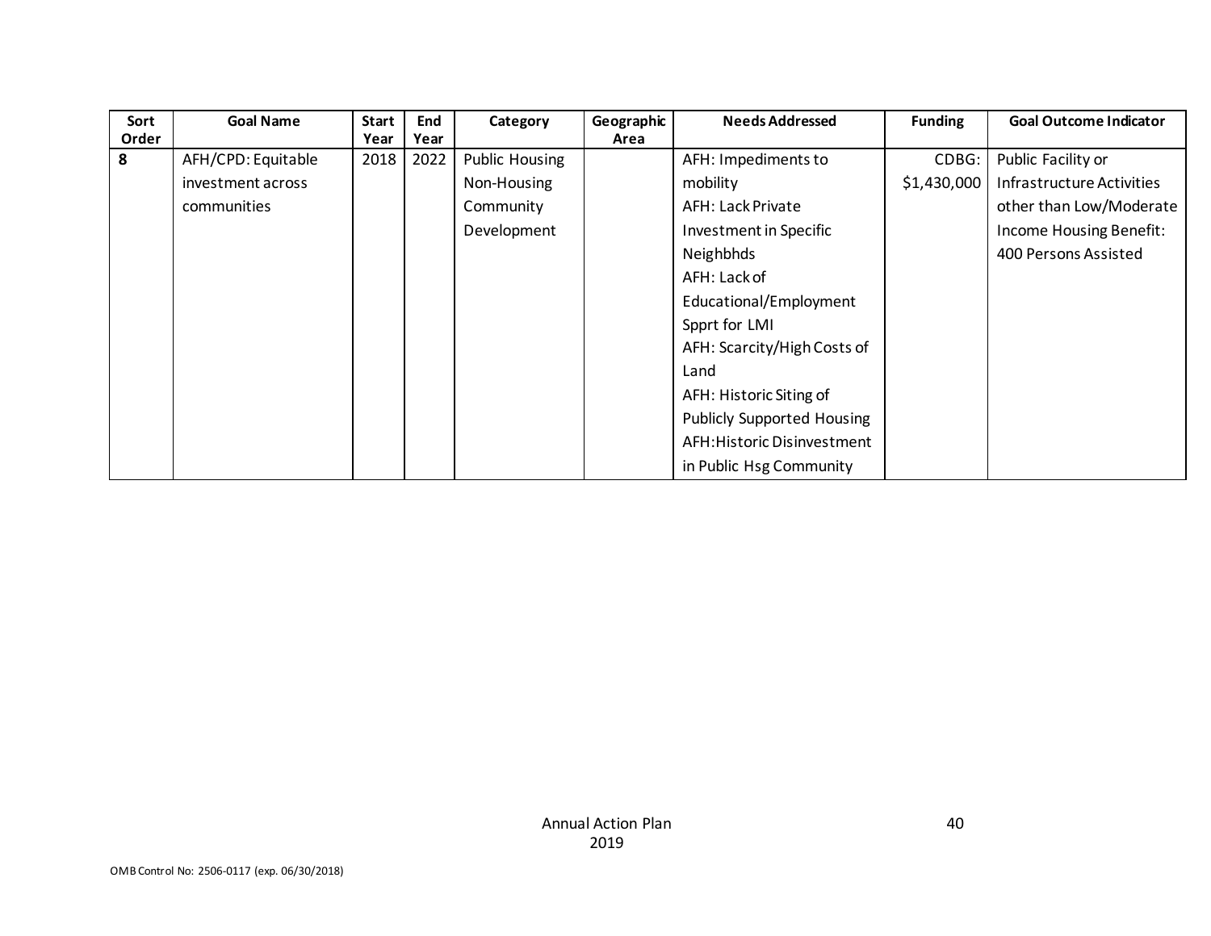| Sort Order | Goal Name | Start Year | End Year | Category | Geographic Area | Needs Addressed | Funding | Goal Outcome Indicator |
|---|---|---|---|---|---|---|---|---|
| 8 | AFH/CPD: Equitable investment across communities | 2018 | 2022 | Public Housing Non-Housing Community Development | | AFH: Impediments to mobility AFH: Lack Private Investment in Specific Neighbhds AFH: Lack of Educational/Employment Spprt for LMI AFH: Scarcity/High Costs of Land AFH: Historic Siting of Publicly Supported Housing AFH:Historic Disinvestment in Public Hsg Community | CDBG: $1,430,000 | Public Facility or Infrastructure Activities other than Low/Moderate Income Housing Benefit: 400 Persons Assisted |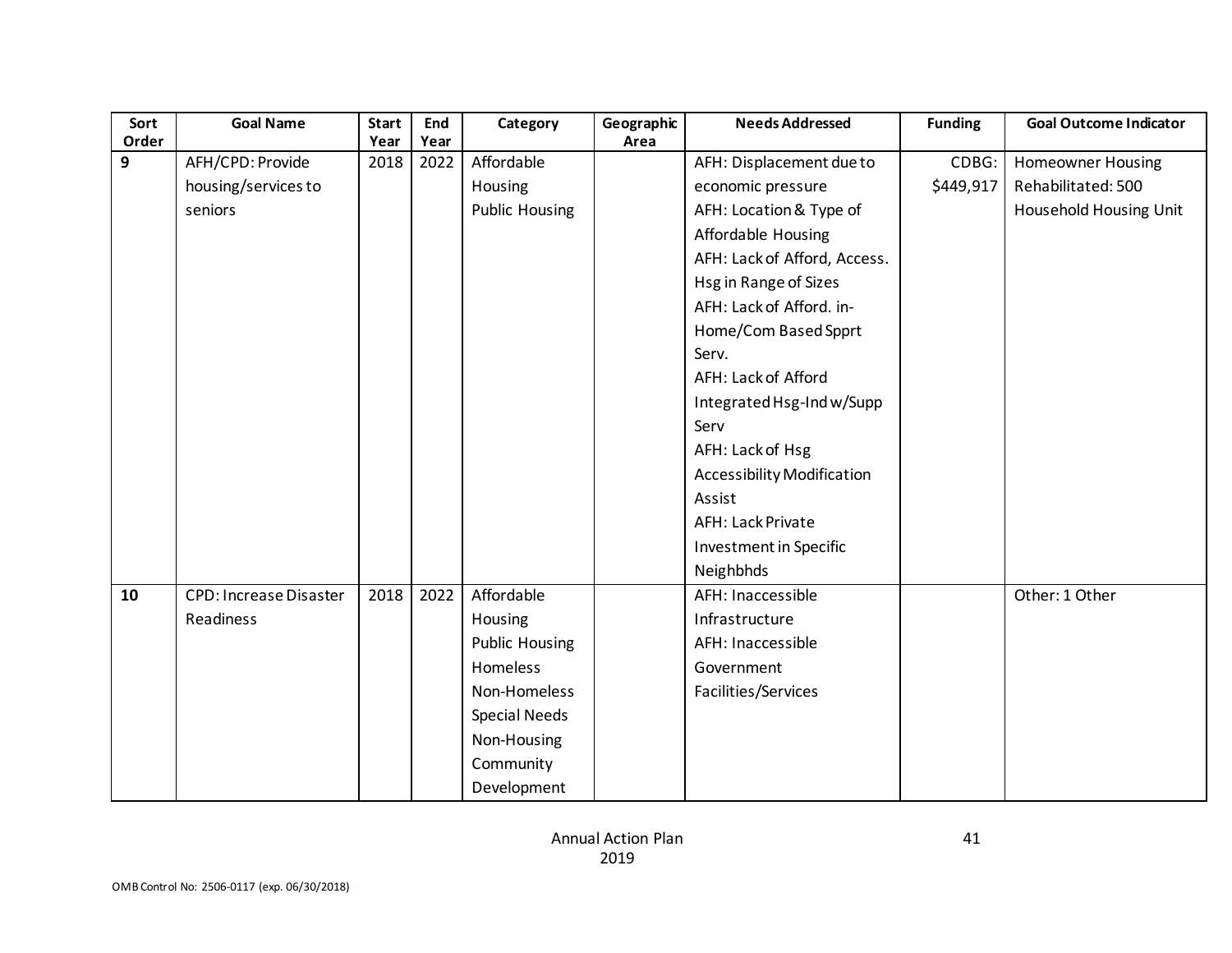| Sort Order | Goal Name | Start Year | End Year | Category | Geographic Area | Needs Addressed | Funding | Goal Outcome Indicator |
|---|---|---|---|---|---|---|---|---|
| 9 | AFH/CPD: Provide housing/services to seniors | 2018 | 2022 | Affordable Housing<br>Public Housing | | AFH: Displacement due to economic pressure<br>AFH: Location & Type of Affordable Housing<br>AFH: Lack of Afford, Access. Hsg in Range of Sizes<br>AFH: Lack of Afford. in-Home/Com Based Spprt Serv.<br>AFH: Lack of Afford Integrated Hsg-Ind w/Supp Serv<br>AFH: Lack of Hsg Accessibility Modification Assist<br>AFH: Lack Private Investment in Specific Neighbhds | CDBG: $449,917 | Homeowner Housing Rehabilitated: 500 Household Housing Unit |
| 10 | CPD: Increase Disaster Readiness | 2018 | 2022 | Affordable Housing<br>Public Housing<br>Homeless<br>Non-Homeless Special Needs<br>Non-Housing Community Development | | AFH: Inaccessible Infrastructure<br>AFH: Inaccessible Government Facilities/Services | | Other: 1 Other |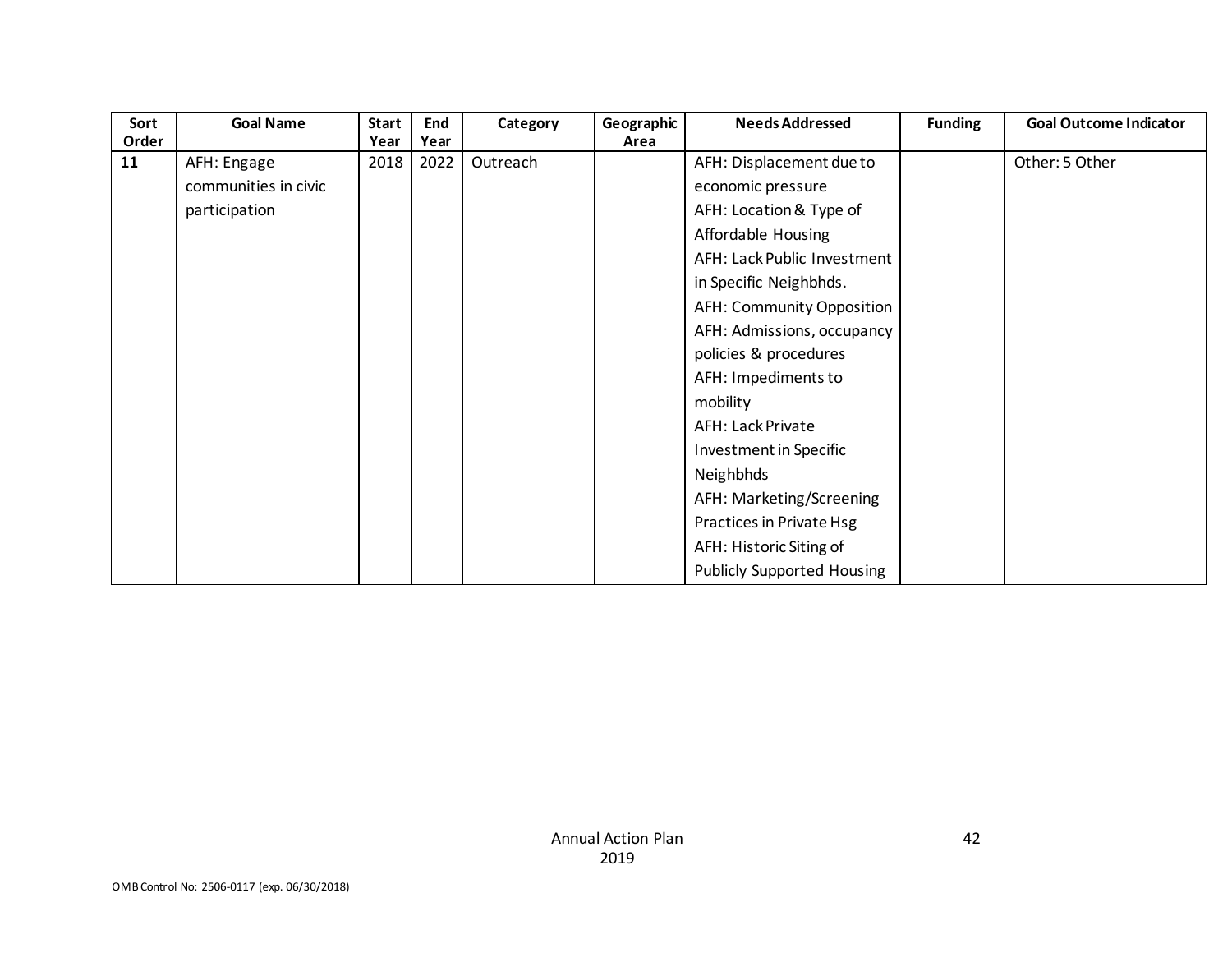| Sort Order | Goal Name | Start Year | End Year | Category | Geographic Area | Needs Addressed | Funding | Goal Outcome Indicator |
|---|---|---|---|---|---|---|---|---|
| 11 | AFH: Engage communities in civic participation | 2018 | 2022 | Outreach | | AFH: Displacement due to economic pressure<br>AFH: Location & Type of Affordable Housing<br>AFH: Lack Public Investment in Specific Neighbhds.<br>AFH: Community Opposition<br>AFH: Admissions, occupancy policies & procedures<br>AFH: Impediments to mobility<br>AFH: Lack Private Investment in Specific Neighbhds<br>AFH: Marketing/Screening Practices in Private Hsg<br>AFH: Historic Siting of Publicly Supported Housing | | Other: 5 Other |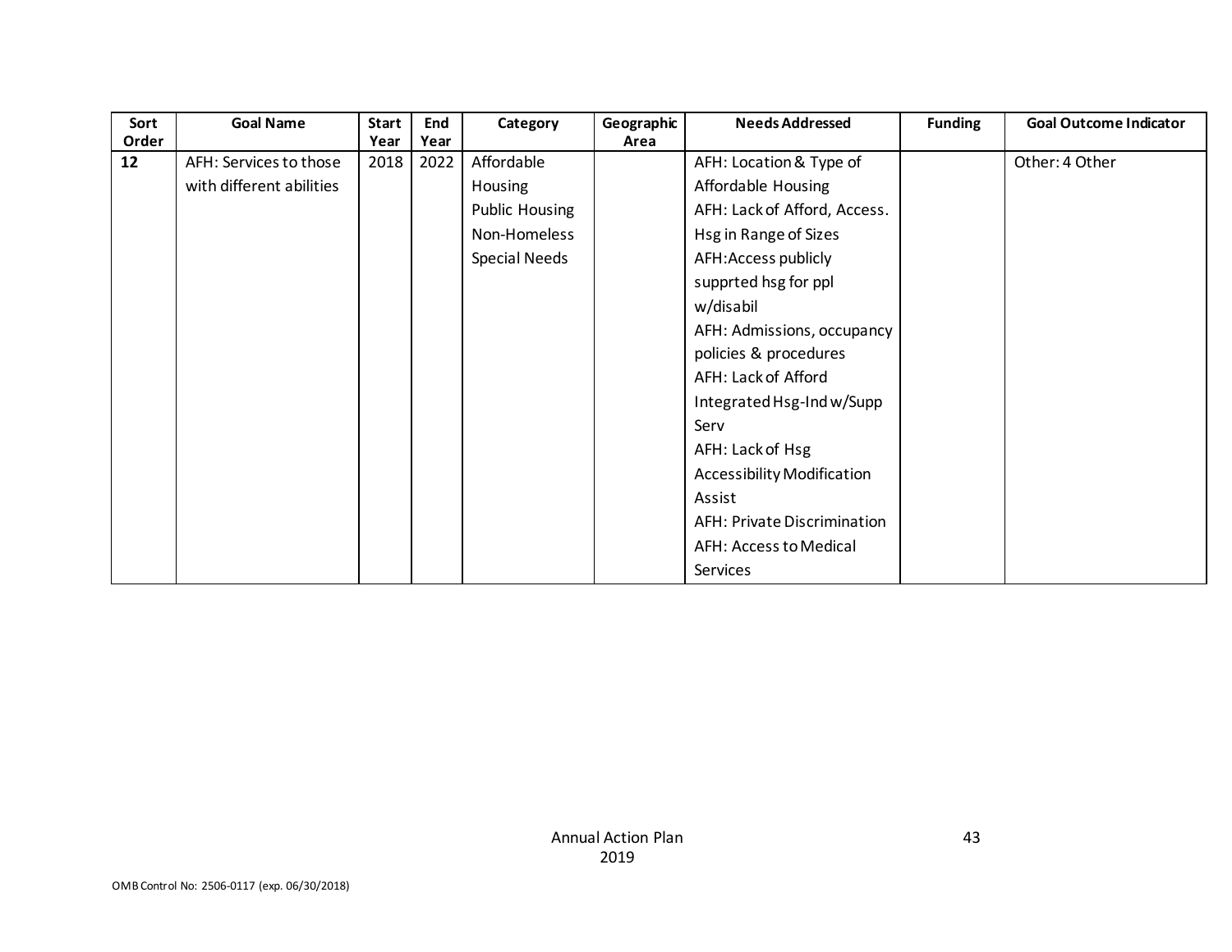| Sort Order | Goal Name | Start Year | End Year | Category | Geographic Area | Needs Addressed | Funding | Goal Outcome Indicator |
|---|---|---|---|---|---|---|---|---|
| **12** | AFH: Services to those with different abilities | 2018 | 2022 | Affordable Housing<br>Public Housing<br>Non-Homeless Special Needs | | AFH: Location & Type of Affordable Housing<br>AFH: Lack of Afford, Access. Hsg in Range of Sizes<br>AFH:Access publicly supprted hsg for ppl w/disabil<br>AFH: Admissions, occupancy policies & procedures<br>AFH: Lack of Afford Integrated Hsg-Ind w/Supp Serv<br>AFH: Lack of Hsg Accessibility Modification Assist<br>AFH: Private Discrimination<br>AFH: Access to Medical Services | | Other: 4 Other |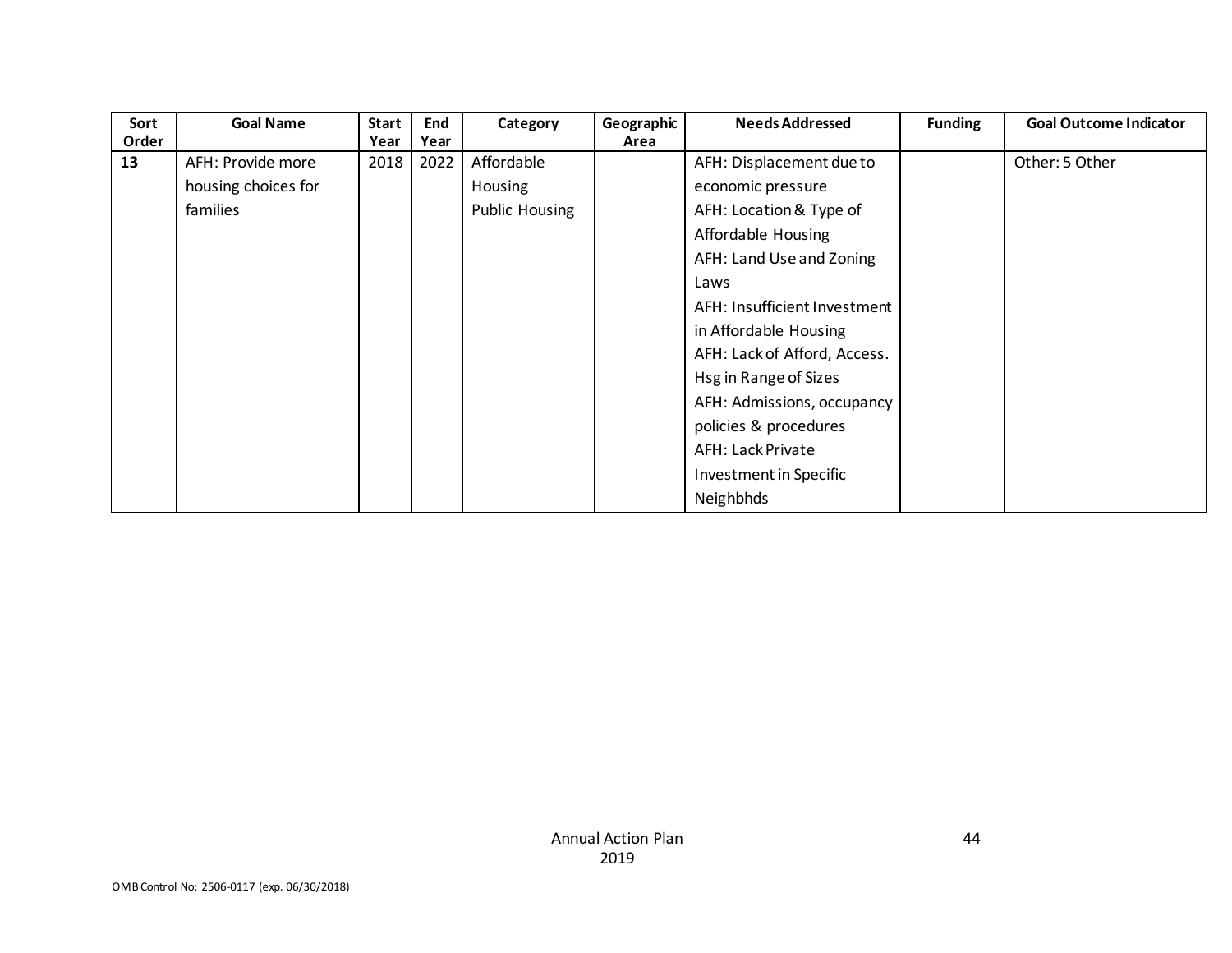| Sort Order | Goal Name | Start Year | End Year | Category | Geographic Area | Needs Addressed | Funding | Goal Outcome Indicator |
|---|---|---|---|---|---|---|---|---|
| **13** | AFH: Provide more housing choices for families | 2018 | 2022 | Affordable Housing<br>Public Housing | | AFH: Displacement due to economic pressure<br>AFH: Location & Type of Affordable Housing<br>AFH: Land Use and Zoning Laws<br>AFH: Insufficient Investment in Affordable Housing<br>AFH: Lack of Afford, Access. Hsg in Range of Sizes<br>AFH: Admissions, occupancy policies & procedures<br>AFH: Lack Private Investment in Specific Neighbhds | | Other: 5 Other |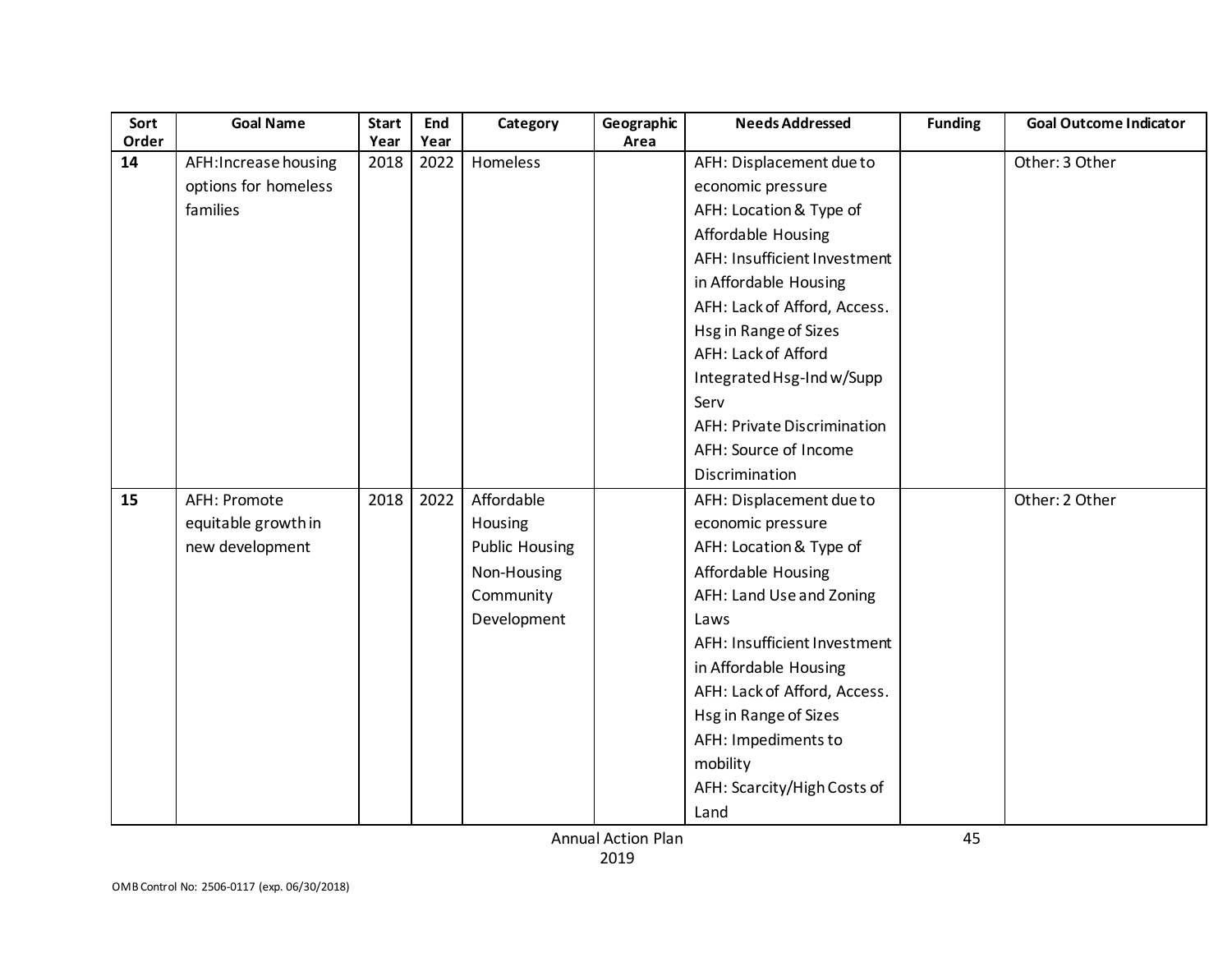| Sort Order | Goal Name | Start Year | End Year | Category | Geographic Area | Needs Addressed | Funding | Goal Outcome Indicator |
|---|---|---|---|---|---|---|---|---|
| **14** | AFH:Increase housing options for homeless families | 2018 | 2022 | Homeless | | AFH: Displacement due to economic pressure<br>AFH: Location & Type of Affordable Housing<br>AFH: Insufficient Investment in Affordable Housing<br>AFH: Lack of Afford, Access. Hsg in Range of Sizes<br>AFH: Lack of Afford Integrated Hsg-Ind w/Supp Serv<br>AFH: Private Discrimination<br>AFH: Source of Income Discrimination | | Other: 3 Other |
| **15** | AFH: Promote equitable growth in new development | 2018 | 2022 | Affordable Housing<br>Public Housing<br>Non-Housing Community Development | | AFH: Displacement due to economic pressure<br>AFH: Location & Type of Affordable Housing<br>AFH: Land Use and Zoning Laws<br>AFH: Insufficient Investment in Affordable Housing<br>AFH: Lack of Afford, Access. Hsg in Range of Sizes<br>AFH: Impediments to mobility<br>AFH: Scarcity/High Costs of Land | | Other: 2 Other |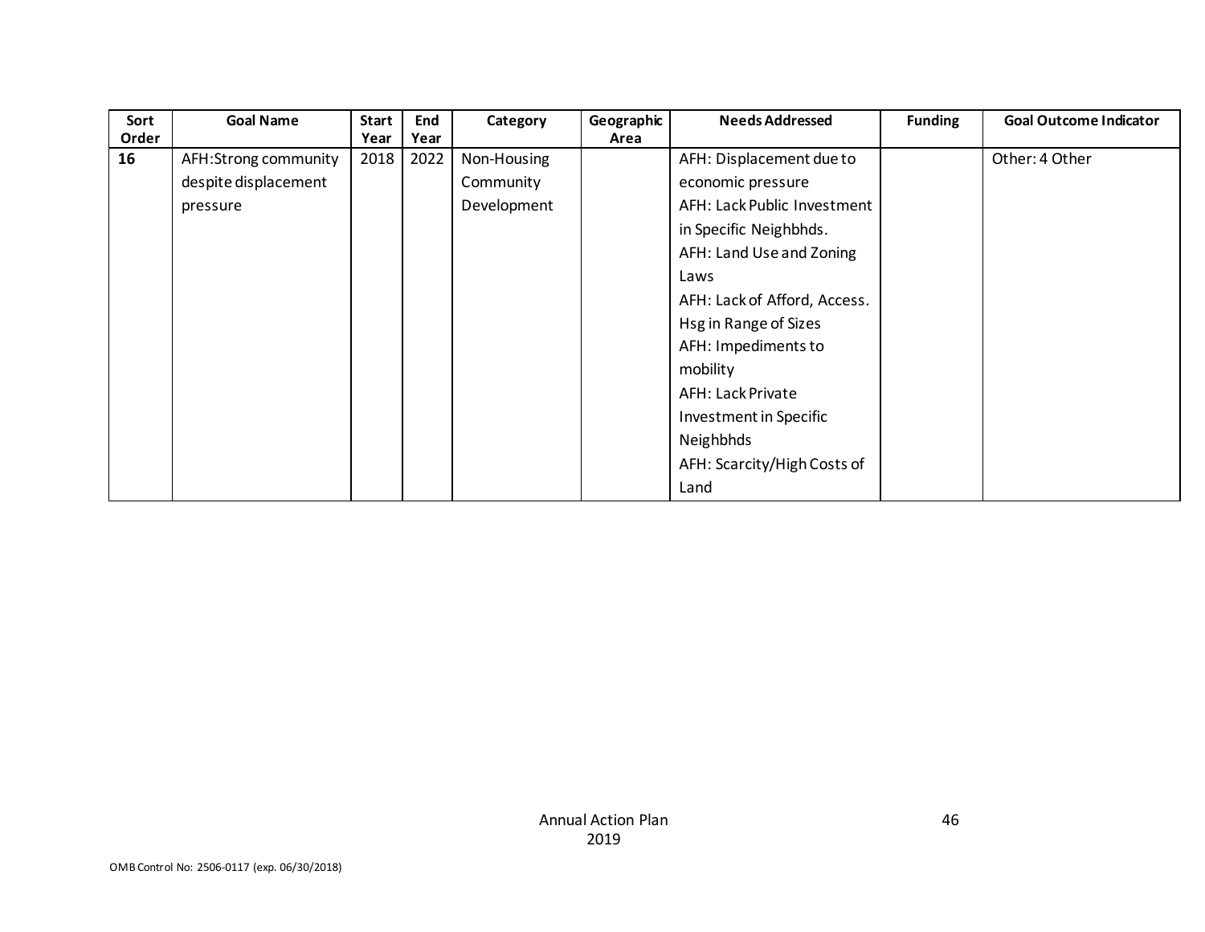| Sort Order | Goal Name | Start Year | End Year | Category | Geographic Area | Needs Addressed | Funding | Goal Outcome Indicator |
|---|---|---|---|---|---|---|---|---|
| **16** | AFH:Strong community despite displacement pressure | 2018 | 2022 | Non-Housing Community Development | | AFH: Displacement due to economic pressure<br>AFH: Lack Public Investment in Specific Neighbhds.<br>AFH: Land Use and Zoning Laws<br>AFH: Lack of Afford, Access. Hsg in Range of Sizes<br>AFH: Impediments to mobility<br>AFH: Lack Private Investment in Specific Neighbhds<br>AFH: Scarcity/High Costs of Land | | Other: 4 Other |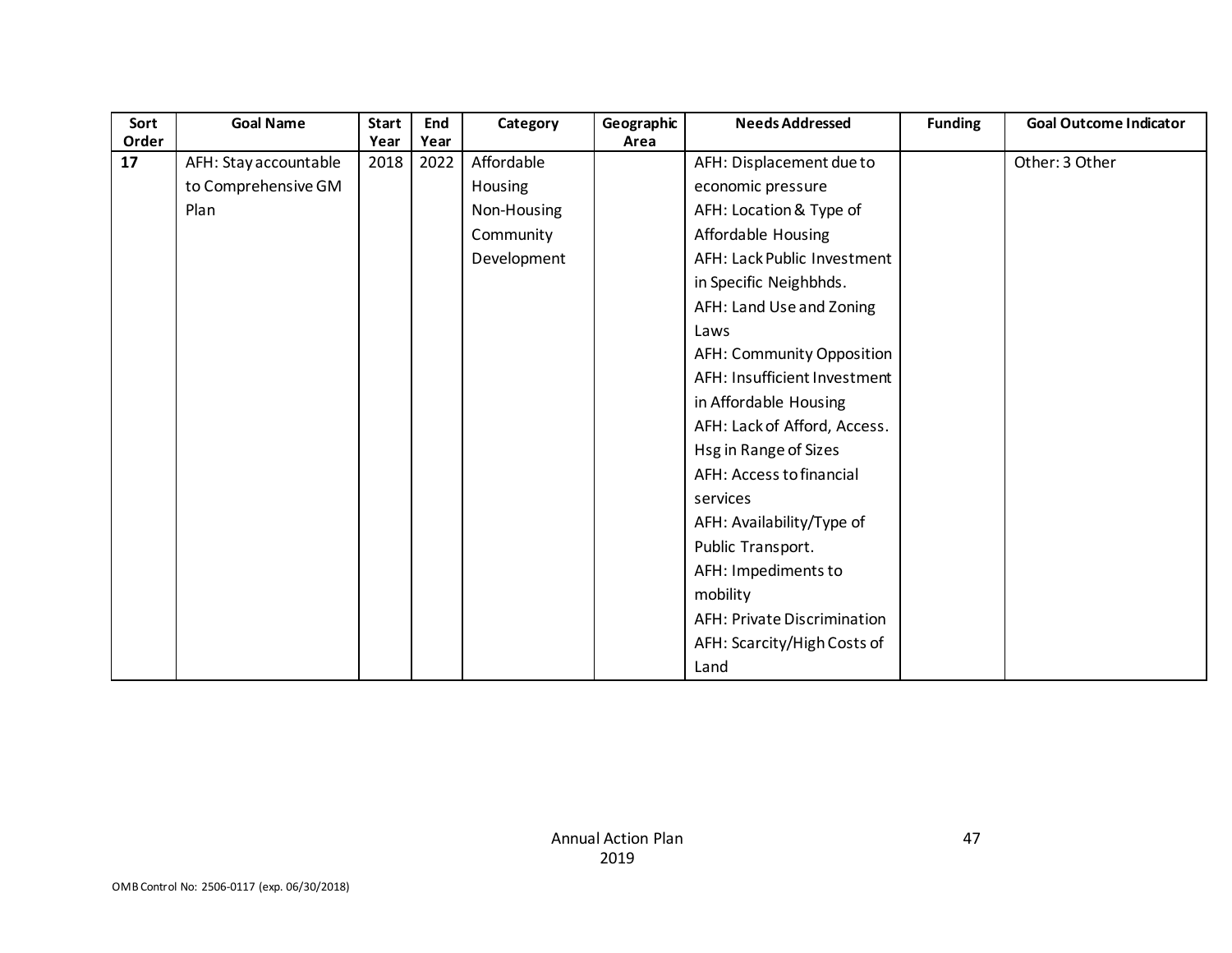| Sort Order | Goal Name | Start Year | End Year | Category | Geographic Area | Needs Addressed | Funding | Goal Outcome Indicator |
|---|---|---|---|---|---|---|---|---|
| **17** | AFH: Stay accountable to Comprehensive GM Plan | 2018 | 2022 | Affordable Housing<br>Non-Housing Community Development | | AFH: Displacement due to economic pressure<br>AFH: Location & Type of Affordable Housing<br>AFH: Lack Public Investment in Specific Neighbhds.<br>AFH: Land Use and Zoning Laws<br>AFH: Community Opposition<br>AFH: Insufficient Investment in Affordable Housing<br>AFH: Lack of Afford, Access. Hsg in Range of Sizes<br>AFH: Access to financial services<br>AFH: Availability/Type of Public Transport.<br>AFH: Impediments to mobility<br>AFH: Private Discrimination<br>AFH: Scarcity/High Costs of Land | | Other: 3 Other |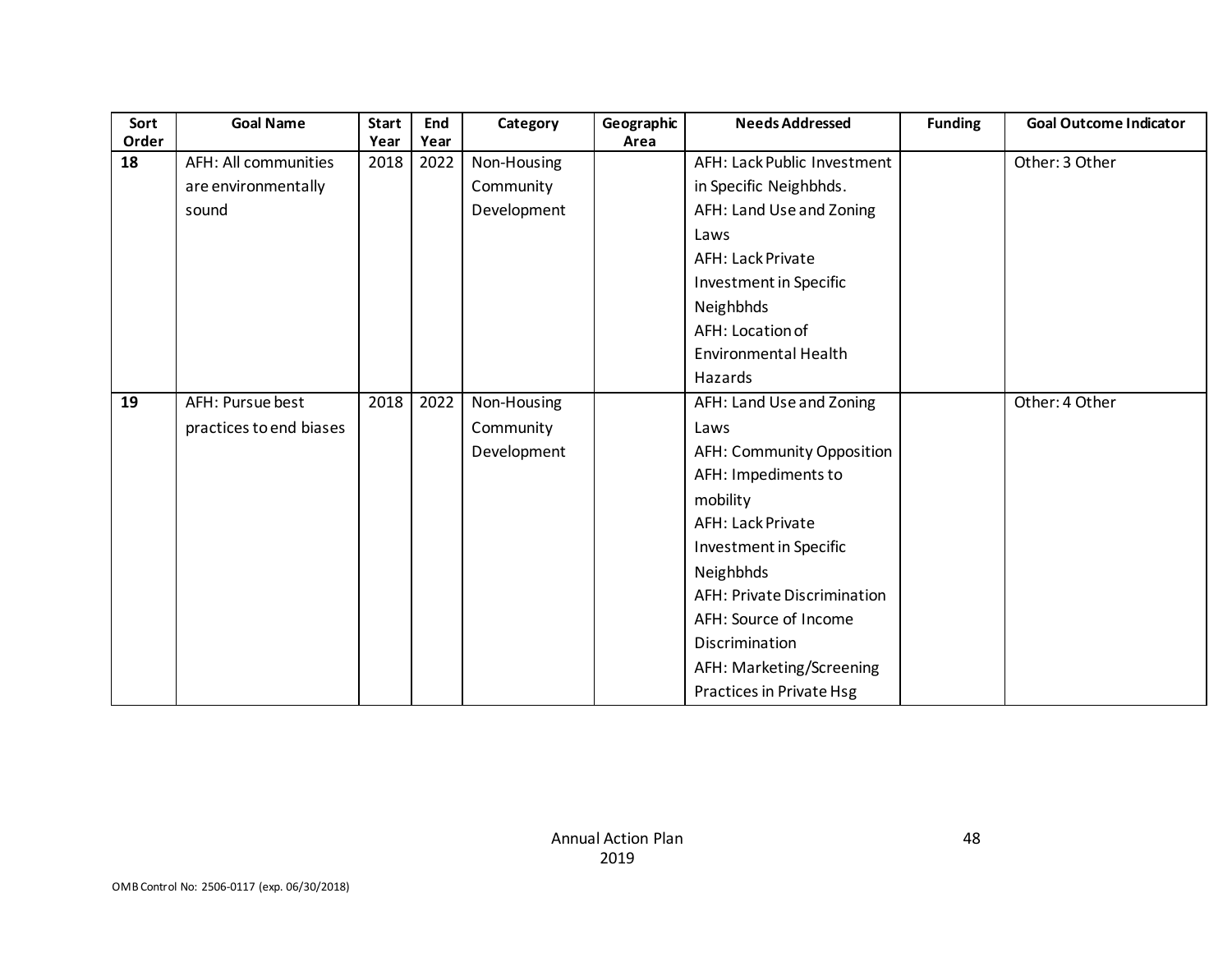| Sort Order | Goal Name | Start Year | End Year | Category | Geographic Area | Needs Addressed | Funding | Goal Outcome Indicator |
|---|---|---|---|---|---|---|---|---|
| 18 | AFH: All communities are environmentally sound | 2018 | 2022 | Non-Housing Community Development | | AFH: Lack Public Investment in Specific Neighbhds. AFH: Land Use and Zoning Laws AFH: Lack Private Investment in Specific Neighbhds AFH: Location of Environmental Health Hazards | | Other: 3 Other |
| 19 | AFH: Pursue best practices to end biases | 2018 | 2022 | Non-Housing Community Development | | AFH: Land Use and Zoning Laws AFH: Community Opposition AFH: Impediments to mobility AFH: Lack Private Investment in Specific Neighbhds AFH: Private Discrimination AFH: Source of Income Discrimination AFH: Marketing/Screening Practices in Private Hsg | | Other: 4 Other |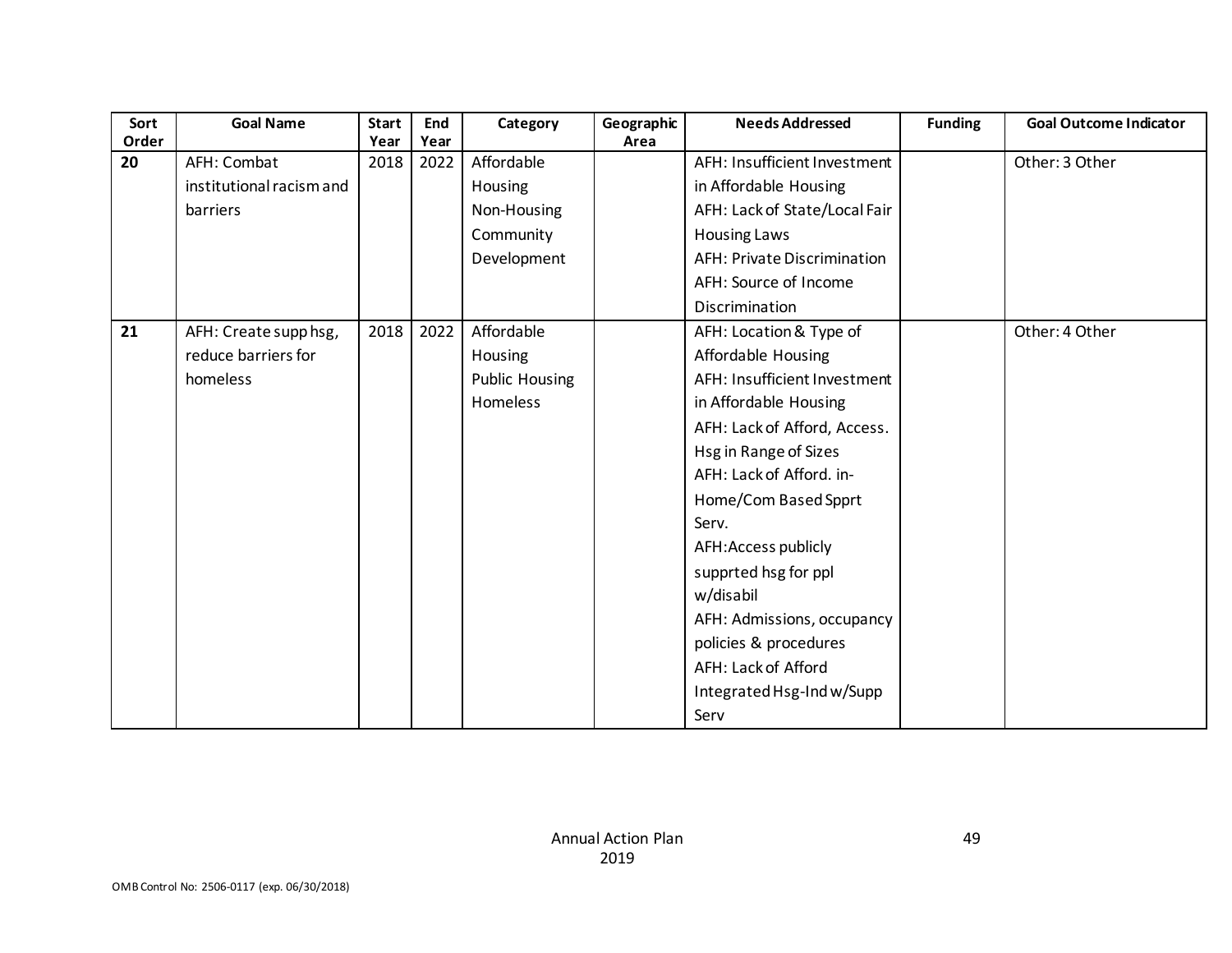| Sort Order | Goal Name | Start Year | End Year | Category | Geographic Area | Needs Addressed | Funding | Goal Outcome Indicator |
|---|---|---|---|---|---|---|---|---|
| 20 | AFH: Combat institutional racism and barriers | 2018 | 2022 | Affordable Housing<br>Non-Housing Community Development | | AFH: Insufficient Investment in Affordable Housing<br>AFH: Lack of State/Local Fair Housing Laws<br>AFH: Private Discrimination<br>AFH: Source of Income Discrimination | | Other: 3 Other |
| 21 | AFH: Create supp hsg, reduce barriers for homeless | 2018 | 2022 | Affordable Housing<br>Public Housing<br>Homeless | | AFH: Location & Type of Affordable Housing<br>AFH: Insufficient Investment in Affordable Housing<br>AFH: Lack of Afford, Access. Hsg in Range of Sizes<br>AFH: Lack of Afford. in-Home/Com Based Spprt Serv.<br>AFH:Access publicly supprted hsg for ppl w/disabil<br>AFH: Admissions, occupancy policies & procedures<br>AFH: Lack of Afford Integrated Hsg-Ind w/Supp Serv | | Other: 4 Other |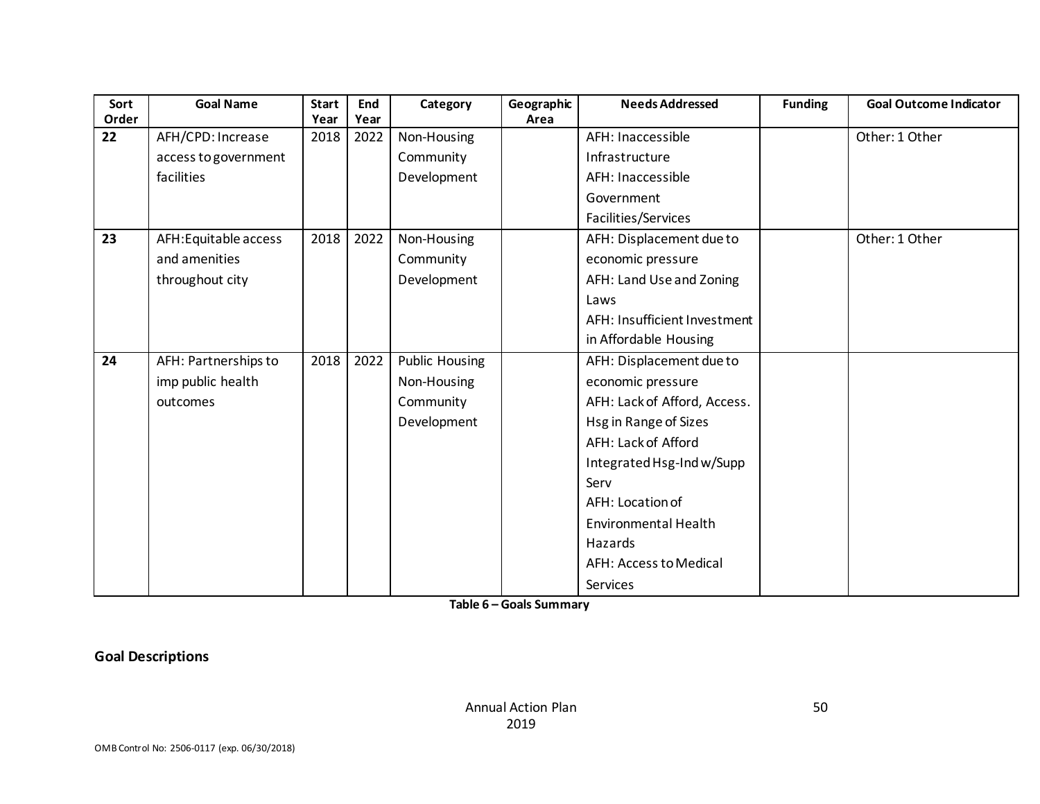| Sort Order | Goal Name | Start Year | End Year | Category | Geographic Area | Needs Addressed | Funding | Goal Outcome Indicator |
|---|---|---|---|---|---|---|---|---|
| **22** | AFH/CPD: Increase access to government facilities | 2018 | 2022 | Non-Housing Community Development | | AFH: Inaccessible Infrastructure<br>AFH: Inaccessible Government Facilities/Services | | Other: 1 Other |
| **23** | AFH:Equitable access and amenities throughout city | 2018 | 2022 | Non-Housing Community Development | | AFH: Displacement due to economic pressure<br>AFH: Land Use and Zoning Laws<br>AFH: Insufficient Investment in Affordable Housing | | Other: 1 Other |
| **24** | AFH: Partnerships to imp public health outcomes | 2018 | 2022 | Public Housing<br>Non-Housing Community Development | | AFH: Displacement due to economic pressure<br>AFH: Lack of Afford, Access. Hsg in Range of Sizes<br>AFH: Lack of Afford Integrated Hsg-Ind w/Supp Serv<br>AFH: Location of Environmental Health Hazards<br>AFH: Access to Medical Services | | |

**Table 6 – Goals Summary**

**Goal Descriptions**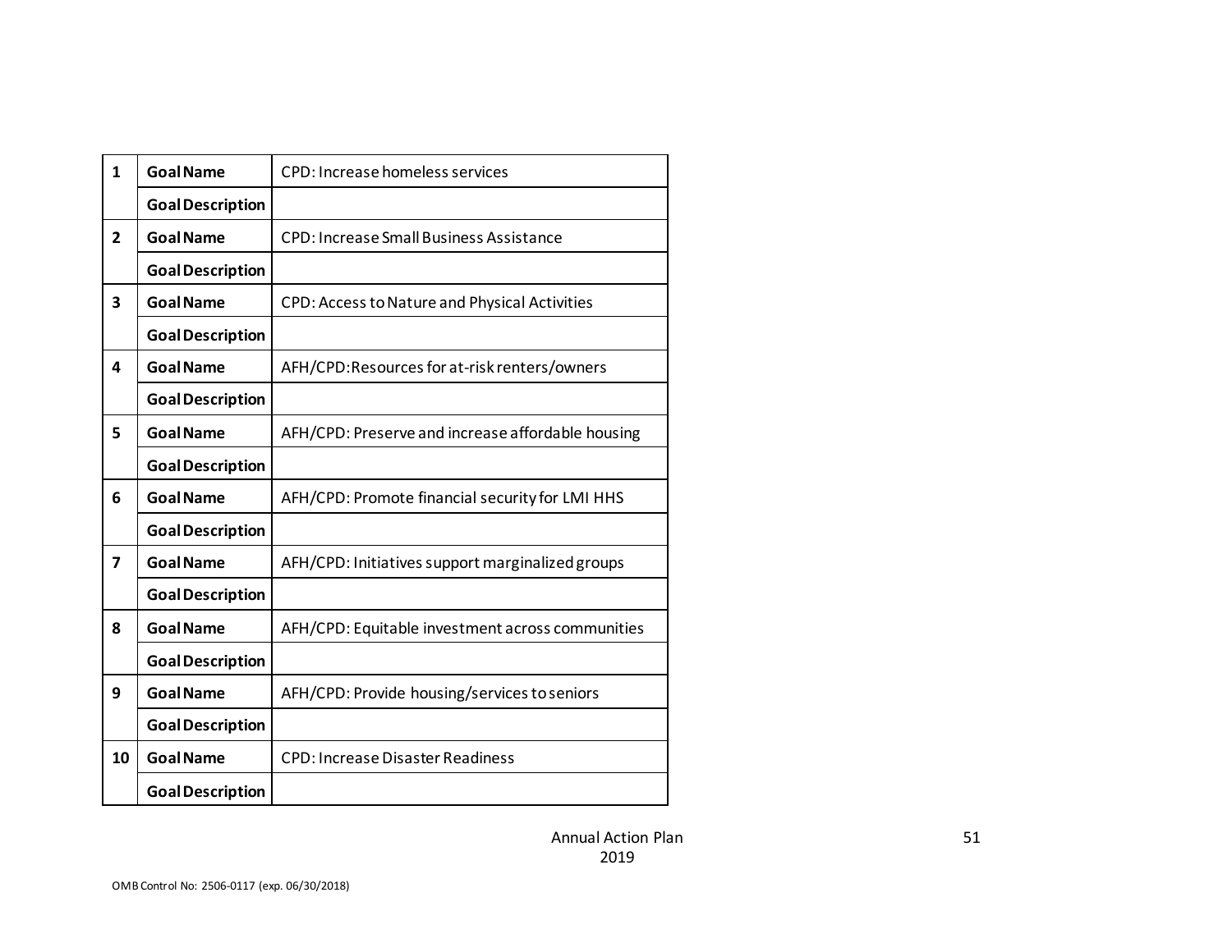| | | |
|---|---|---|
| 1 | **Goal Name** | CPD: Increase homeless services |
| | **Goal Description** | |
| 2 | **Goal Name** | CPD: Increase Small Business Assistance |
| | **Goal Description** | |
| 3 | **Goal Name** | CPD: Access to Nature and Physical Activities |
| | **Goal Description** | |
| 4 | **Goal Name** | AFH/CPD:Resources for at-risk renters/owners |
| | **Goal Description** | |
| 5 | **Goal Name** | AFH/CPD: Preserve and increase affordable housing |
| | **Goal Description** | |
| 6 | **Goal Name** | AFH/CPD: Promote financial security for LMI HHS |
| | **Goal Description** | |
| 7 | **Goal Name** | AFH/CPD: Initiatives support marginalized groups |
| | **Goal Description** | |
| 8 | **Goal Name** | AFH/CPD: Equitable investment across communities |
| | **Goal Description** | |
| 9 | **Goal Name** | AFH/CPD: Provide housing/services to seniors |
| | **Goal Description** | |
| 10 | **Goal Name** | CPD: Increase Disaster Readiness |
| | **Goal Description** | |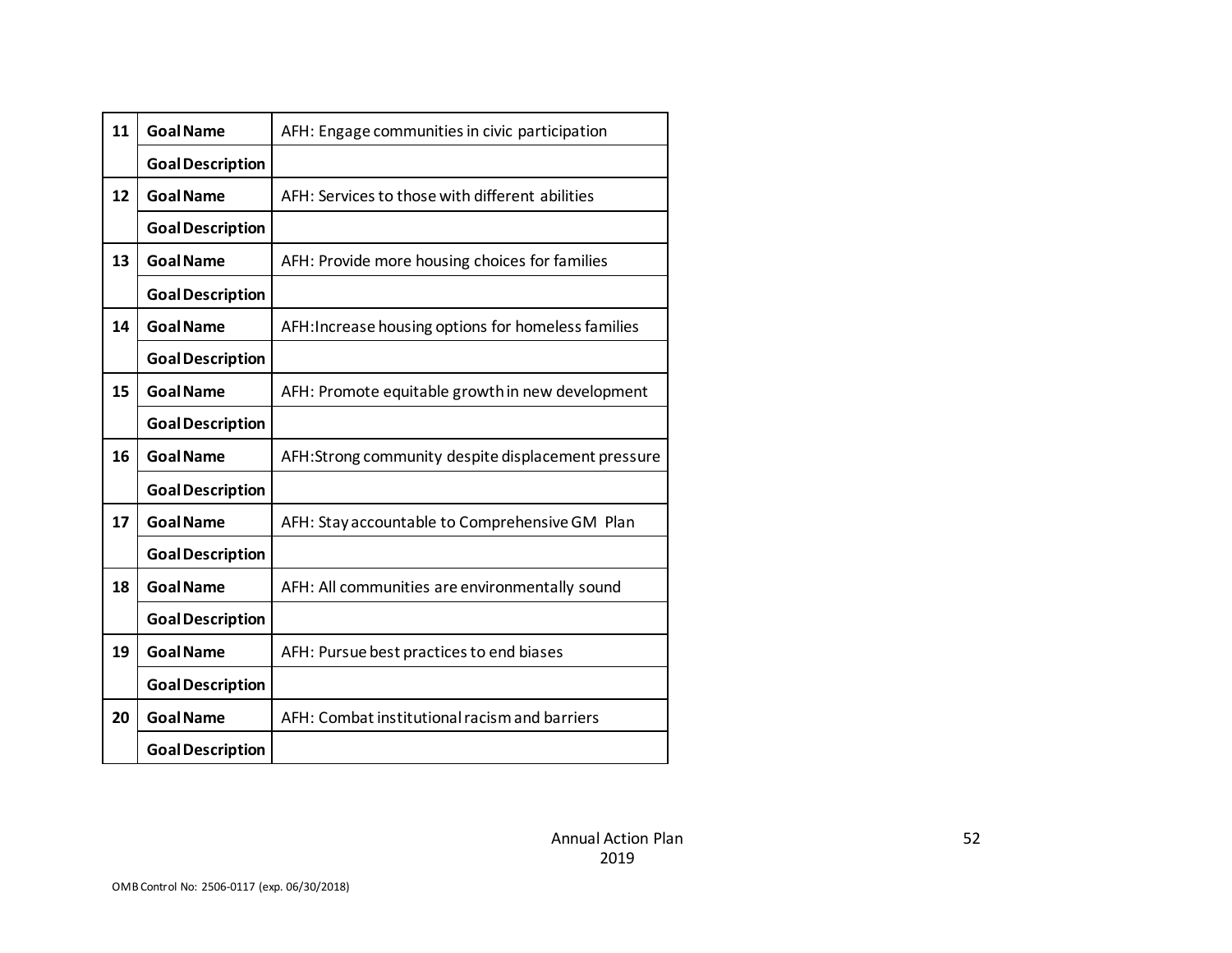| | | |
|---|---|---|
| 11 | **Goal Name** | AFH: Engage communities in civic participation |
| | **Goal Description** | |
| 12 | **Goal Name** | AFH: Services to those with different abilities |
| | **Goal Description** | |
| 13 | **Goal Name** | AFH: Provide more housing choices for families |
| | **Goal Description** | |
| 14 | **Goal Name** | AFH:Increase housing options for homeless families |
| | **Goal Description** | |
| 15 | **Goal Name** | AFH: Promote equitable growth in new development |
| | **Goal Description** | |
| 16 | **Goal Name** | AFH:Strong community despite displacement pressure |
| | **Goal Description** | |
| 17 | **Goal Name** | AFH: Stay accountable to Comprehensive GM Plan |
| | **Goal Description** | |
| 18 | **Goal Name** | AFH: All communities are environmentally sound |
| | **Goal Description** | |
| 19 | **Goal Name** | AFH: Pursue best practices to end biases |
| | **Goal Description** | |
| 20 | **Goal Name** | AFH: Combat institutional racism and barriers |
| | **Goal Description** | |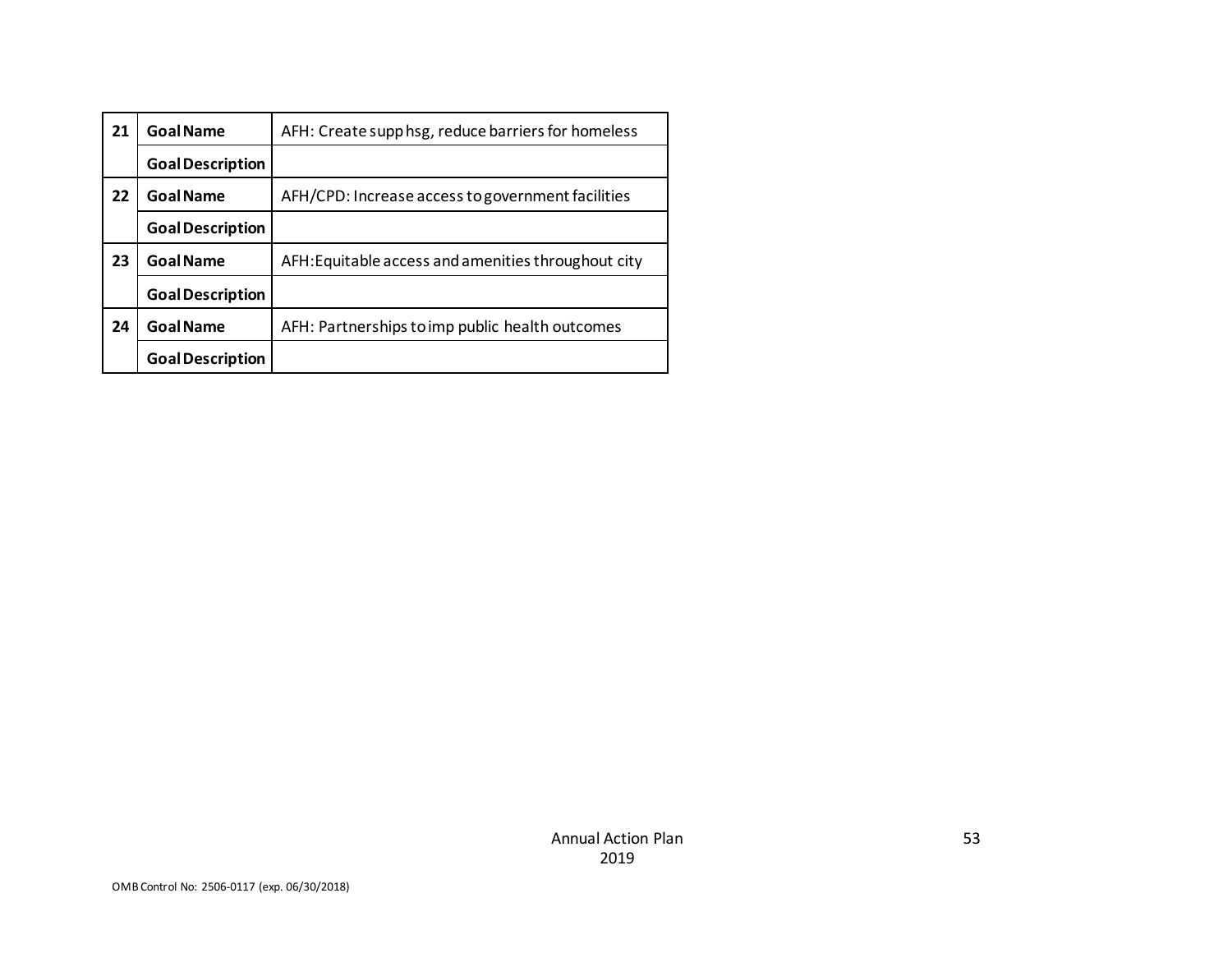| | | |
|---|---|---|
| 21 | **Goal Name** | AFH: Create supp hsg, reduce barriers for homeless |
| | **Goal Description** | |
| 22 | **Goal Name** | AFH/CPD: Increase access to government facilities |
| | **Goal Description** | |
| 23 | **Goal Name** | AFH:Equitable access and amenities throughout city |
| | **Goal Description** | |
| 24 | **Goal Name** | AFH: Partnerships to imp public health outcomes |
| | **Goal Description** | |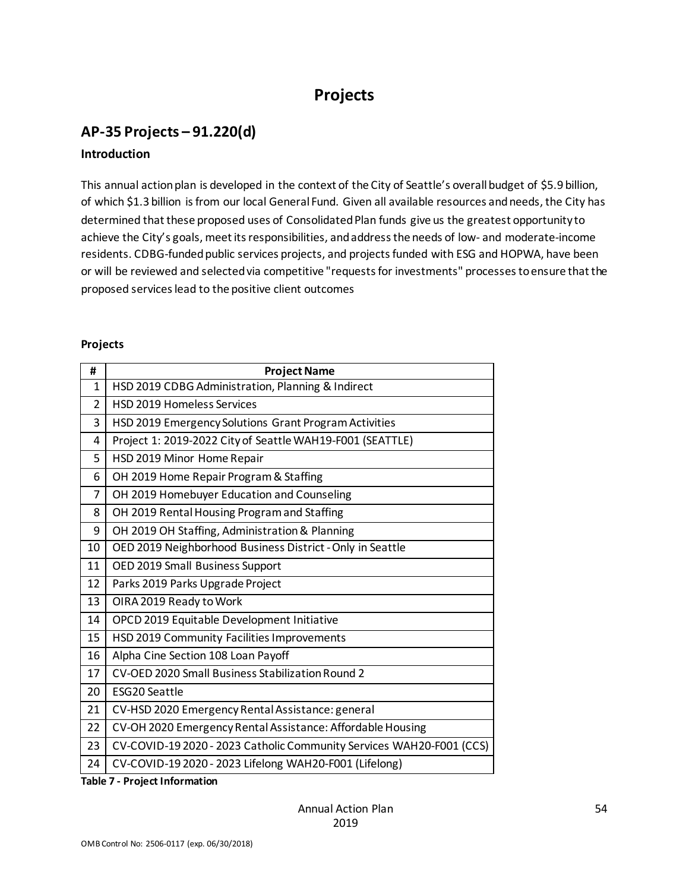# Projects

## AP-35 Projects – 91.220(d)

### Introduction

This annual action plan is developed in the context of the City of Seattle's overall budget of $5.9 billion, of which $1.3 billion is from our local General Fund. Given all available resources and needs, the City has determined that these proposed uses of Consolidated Plan funds give us the greatest opportunity to achieve the City's goals, meet its responsibilities, and address the needs of low- and moderate-income residents. CDBG-funded public services projects, and projects funded with ESG and HOPWA, have been or will be reviewed and selected via competitive "requests for investments" processes to ensure that the proposed services lead to the positive client outcomes

### Projects

| # | Project Name |
|---|---|
| 1 | HSD 2019 CDBG Administration, Planning & Indirect |
| 2 | HSD 2019 Homeless Services |
| 3 | HSD 2019 Emergency Solutions Grant Program Activities |
| 4 | Project 1: 2019-2022 City of Seattle WAH19-F001 (SEATTLE) |
| 5 | HSD 2019 Minor Home Repair |
| 6 | OH 2019 Home Repair Program & Staffing |
| 7 | OH 2019 Homebuyer Education and Counseling |
| 8 | OH 2019 Rental Housing Program and Staffing |
| 9 | OH 2019 OH Staffing, Administration & Planning |
| 10 | OED 2019 Neighborhood Business District - Only in Seattle |
| 11 | OED 2019 Small Business Support |
| 12 | Parks 2019 Parks Upgrade Project |
| 13 | OIRA 2019 Ready to Work |
| 14 | OPCD 2019 Equitable Development Initiative |
| 15 | HSD 2019 Community Facilities Improvements |
| 16 | Alpha Cine Section 108 Loan Payoff |
| 17 | CV-OED 2020 Small Business Stabilization Round 2 |
| 20 | ESG20 Seattle |
| 21 | CV-HSD 2020 Emergency Rental Assistance: general |
| 22 | CV-OH 2020 Emergency Rental Assistance: Affordable Housing |
| 23 | CV-COVID-19 2020 - 2023 Catholic Community Services WAH20-F001 (CCS) |
| 24 | CV-COVID-19 2020 - 2023 Lifelong WAH20-F001 (Lifelong) |

**Table 7 - Project Information**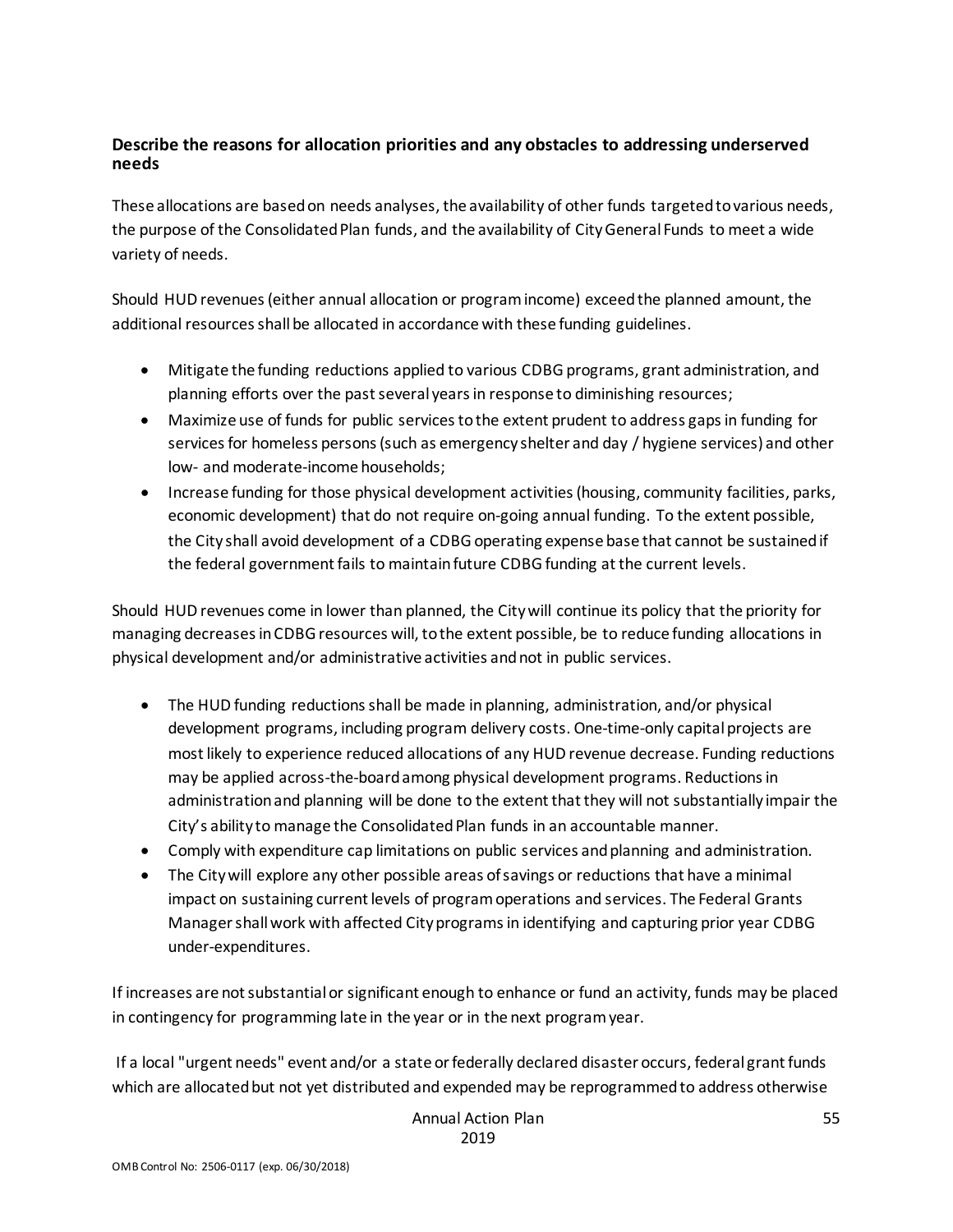**Describe the reasons for allocation priorities and any obstacles to addressing underserved needs**

These allocations are based on needs analyses, the availability of other funds targeted to various needs, the purpose of the Consolidated Plan funds, and the availability of City General Funds to meet a wide variety of needs.

Should HUD revenues (either annual allocation or program income) exceed the planned amount, the additional resources shall be allocated in accordance with these funding guidelines.

- Mitigate the funding reductions applied to various CDBG programs, grant administration, and planning efforts over the past several years in response to diminishing resources;
- Maximize use of funds for public services to the extent prudent to address gaps in funding for services for homeless persons (such as emergency shelter and day / hygiene services) and other low- and moderate-income households;
- Increase funding for those physical development activities (housing, community facilities, parks, economic development) that do not require on-going annual funding. To the extent possible, the City shall avoid development of a CDBG operating expense base that cannot be sustained if the federal government fails to maintain future CDBG funding at the current levels.

Should HUD revenues come in lower than planned, the City will continue its policy that the priority for managing decreases in CDBG resources will, to the extent possible, be to reduce funding allocations in physical development and/or administrative activities and not in public services.

- The HUD funding reductions shall be made in planning, administration, and/or physical development programs, including program delivery costs. One-time-only capital projects are most likely to experience reduced allocations of any HUD revenue decrease. Funding reductions may be applied across-the-board among physical development programs. Reductions in administration and planning will be done to the extent that they will not substantially impair the City's ability to manage the Consolidated Plan funds in an accountable manner.
- Comply with expenditure cap limitations on public services and planning and administration.
- The City will explore any other possible areas of savings or reductions that have a minimal impact on sustaining current levels of program operations and services. The Federal Grants Manager shall work with affected City programs in identifying and capturing prior year CDBG under-expenditures.

If increases are not substantial or significant enough to enhance or fund an activity, funds may be placed in contingency for programming late in the year or in the next program year.

If a local "urgent needs" event and/or a state or federally declared disaster occurs, federal grant funds which are allocated but not yet distributed and expended may be reprogrammed to address otherwise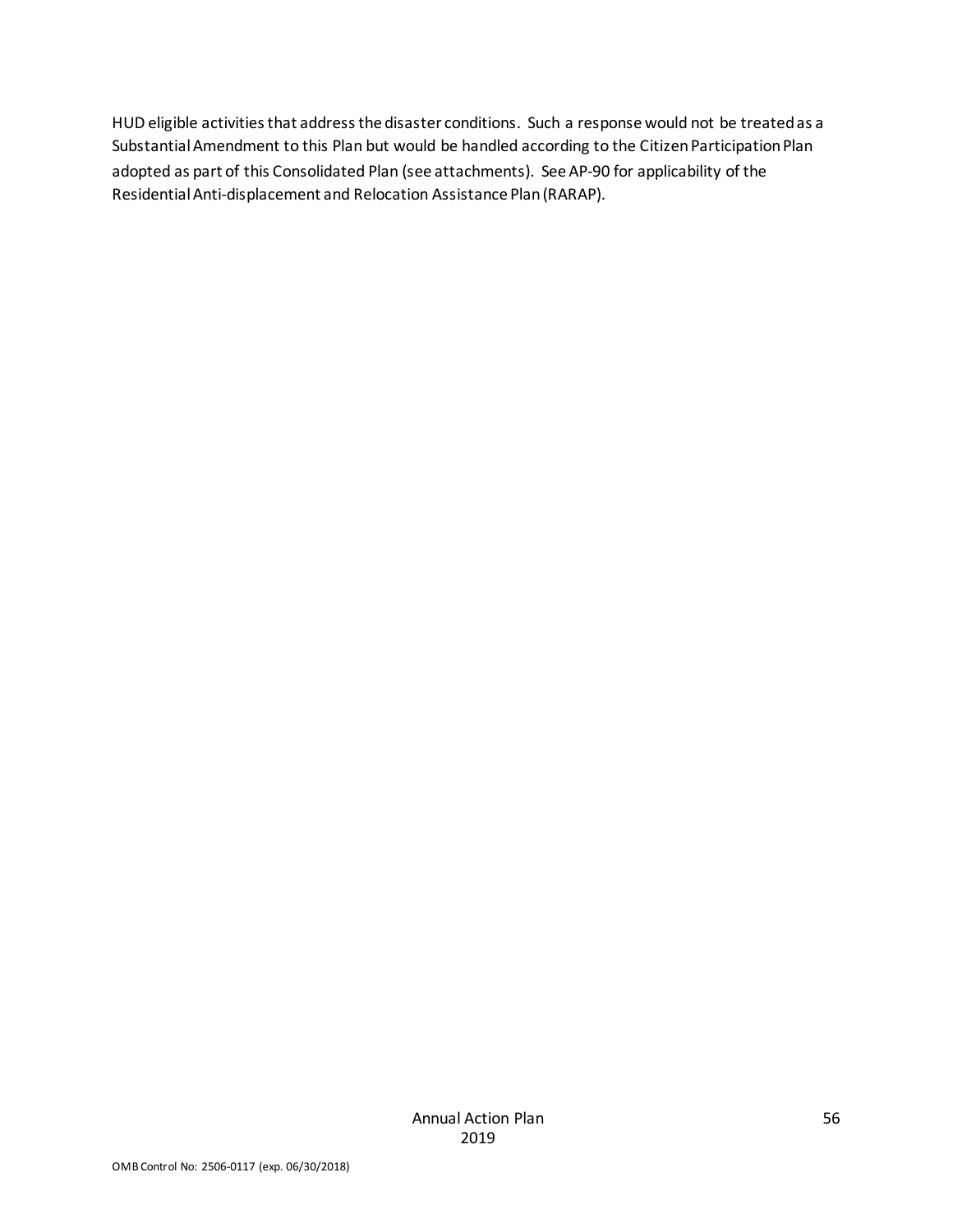HUD eligible activities that address the disaster conditions. Such a response would not be treated as a Substantial Amendment to this Plan but would be handled according to the Citizen Participation Plan adopted as part of this Consolidated Plan (see attachments). See AP-90 for applicability of the Residential Anti-displacement and Relocation Assistance Plan (RARAP).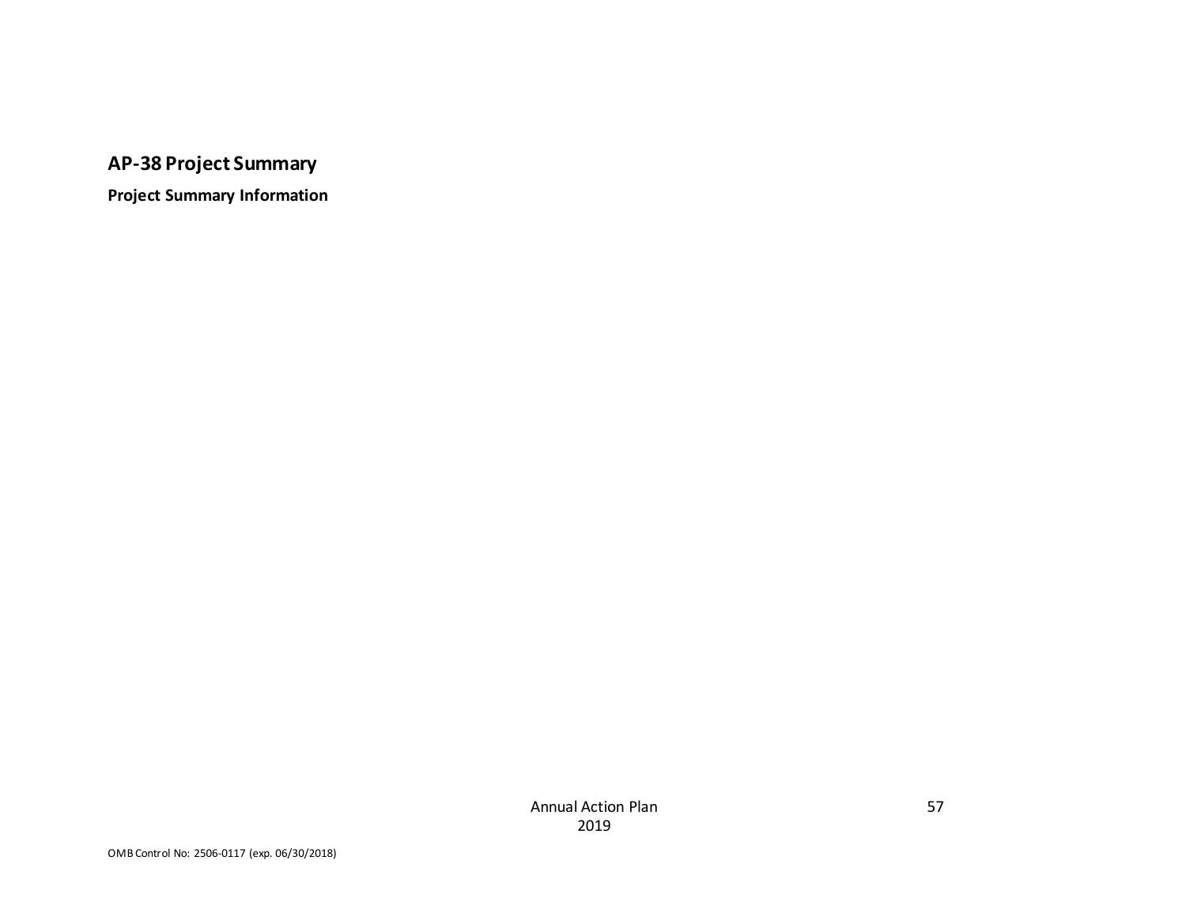## AP-38 Project Summary

**Project Summary Information**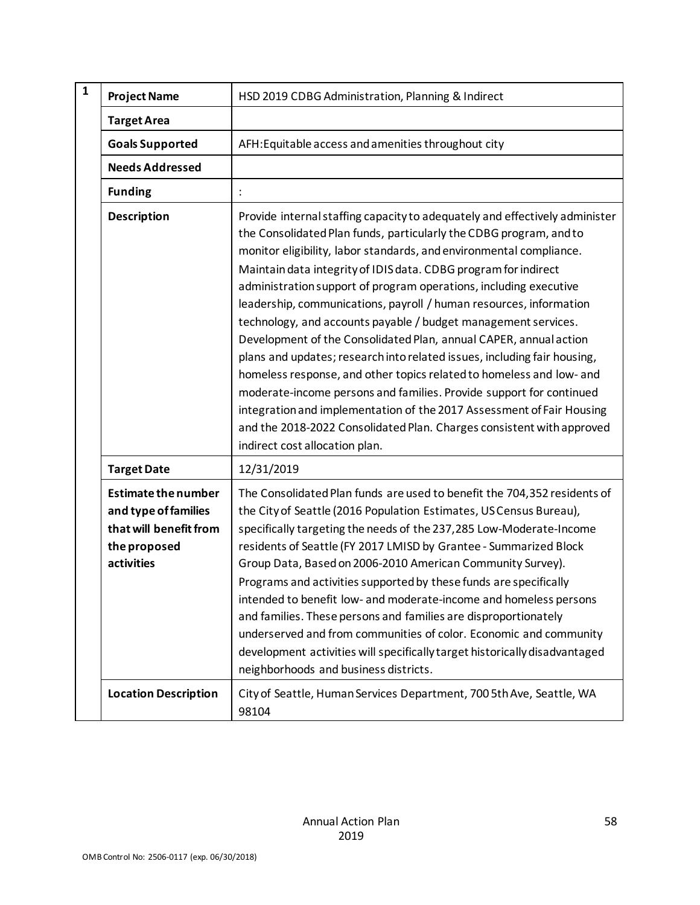| 1 | | |
|---|---|---|
| | **Project Name** | HSD 2019 CDBG Administration, Planning & Indirect |
| | **Target Area** | |
| | **Goals Supported** | AFH:Equitable access and amenities throughout city |
| | **Needs Addressed** | |
| | **Funding** | : |
| | **Description** | Provide internal staffing capacity to adequately and effectively administer the Consolidated Plan funds, particularly the CDBG program, and to monitor eligibility, labor standards, and environmental compliance. Maintain data integrity of IDIS data. CDBG program for indirect administration support of program operations, including executive leadership, communications, payroll / human resources, information technology, and accounts payable / budget management services. Development of the Consolidated Plan, annual CAPER, annual action plans and updates; research into related issues, including fair housing, homeless response, and other topics related to homeless and low- and moderate-income persons and families. Provide support for continued integration and implementation of the 2017 Assessment of Fair Housing and the 2018-2022 Consolidated Plan. Charges consistent with approved indirect cost allocation plan. |
| | **Target Date** | 12/31/2019 |
| | **Estimate the number and type of families that will benefit from the proposed activities** | The Consolidated Plan funds are used to benefit the 704,352 residents of the City of Seattle (2016 Population Estimates, US Census Bureau), specifically targeting the needs of the 237,285 Low-Moderate-Income residents of Seattle (FY 2017 LMISD by Grantee - Summarized Block Group Data, Based on 2006-2010 American Community Survey). Programs and activities supported by these funds are specifically intended to benefit low- and moderate-income and homeless persons and families. These persons and families are disproportionately underserved and from communities of color. Economic and community development activities will specifically target historically disadvantaged neighborhoods and business districts. |
| | **Location Description** | City of Seattle, Human Services Department, 700 5th Ave, Seattle, WA 98104 |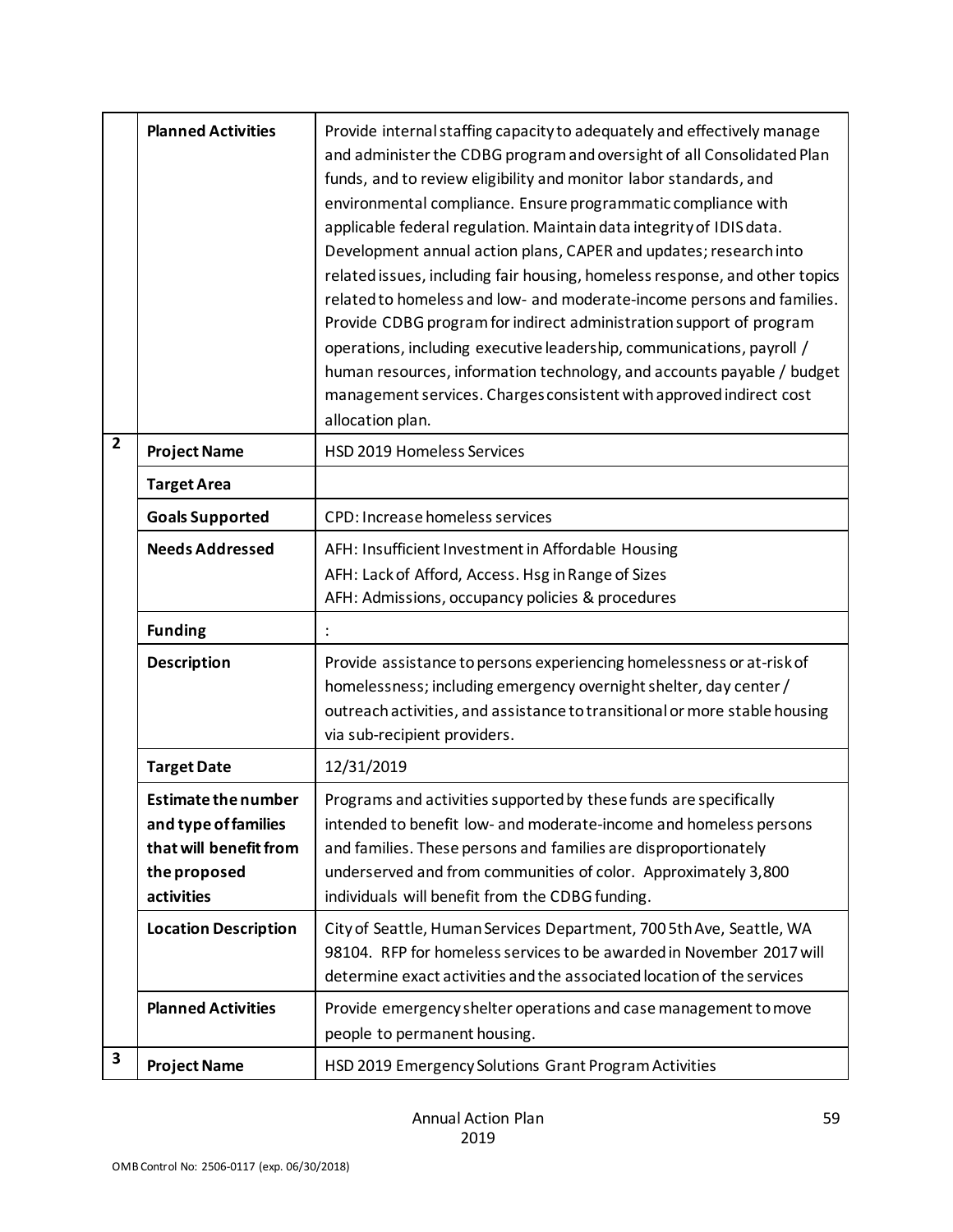| | | |
|---|---|---|
| | **Planned Activities** | Provide internal staffing capacity to adequately and effectively manage and administer the CDBG program and oversight of all Consolidated Plan funds, and to review eligibility and monitor labor standards, and environmental compliance. Ensure programmatic compliance with applicable federal regulation. Maintain data integrity of IDIS data. Development annual action plans, CAPER and updates; research into related issues, including fair housing, homeless response, and other topics related to homeless and low- and moderate-income persons and families. Provide CDBG program for indirect administration support of program operations, including executive leadership, communications, payroll / human resources, information technology, and accounts payable / budget management services. Charges consistent with approved indirect cost allocation plan. |
| **2** | **Project Name** | HSD 2019 Homeless Services |
| | **Target Area** | |
| | **Goals Supported** | CPD: Increase homeless services |
| | **Needs Addressed** | AFH: Insufficient Investment in Affordable Housing<br>AFH: Lack of Afford, Access. Hsg in Range of Sizes<br>AFH: Admissions, occupancy policies & procedures |
| | **Funding** | : |
| | **Description** | Provide assistance to persons experiencing homelessness or at-risk of homelessness; including emergency overnight shelter, day center / outreach activities, and assistance to transitional or more stable housing via sub-recipient providers. |
| | **Target Date** | 12/31/2019 |
| | **Estimate the number and type of families that will benefit from the proposed activities** | Programs and activities supported by these funds are specifically intended to benefit low- and moderate-income and homeless persons and families. These persons and families are disproportionately underserved and from communities of color. Approximately 3,800 individuals will benefit from the CDBG funding. |
| | **Location Description** | City of Seattle, Human Services Department, 700 5th Ave, Seattle, WA 98104. RFP for homeless services to be awarded in November 2017 will determine exact activities and the associated location of the services |
| | **Planned Activities** | Provide emergency shelter operations and case management to move people to permanent housing. |
| **3** | **Project Name** | HSD 2019 Emergency Solutions Grant Program Activities |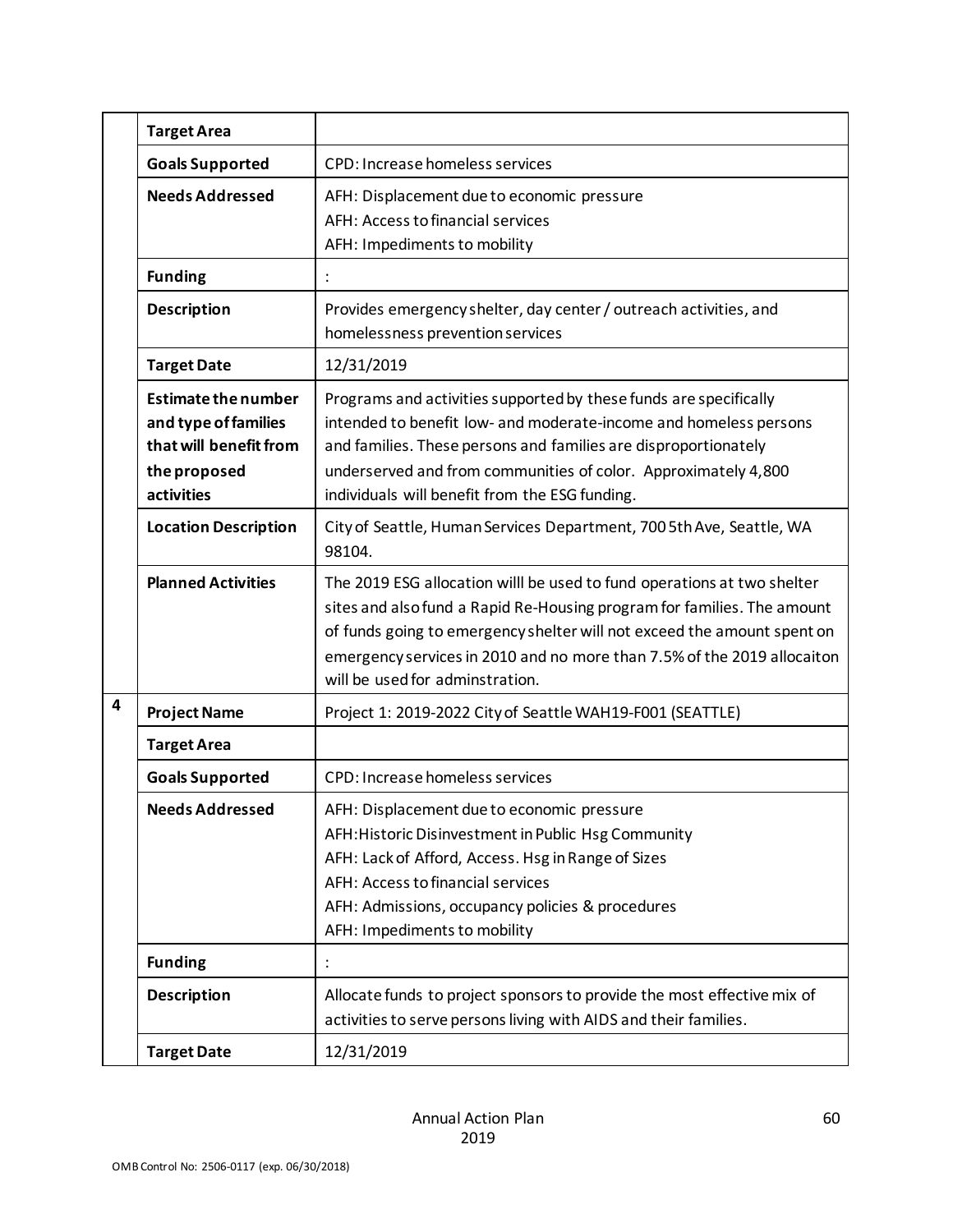| | | |
|---|---|---|
| | **Target Area** | |
| | **Goals Supported** | CPD: Increase homeless services |
| | **Needs Addressed** | AFH: Displacement due to economic pressure<br>AFH: Access to financial services<br>AFH: Impediments to mobility |
| | **Funding** | : |
| | **Description** | Provides emergency shelter, day center / outreach activities, and homelessness prevention services |
| | **Target Date** | 12/31/2019 |
| | **Estimate the number and type of families that will benefit from the proposed activities** | Programs and activities supported by these funds are specifically intended to benefit low- and moderate-income and homeless persons and families. These persons and families are disproportionately underserved and from communities of color. Approximately 4,800 individuals will benefit from the ESG funding. |
| | **Location Description** | City of Seattle, Human Services Department, 700 5th Ave, Seattle, WA 98104. |
| | **Planned Activities** | The 2019 ESG allocation willl be used to fund operations at two shelter sites and also fund a Rapid Re-Housing program for families. The amount of funds going to emergency shelter will not exceed the amount spent on emergency services in 2010 and no more than 7.5% of the 2019 allocaiton will be used for adminstration. |
| **4** | **Project Name** | Project 1: 2019-2022 City of Seattle WAH19-F001 (SEATTLE) |
| | **Target Area** | |
| | **Goals Supported** | CPD: Increase homeless services |
| | **Needs Addressed** | AFH: Displacement due to economic pressure<br>AFH:Historic Disinvestment in Public Hsg Community<br>AFH: Lack of Afford, Access. Hsg in Range of Sizes<br>AFH: Access to financial services<br>AFH: Admissions, occupancy policies & procedures<br>AFH: Impediments to mobility |
| | **Funding** | : |
| | **Description** | Allocate funds to project sponsors to provide the most effective mix of activities to serve persons living with AIDS and their families. |
| | **Target Date** | 12/31/2019 |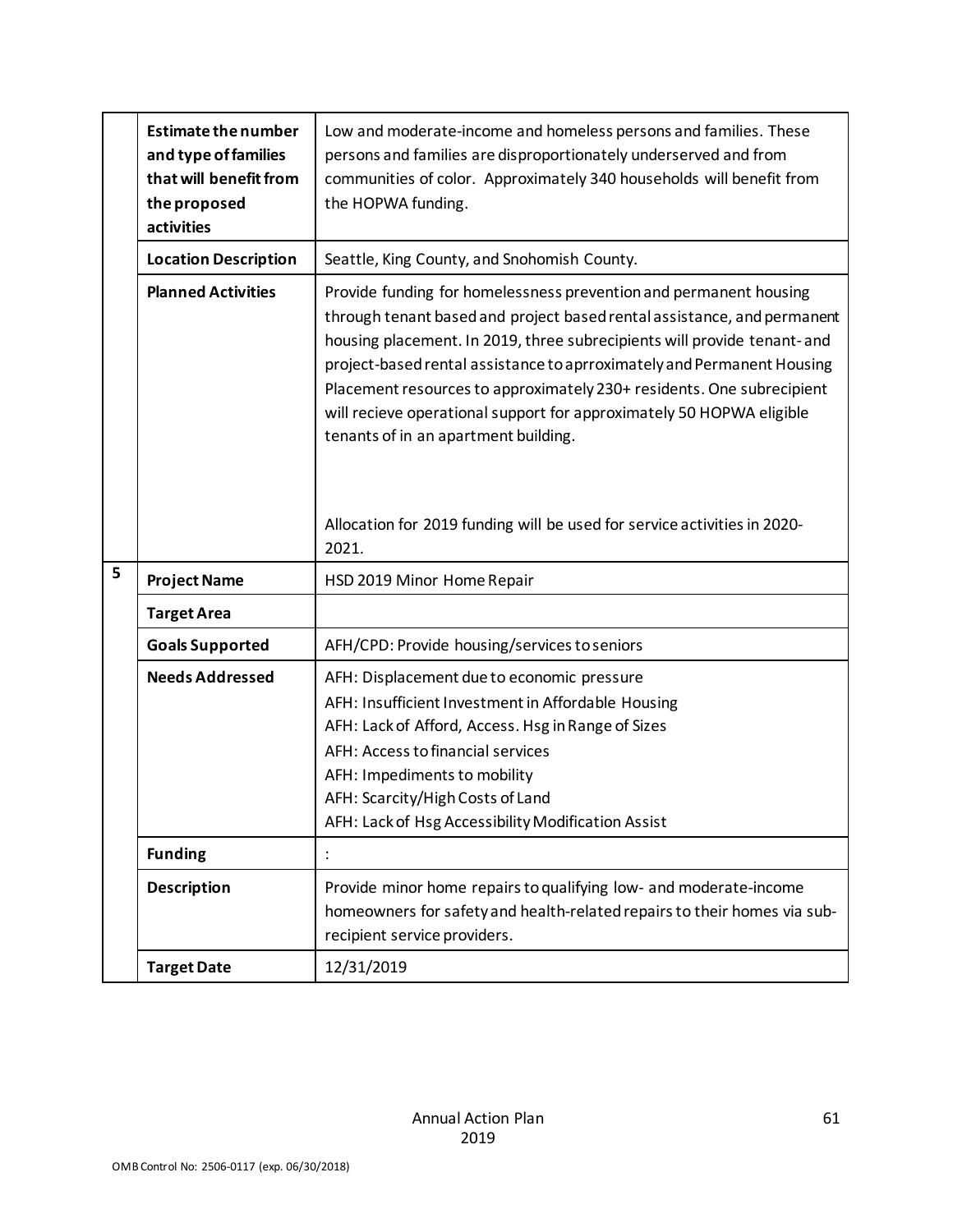| | | |
|---|---|---|
| | **Estimate the number and type of families that will benefit from the proposed activities** | Low and moderate-income and homeless persons and families. These persons and families are disproportionately underserved and from communities of color. Approximately 340 households will benefit from the HOPWA funding. |
| | **Location Description** | Seattle, King County, and Snohomish County. |
| | **Planned Activities** | Provide funding for homelessness prevention and permanent housing through tenant based and project based rental assistance, and permanent housing placement. In 2019, three subrecipients will provide tenant- and project-based rental assistance to aprroximately and Permanent Housing Placement resources to approximately 230+ residents. One subrecipient will recieve operational support for approximately 50 HOPWA eligible tenants of in an apartment building.<br><br>Allocation for 2019 funding will be used for service activities in 2020-2021. |
| 5 | **Project Name** | HSD 2019 Minor Home Repair |
| | **Target Area** | |
| | **Goals Supported** | AFH/CPD: Provide housing/services to seniors |
| | **Needs Addressed** | AFH: Displacement due to economic pressure<br>AFH: Insufficient Investment in Affordable Housing<br>AFH: Lack of Afford, Access. Hsg in Range of Sizes<br>AFH: Access to financial services<br>AFH: Impediments to mobility<br>AFH: Scarcity/High Costs of Land<br>AFH: Lack of Hsg Accessibility Modification Assist |
| | **Funding** | : |
| | **Description** | Provide minor home repairs to qualifying low- and moderate-income homeowners for safety and health-related repairs to their homes via sub-recipient service providers. |
| | **Target Date** | 12/31/2019 |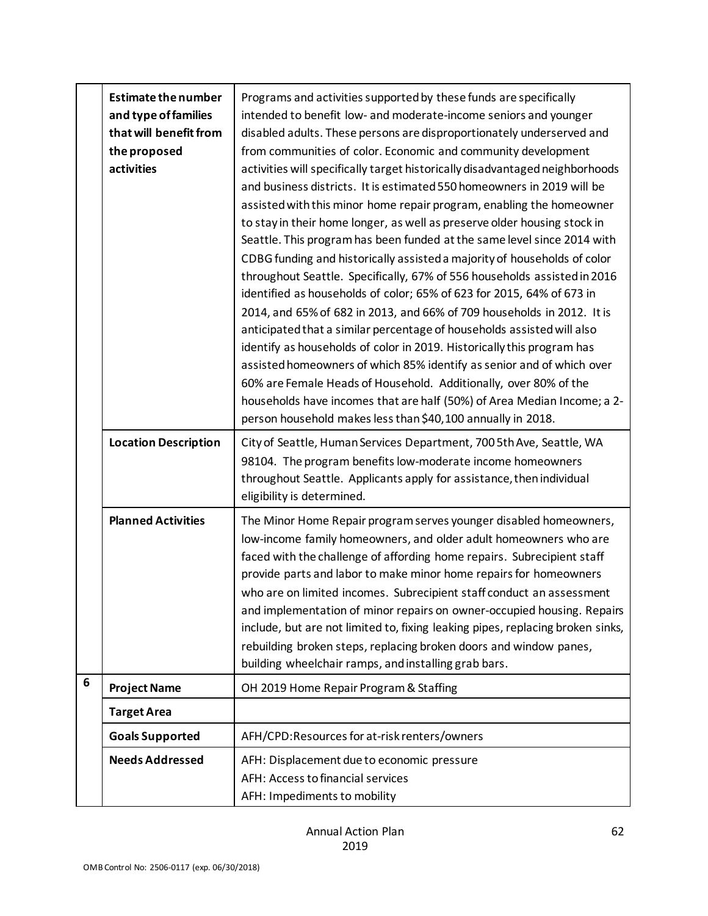| | | |
|---|---|---|
| | **Estimate the number and type of families that will benefit from the proposed activities** | Programs and activities supported by these funds are specifically intended to benefit low- and moderate-income seniors and younger disabled adults. These persons are disproportionately underserved and from communities of color. Economic and community development activities will specifically target historically disadvantaged neighborhoods and business districts. It is estimated 550 homeowners in 2019 will be assisted with this minor home repair program, enabling the homeowner to stay in their home longer, as well as preserve older housing stock in Seattle. This program has been funded at the same level since 2014 with CDBG funding and historically assisted a majority of households of color throughout Seattle. Specifically, 67% of 556 households assisted in 2016 identified as households of color; 65% of 623 for 2015, 64% of 673 in 2014, and 65% of 682 in 2013, and 66% of 709 households in 2012. It is anticipated that a similar percentage of households assisted will also identify as households of color in 2019. Historically this program has assisted homeowners of which 85% identify as senior and of which over 60% are Female Heads of Household. Additionally, over 80% of the households have incomes that are half (50%) of Area Median Income; a 2-person household makes less than $40,100 annually in 2018. |
| | **Location Description** | City of Seattle, Human Services Department, 700 5th Ave, Seattle, WA 98104. The program benefits low-moderate income homeowners throughout Seattle. Applicants apply for assistance, then individual eligibility is determined. |
| | **Planned Activities** | The Minor Home Repair program serves younger disabled homeowners, low-income family homeowners, and older adult homeowners who are faced with the challenge of affording home repairs. Subrecipient staff provide parts and labor to make minor home repairs for homeowners who are on limited incomes. Subrecipient staff conduct an assessment and implementation of minor repairs on owner-occupied housing. Repairs include, but are not limited to, fixing leaking pipes, replacing broken sinks, rebuilding broken steps, replacing broken doors and window panes, building wheelchair ramps, and installing grab bars. |
| 6 | **Project Name** | OH 2019 Home Repair Program & Staffing |
| | **Target Area** | |
| | **Goals Supported** | AFH/CPD: Resources for at-risk renters/owners |
| | **Needs Addressed** | AFH: Displacement due to economic pressure<br>AFH: Access to financial services<br>AFH: Impediments to mobility |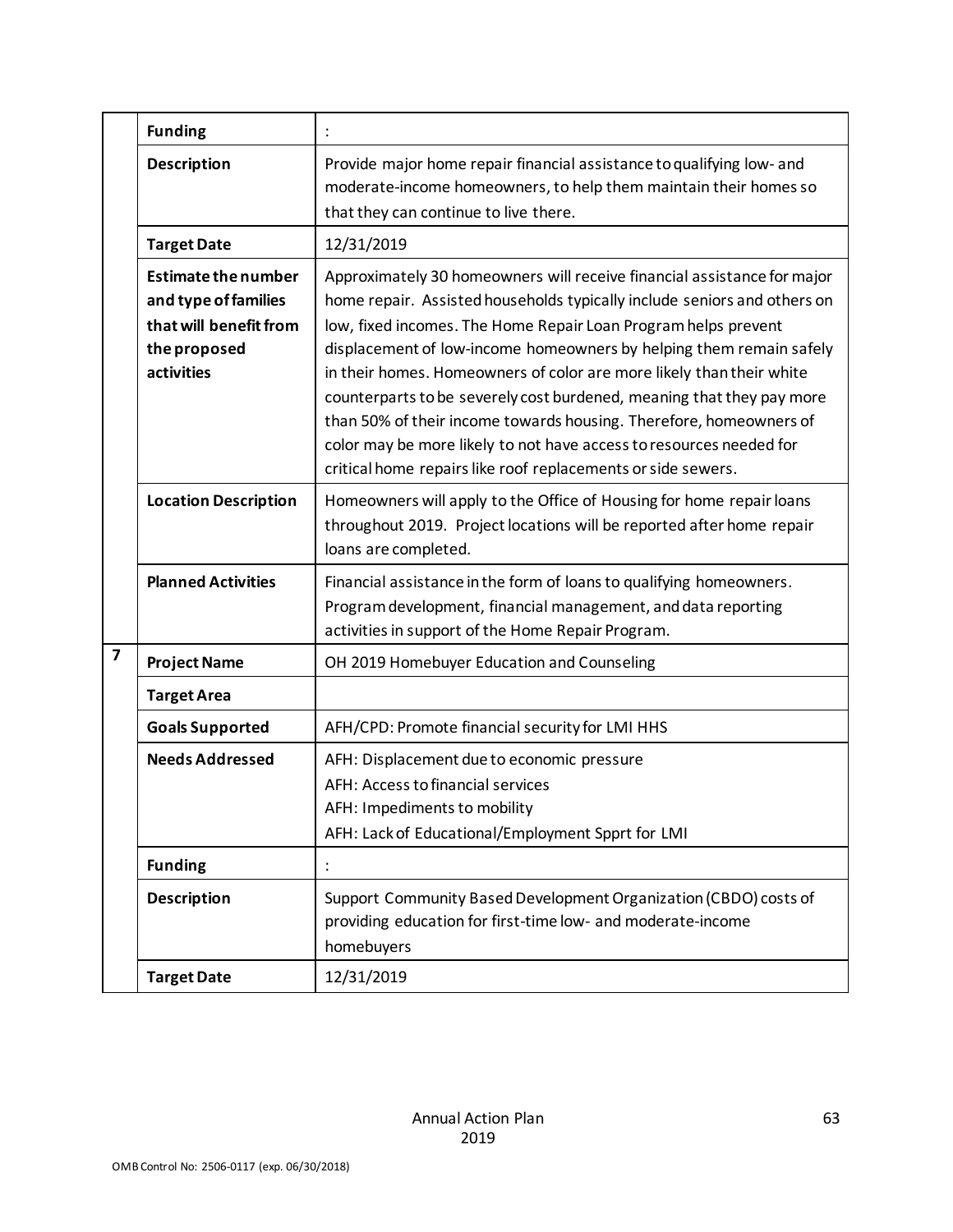| | | |
|---|---|---|
| | **Funding** | : |
| | **Description** | Provide major home repair financial assistance to qualifying low- and moderate-income homeowners, to help them maintain their homes so that they can continue to live there. |
| | **Target Date** | 12/31/2019 |
| | **Estimate the number and type of families that will benefit from the proposed activities** | Approximately 30 homeowners will receive financial assistance for major home repair. Assisted households typically include seniors and others on low, fixed incomes. The Home Repair Loan Program helps prevent displacement of low-income homeowners by helping them remain safely in their homes. Homeowners of color are more likely than their white counterparts to be severely cost burdened, meaning that they pay more than 50% of their income towards housing. Therefore, homeowners of color may be more likely to not have access to resources needed for critical home repairs like roof replacements or side sewers. |
| | **Location Description** | Homeowners will apply to the Office of Housing for home repair loans throughout 2019. Project locations will be reported after home repair loans are completed. |
| | **Planned Activities** | Financial assistance in the form of loans to qualifying homeowners. Program development, financial management, and data reporting activities in support of the Home Repair Program. |
| **7** | **Project Name** | OH 2019 Homebuyer Education and Counseling |
| | **Target Area** | |
| | **Goals Supported** | AFH/CPD: Promote financial security for LMI HHS |
| | **Needs Addressed** | AFH: Displacement due to economic pressure<br>AFH: Access to financial services<br>AFH: Impediments to mobility<br>AFH: Lack of Educational/Employment Spprt for LMI |
| | **Funding** | : |
| | **Description** | Support Community Based Development Organization (CBDO) costs of providing education for first-time low- and moderate-income homebuyers |
| | **Target Date** | 12/31/2019 |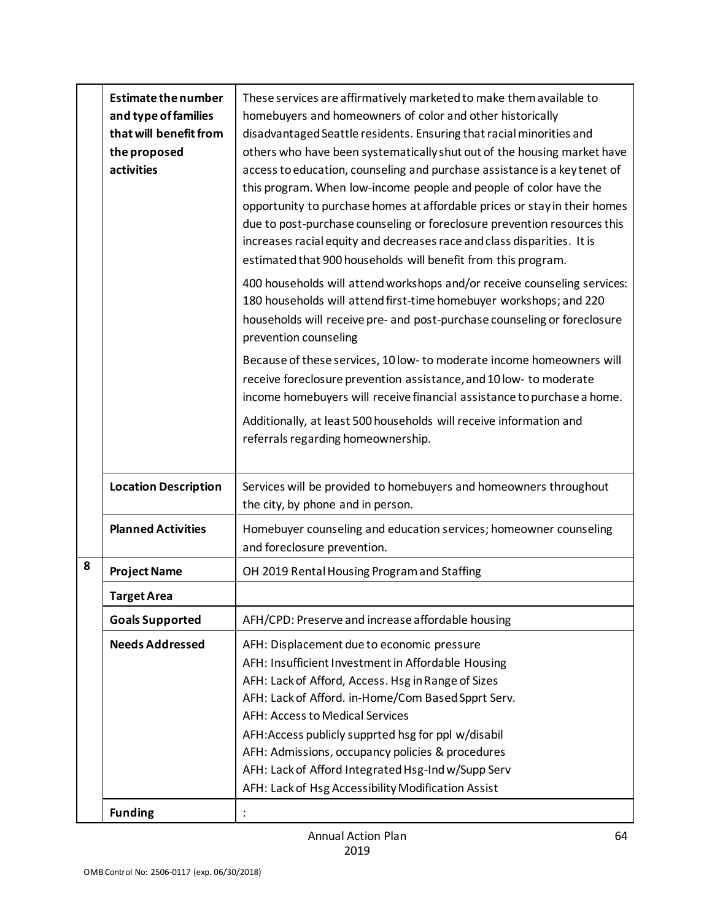| | | |
|---|---|---|
| | **Estimate the number and type of families that will benefit from the proposed activities** | These services are affirmatively marketed to make them available to homebuyers and homeowners of color and other historically disadvantaged Seattle residents. Ensuring that racial minorities and others who have been systematically shut out of the housing market have access to education, counseling and purchase assistance is a key tenet of this program. When low-income people and people of color have the opportunity to purchase homes at affordable prices or stay in their homes due to post-purchase counseling or foreclosure prevention resources this increases racial equity and decreases race and class disparities. It is estimated that 900 households will benefit from this program.<br><br>400 households will attend workshops and/or receive counseling services: 180 households will attend first-time homebuyer workshops; and 220 households will receive pre- and post-purchase counseling or foreclosure prevention counseling<br><br>Because of these services, 10 low- to moderate income homeowners will receive foreclosure prevention assistance, and 10 low- to moderate income homebuyers will receive financial assistance to purchase a home.<br><br>Additionally, at least 500 households will receive information and referrals regarding homeownership. |
| | **Location Description** | Services will be provided to homebuyers and homeowners throughout the city, by phone and in person. |
| | **Planned Activities** | Homebuyer counseling and education services; homeowner counseling and foreclosure prevention. |
| 8 | **Project Name** | OH 2019 Rental Housing Program and Staffing |
| | **Target Area** | |
| | **Goals Supported** | AFH/CPD: Preserve and increase affordable housing |
| | **Needs Addressed** | AFH: Displacement due to economic pressure<br>AFH: Insufficient Investment in Affordable Housing<br>AFH: Lack of Afford, Access. Hsg in Range of Sizes<br>AFH: Lack of Afford. in-Home/Com Based Spprt Serv.<br>AFH: Access to Medical Services<br>AFH:Access publicly supprted hsg for ppl w/disabil<br>AFH: Admissions, occupancy policies & procedures<br>AFH: Lack of Afford Integrated Hsg-Ind w/Supp Serv<br>AFH: Lack of Hsg Accessibility Modification Assist |
| | **Funding** | : |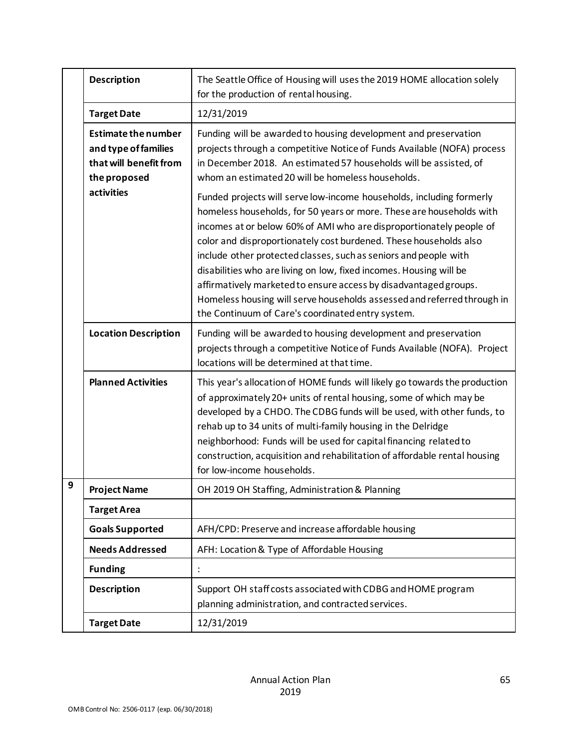| | | |
|---|---|---|
| | **Description** | The Seattle Office of Housing will uses the 2019 HOME allocation solely for the production of rental housing. |
| | **Target Date** | 12/31/2019 |
| | **Estimate the number and type of families that will benefit from the proposed activities** | Funding will be awarded to housing development and preservation projects through a competitive Notice of Funds Available (NOFA) process in December 2018. An estimated 57 households will be assisted, of whom an estimated 20 will be homeless households.<br><br>Funded projects will serve low-income households, including formerly homeless households, for 50 years or more. These are households with incomes at or below 60% of AMI who are disproportionately people of color and disproportionately cost burdened. These households also include other protected classes, such as seniors and people with disabilities who are living on low, fixed incomes. Housing will be affirmatively marketed to ensure access by disadvantaged groups. Homeless housing will serve households assessed and referred through in the Continuum of Care's coordinated entry system. |
| | **Location Description** | Funding will be awarded to housing development and preservation projects through a competitive Notice of Funds Available (NOFA). Project locations will be determined at that time. |
| | **Planned Activities** | This year's allocation of HOME funds will likely go towards the production of approximately 20+ units of rental housing, some of which may be developed by a CHDO. The CDBG funds will be used, with other funds, to rehab up to 34 units of multi-family housing in the Delridge neighborhood: Funds will be used for capital financing related to construction, acquisition and rehabilitation of affordable rental housing for low-income households. |
| 9 | **Project Name** | OH 2019 OH Staffing, Administration & Planning |
| | **Target Area** | |
| | **Goals Supported** | AFH/CPD: Preserve and increase affordable housing |
| | **Needs Addressed** | AFH: Location & Type of Affordable Housing |
| | **Funding** | : |
| | **Description** | Support OH staff costs associated with CDBG and HOME program planning administration, and contracted services. |
| | **Target Date** | 12/31/2019 |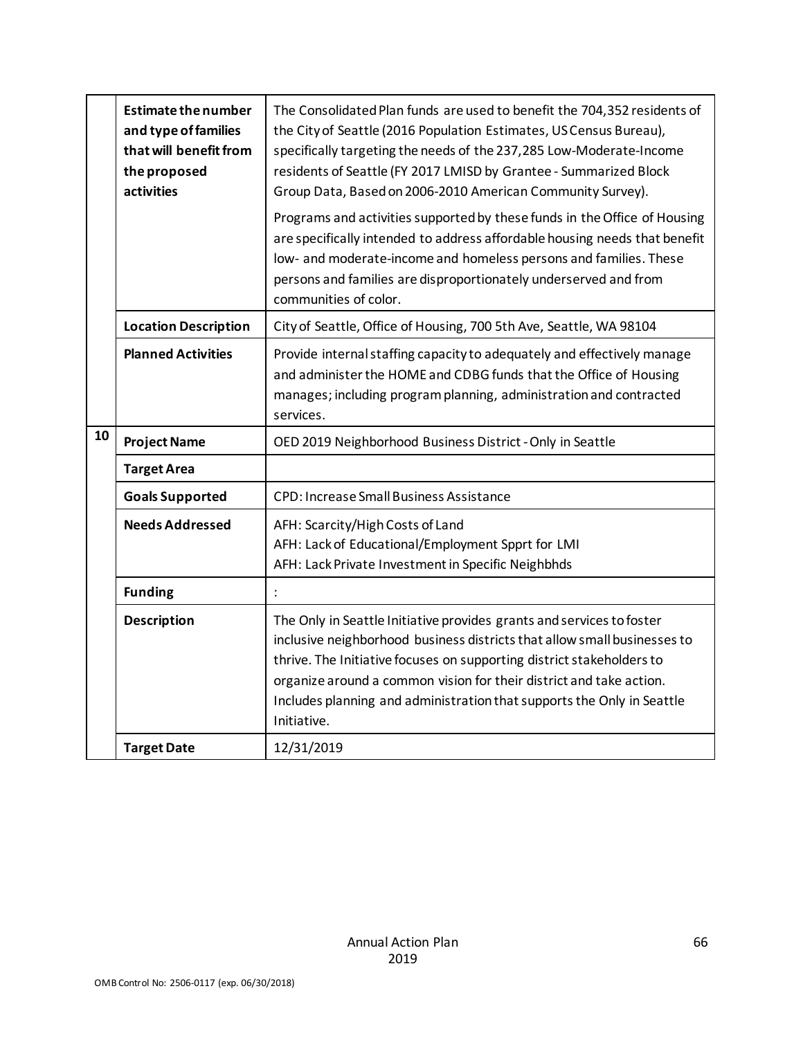| | | |
|---|---|---|
| | **Estimate the number and type of families that will benefit from the proposed activities** | The Consolidated Plan funds are used to benefit the 704,352 residents of the City of Seattle (2016 Population Estimates, US Census Bureau), specifically targeting the needs of the 237,285 Low-Moderate-Income residents of Seattle (FY 2017 LMISD by Grantee - Summarized Block Group Data, Based on 2006-2010 American Community Survey).<br><br>Programs and activities supported by these funds in the Office of Housing are specifically intended to address affordable housing needs that benefit low- and moderate-income and homeless persons and families. These persons and families are disproportionately underserved and from communities of color. |
| | **Location Description** | City of Seattle, Office of Housing, 700 5th Ave, Seattle, WA 98104 |
| | **Planned Activities** | Provide internal staffing capacity to adequately and effectively manage and administer the HOME and CDBG funds that the Office of Housing manages; including program planning, administration and contracted services. |
| **10** | **Project Name** | OED 2019 Neighborhood Business District - Only in Seattle |
| | **Target Area** | |
| | **Goals Supported** | CPD: Increase Small Business Assistance |
| | **Needs Addressed** | AFH: Scarcity/High Costs of Land<br>AFH: Lack of Educational/Employment Spprt for LMI<br>AFH: Lack Private Investment in Specific Neighbhds |
| | **Funding** | : |
| | **Description** | The Only in Seattle Initiative provides grants and services to foster inclusive neighborhood business districts that allow small businesses to thrive. The Initiative focuses on supporting district stakeholders to organize around a common vision for their district and take action. Includes planning and administration that supports the Only in Seattle Initiative. |
| | **Target Date** | 12/31/2019 |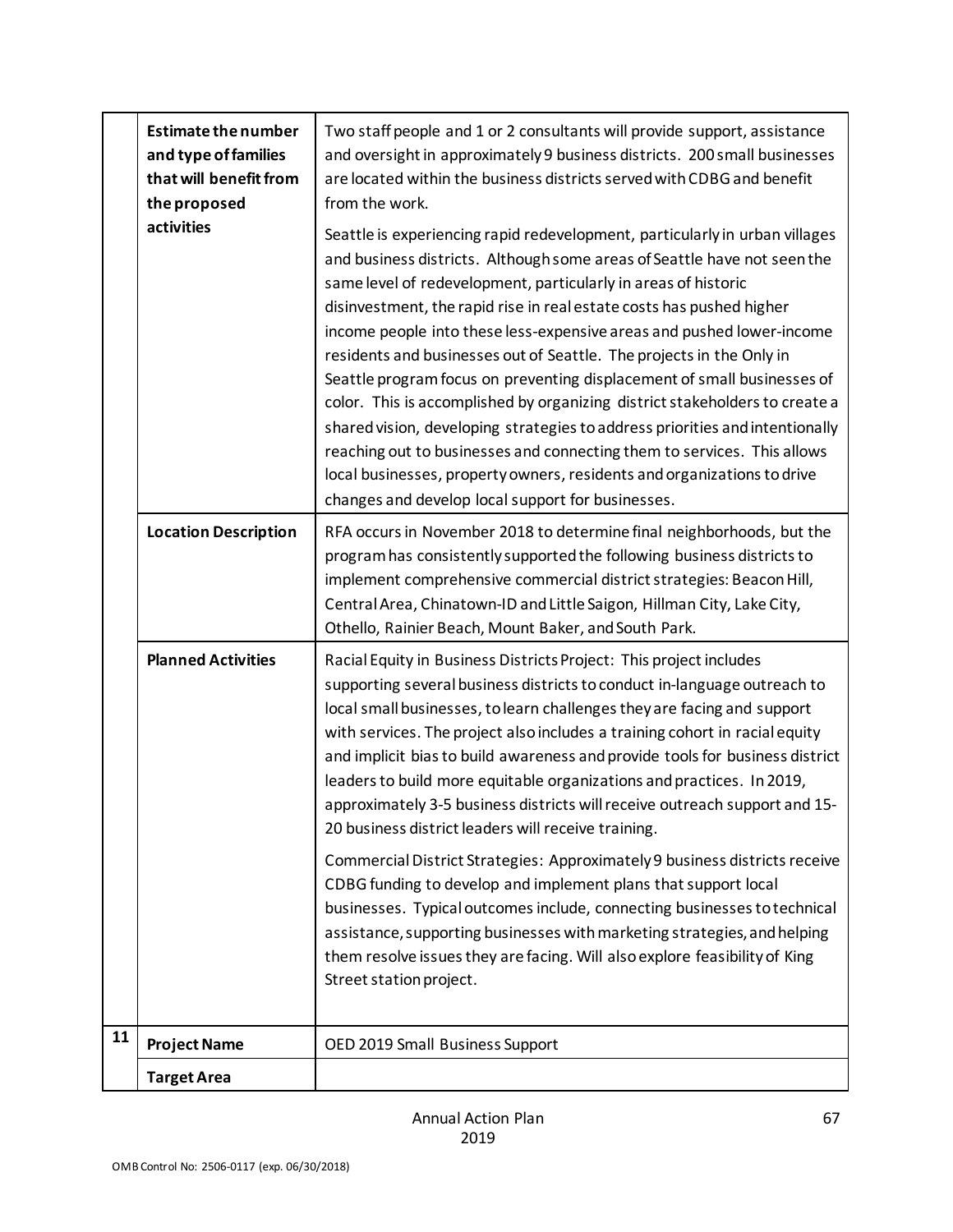| | | |
|---|---|---|
| | **Estimate the number and type of families that will benefit from the proposed activities** | Two staff people and 1 or 2 consultants will provide support, assistance and oversight in approximately 9 business districts. 200 small businesses are located within the business districts served with CDBG and benefit from the work.<br><br>Seattle is experiencing rapid redevelopment, particularly in urban villages and business districts. Although some areas of Seattle have not seen the same level of redevelopment, particularly in areas of historic disinvestment, the rapid rise in real estate costs has pushed higher income people into these less-expensive areas and pushed lower-income residents and businesses out of Seattle. The projects in the Only in Seattle program focus on preventing displacement of small businesses of color. This is accomplished by organizing district stakeholders to create a shared vision, developing strategies to address priorities and intentionally reaching out to businesses and connecting them to services. This allows local businesses, property owners, residents and organizations to drive changes and develop local support for businesses. |
| | **Location Description** | RFA occurs in November 2018 to determine final neighborhoods, but the program has consistently supported the following business districts to implement comprehensive commercial district strategies: Beacon Hill, Central Area, Chinatown-ID and Little Saigon, Hillman City, Lake City, Othello, Rainier Beach, Mount Baker, and South Park. |
| | **Planned Activities** | Racial Equity in Business Districts Project: This project includes supporting several business districts to conduct in-language outreach to local small businesses, to learn challenges they are facing and support with services. The project also includes a training cohort in racial equity and implicit bias to build awareness and provide tools for business district leaders to build more equitable organizations and practices. In 2019, approximately 3-5 business districts will receive outreach support and 15-20 business district leaders will receive training.<br><br>Commercial District Strategies: Approximately 9 business districts receive CDBG funding to develop and implement plans that support local businesses. Typical outcomes include, connecting businesses to technical assistance, supporting businesses with marketing strategies, and helping them resolve issues they are facing. Will also explore feasibility of King Street station project. |
| **11** | **Project Name** | OED 2019 Small Business Support |
| | **Target Area** | |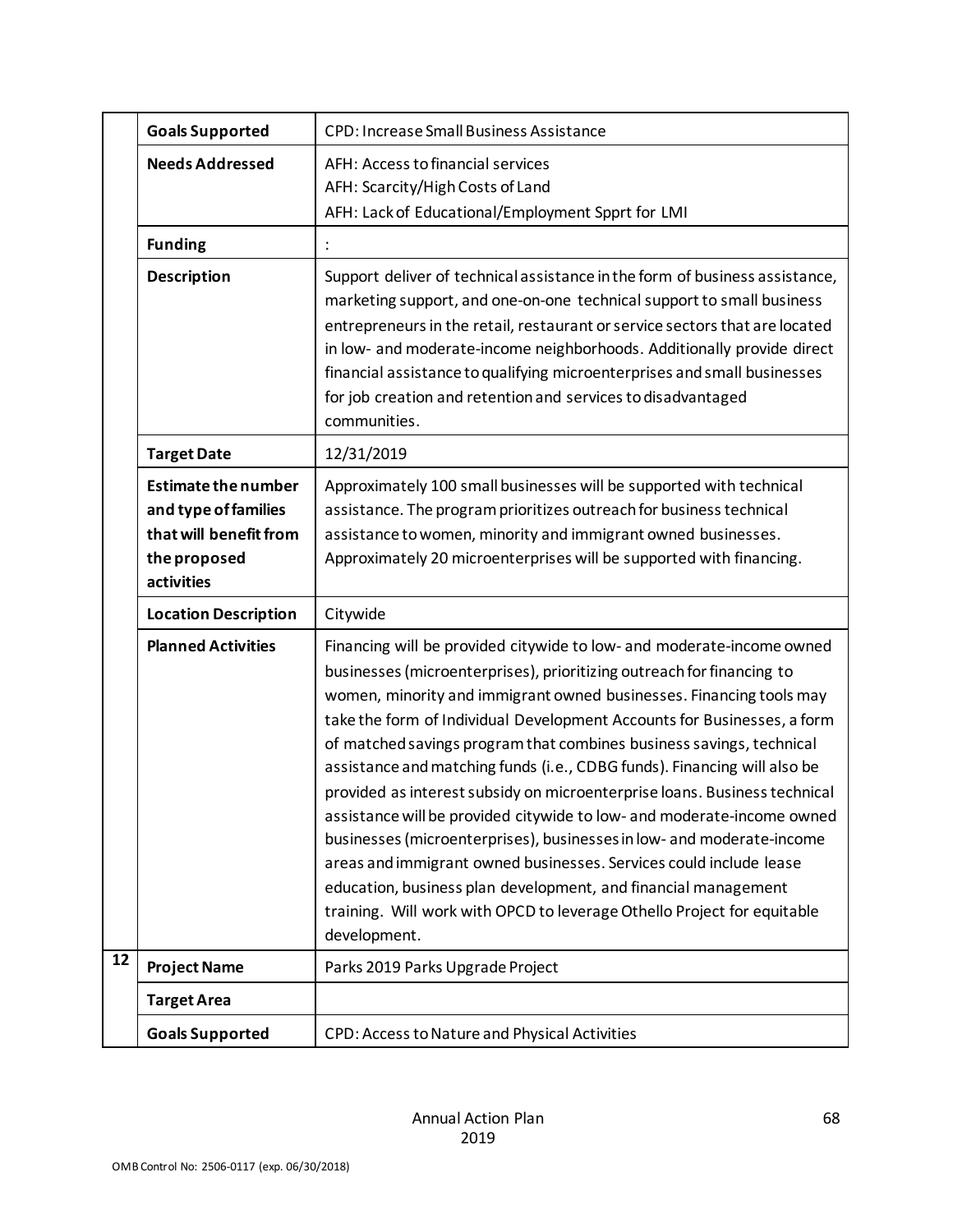| | | |
|---|---|---|
| | **Goals Supported** | CPD: Increase Small Business Assistance |
| | **Needs Addressed** | AFH: Access to financial services<br>AFH: Scarcity/High Costs of Land<br>AFH: Lack of Educational/Employment Spprt for LMI |
| | **Funding** | : |
| | **Description** | Support deliver of technical assistance in the form of business assistance, marketing support, and one-on-one technical support to small business entrepreneurs in the retail, restaurant or service sectors that are located in low- and moderate-income neighborhoods. Additionally provide direct financial assistance to qualifying microenterprises and small businesses for job creation and retention and services to disadvantaged communities. |
| | **Target Date** | 12/31/2019 |
| | **Estimate the number and type of families that will benefit from the proposed activities** | Approximately 100 small businesses will be supported with technical assistance. The program prioritizes outreach for business technical assistance to women, minority and immigrant owned businesses. Approximately 20 microenterprises will be supported with financing. |
| | **Location Description** | Citywide |
| | **Planned Activities** | Financing will be provided citywide to low- and moderate-income owned businesses (microenterprises), prioritizing outreach for financing to women, minority and immigrant owned businesses. Financing tools may take the form of Individual Development Accounts for Businesses, a form of matched savings program that combines business savings, technical assistance and matching funds (i.e., CDBG funds). Financing will also be provided as interest subsidy on microenterprise loans. Business technical assistance will be provided citywide to low- and moderate-income owned businesses (microenterprises), businesses in low- and moderate-income areas and immigrant owned businesses. Services could include lease education, business plan development, and financial management training. Will work with OPCD to leverage Othello Project for equitable development. |
| **12** | **Project Name** | Parks 2019 Parks Upgrade Project |
| | **Target Area** | |
| | **Goals Supported** | CPD: Access to Nature and Physical Activities |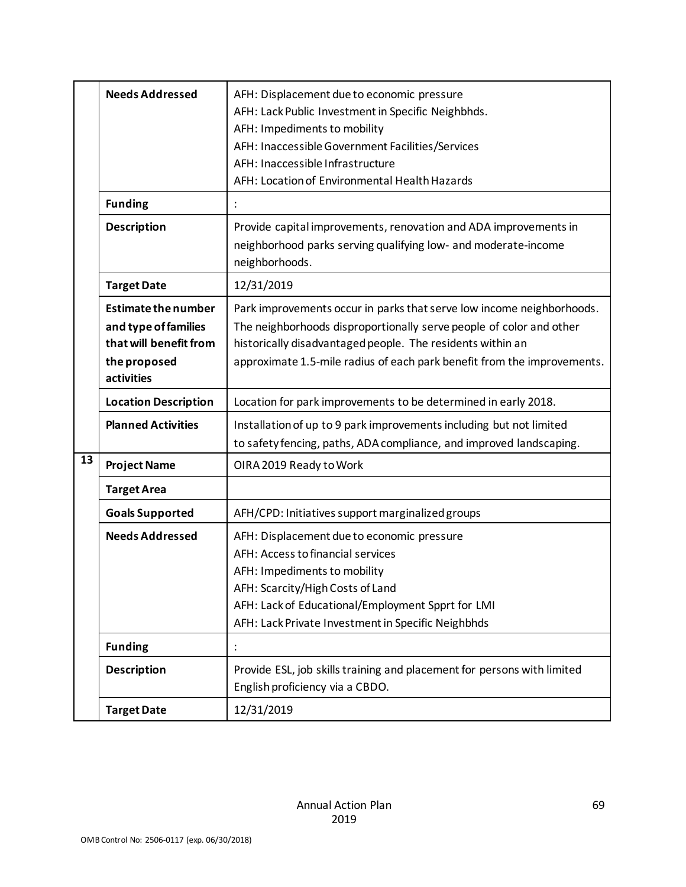| | | |
|---|---|---|
| | **Needs Addressed** | AFH: Displacement due to economic pressure<br>AFH: Lack Public Investment in Specific Neighbhds.<br>AFH: Impediments to mobility<br>AFH: Inaccessible Government Facilities/Services<br>AFH: Inaccessible Infrastructure<br>AFH: Location of Environmental Health Hazards |
| | **Funding** | : |
| | **Description** | Provide capital improvements, renovation and ADA improvements in neighborhood parks serving qualifying low- and moderate-income neighborhoods. |
| | **Target Date** | 12/31/2019 |
| | **Estimate the number and type of families that will benefit from the proposed activities** | Park improvements occur in parks that serve low income neighborhoods. The neighborhoods disproportionally serve people of color and other historically disadvantaged people. The residents within an approximate 1.5-mile radius of each park benefit from the improvements. |
| | **Location Description** | Location for park improvements to be determined in early 2018. |
| | **Planned Activities** | Installation of up to 9 park improvements including but not limited to safety fencing, paths, ADA compliance, and improved landscaping. |
| **13** | **Project Name** | OIRA 2019 Ready to Work |
| | **Target Area** | |
| | **Goals Supported** | AFH/CPD: Initiatives support marginalized groups |
| | **Needs Addressed** | AFH: Displacement due to economic pressure<br>AFH: Access to financial services<br>AFH: Impediments to mobility<br>AFH: Scarcity/High Costs of Land<br>AFH: Lack of Educational/Employment Spprt for LMI<br>AFH: Lack Private Investment in Specific Neighbhds |
| | **Funding** | : |
| | **Description** | Provide ESL, job skills training and placement for persons with limited English proficiency via a CBDO. |
| | **Target Date** | 12/31/2019 |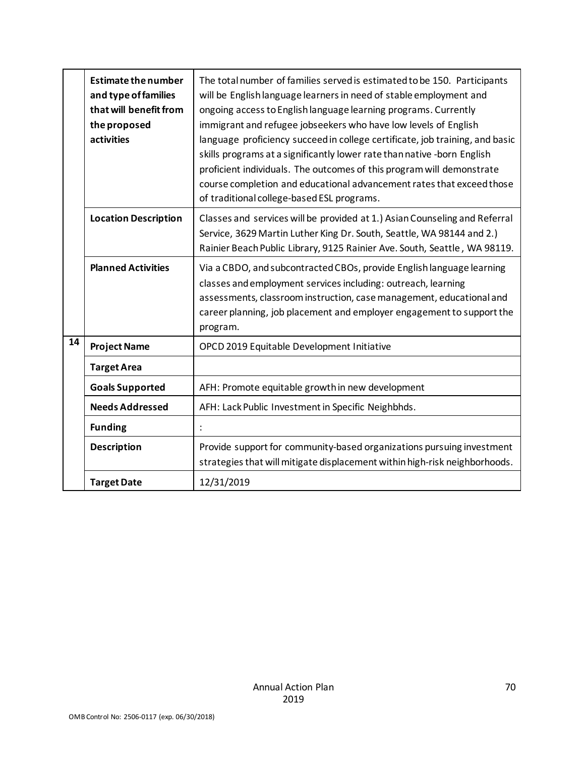| | | |
|---|---|---|
| | **Estimate the number and type of families that will benefit from the proposed activities** | The total number of families served is estimated to be 150. Participants will be English language learners in need of stable employment and ongoing access to English language learning programs. Currently immigrant and refugee jobseekers who have low levels of English language proficiency succeed in college certificate, job training, and basic skills programs at a significantly lower rate than native -born English proficient individuals. The outcomes of this program will demonstrate course completion and educational advancement rates that exceed those of traditional college-based ESL programs. |
| | **Location Description** | Classes and services will be provided at 1.) Asian Counseling and Referral Service, 3629 Martin Luther King Dr. South, Seattle, WA 98144 and 2.) Rainier Beach Public Library, 9125 Rainier Ave. South, Seattle , WA 98119. |
| | **Planned Activities** | Via a CBDO, and subcontracted CBOs, provide English language learning classes and employment services including: outreach, learning assessments, classroom instruction, case management, educational and career planning, job placement and employer engagement to support the program. |
| **14** | **Project Name** | OPCD 2019 Equitable Development Initiative |
| | **Target Area** | |
| | **Goals Supported** | AFH: Promote equitable growth in new development |
| | **Needs Addressed** | AFH: Lack Public Investment in Specific Neighbhds. |
| | **Funding** | : |
| | **Description** | Provide support for community-based organizations pursuing investment strategies that will mitigate displacement within high-risk neighborhoods. |
| | **Target Date** | 12/31/2019 |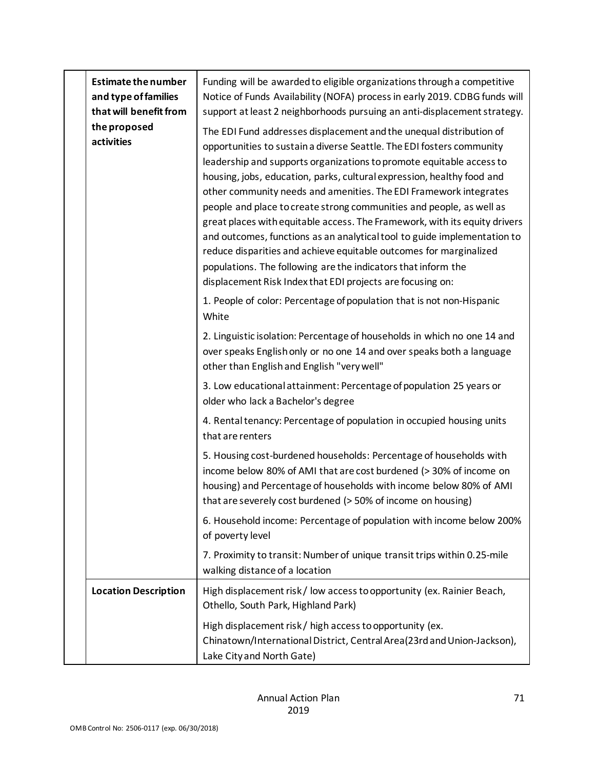| | | |
|---|---|---|
| | **Estimate the number and type of families that will benefit from the proposed activities** | Funding will be awarded to eligible organizations through a competitive Notice of Funds Availability (NOFA) process in early 2019. CDBG funds will support at least 2 neighborhoods pursuing an anti-displacement strategy.<br><br>The EDI Fund addresses displacement and the unequal distribution of opportunities to sustain a diverse Seattle. The EDI fosters community leadership and supports organizations to promote equitable access to housing, jobs, education, parks, cultural expression, healthy food and other community needs and amenities. The EDI Framework integrates people and place to create strong communities and people, as well as great places with equitable access. The Framework, with its equity drivers and outcomes, functions as an analytical tool to guide implementation to reduce disparities and achieve equitable outcomes for marginalized populations. The following are the indicators that inform the displacement Risk Index that EDI projects are focusing on:<br><br>1. People of color: Percentage of population that is not non-Hispanic White<br><br>2. Linguistic isolation: Percentage of households in which no one 14 and over speaks English only or no one 14 and over speaks both a language other than English and English "very well"<br><br>3. Low educational attainment: Percentage of population 25 years or older who lack a Bachelor's degree<br><br>4. Rental tenancy: Percentage of population in occupied housing units that are renters<br><br>5. Housing cost-burdened households: Percentage of households with income below 80% of AMI that are cost burdened (> 30% of income on housing) and Percentage of households with income below 80% of AMI that are severely cost burdened (> 50% of income on housing)<br><br>6. Household income: Percentage of population with income below 200% of poverty level<br><br>7. Proximity to transit: Number of unique transit trips within 0.25-mile walking distance of a location |
| | **Location Description** | High displacement risk / low access to opportunity (ex. Rainier Beach, Othello, South Park, Highland Park)<br><br>High displacement risk / high access to opportunity (ex. Chinatown/International District, Central Area(23rd and Union-Jackson), Lake City and North Gate) |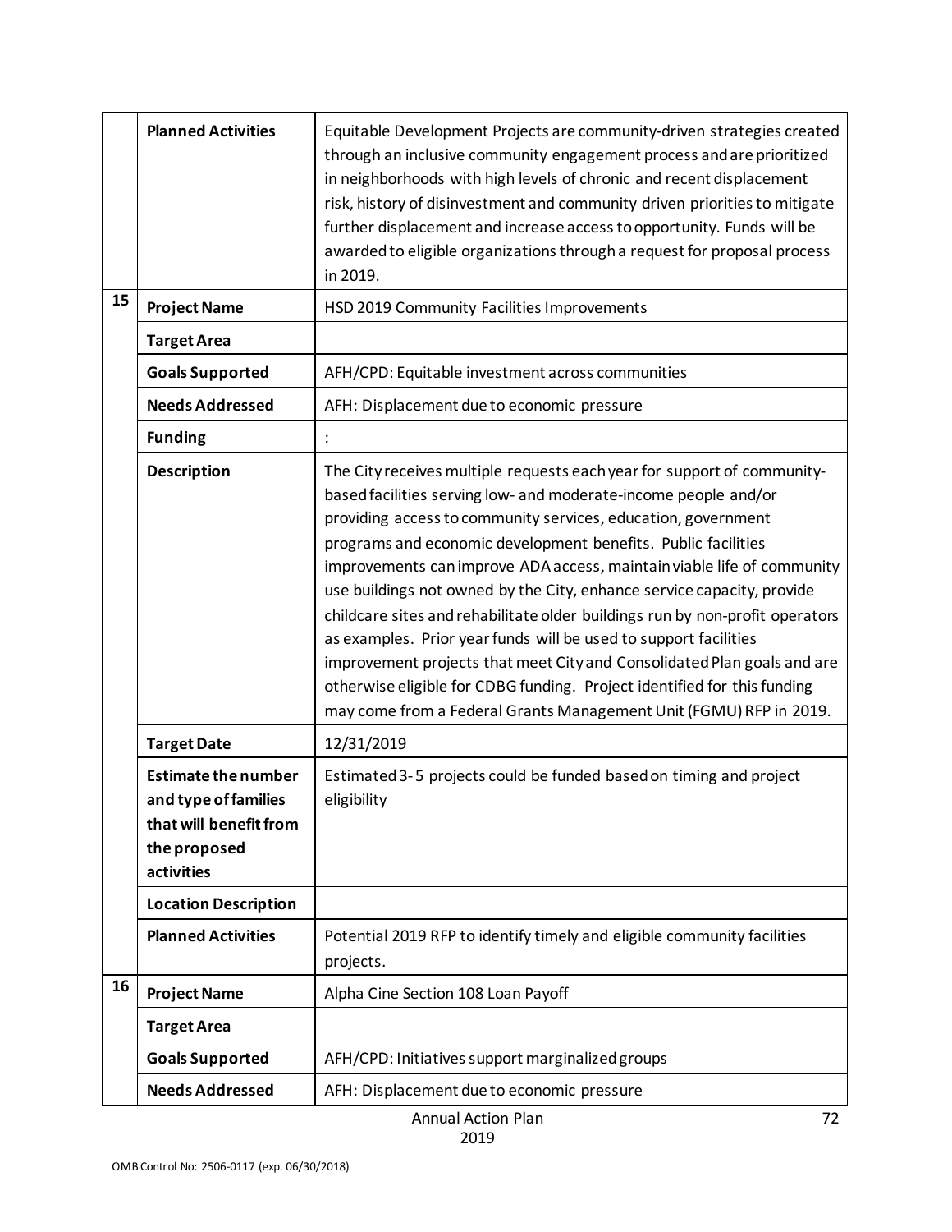| | | |
|---|---|---|
| | **Planned Activities** | Equitable Development Projects are community-driven strategies created through an inclusive community engagement process and are prioritized in neighborhoods with high levels of chronic and recent displacement risk, history of disinvestment and community driven priorities to mitigate further displacement and increase access to opportunity. Funds will be awarded to eligible organizations through a request for proposal process in 2019. |
| 15 | **Project Name** | HSD 2019 Community Facilities Improvements |
| | **Target Area** | |
| | **Goals Supported** | AFH/CPD: Equitable investment across communities |
| | **Needs Addressed** | AFH: Displacement due to economic pressure |
| | **Funding** | : |
| | **Description** | The City receives multiple requests each year for support of community-based facilities serving low- and moderate-income people and/or providing access to community services, education, government programs and economic development benefits. Public facilities improvements can improve ADA access, maintain viable life of community use buildings not owned by the City, enhance service capacity, provide childcare sites and rehabilitate older buildings run by non-profit operators as examples. Prior year funds will be used to support facilities improvement projects that meet City and Consolidated Plan goals and are otherwise eligible for CDBG funding. Project identified for this funding may come from a Federal Grants Management Unit (FGMU) RFP in 2019. |
| | **Target Date** | 12/31/2019 |
| | **Estimate the number and type of families that will benefit from the proposed activities** | Estimated 3-5 projects could be funded based on timing and project eligibility |
| | **Location Description** | |
| | **Planned Activities** | Potential 2019 RFP to identify timely and eligible community facilities projects. |
| 16 | **Project Name** | Alpha Cine Section 108 Loan Payoff |
| | **Target Area** | |
| | **Goals Supported** | AFH/CPD: Initiatives support marginalized groups |
| | **Needs Addressed** | AFH: Displacement due to economic pressure |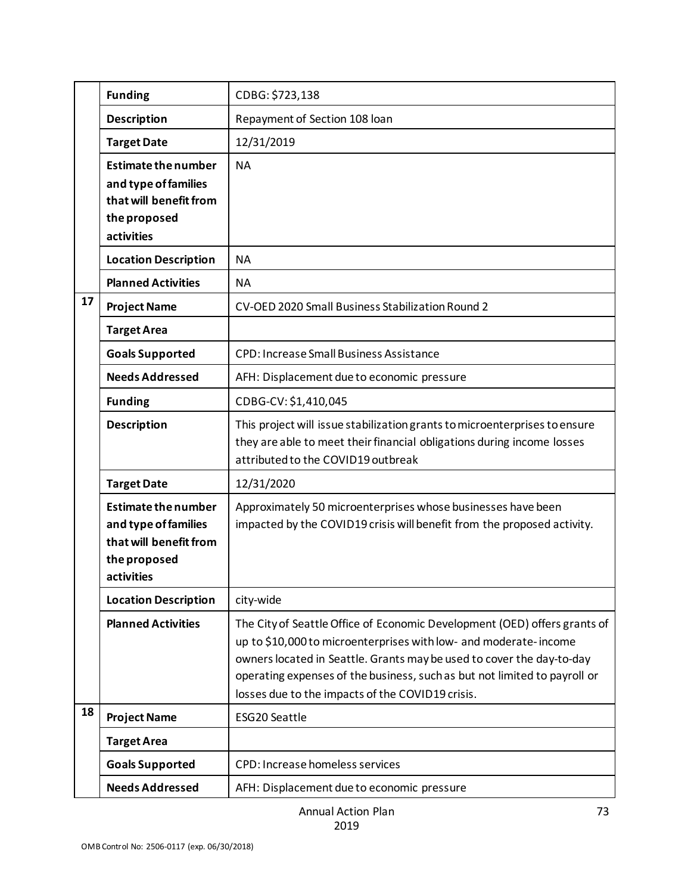| | | |
|---|---|---|
| | **Funding** | CDBG: $723,138 |
| | **Description** | Repayment of Section 108 loan |
| | **Target Date** | 12/31/2019 |
| | **Estimate the number and type of families that will benefit from the proposed activities** | NA |
| | **Location Description** | NA |
| | **Planned Activities** | NA |
| 17 | **Project Name** | CV-OED 2020 Small Business Stabilization Round 2 |
| | **Target Area** | |
| | **Goals Supported** | CPD: Increase Small Business Assistance |
| | **Needs Addressed** | AFH: Displacement due to economic pressure |
| | **Funding** | CDBG-CV: $1,410,045 |
| | **Description** | This project will issue stabilization grants to microenterprises to ensure they are able to meet their financial obligations during income losses attributed to the COVID19 outbreak |
| | **Target Date** | 12/31/2020 |
| | **Estimate the number and type of families that will benefit from the proposed activities** | Approximately 50 microenterprises whose businesses have been impacted by the COVID19 crisis will benefit from the proposed activity. |
| | **Location Description** | city-wide |
| | **Planned Activities** | The City of Seattle Office of Economic Development (OED) offers grants of up to $10,000 to microenterprises with low- and moderate-income owners located in Seattle. Grants may be used to cover the day-to-day operating expenses of the business, such as but not limited to payroll or losses due to the impacts of the COVID19 crisis. |
| 18 | **Project Name** | ESG20 Seattle |
| | **Target Area** | |
| | **Goals Supported** | CPD: Increase homeless services |
| | **Needs Addressed** | AFH: Displacement due to economic pressure |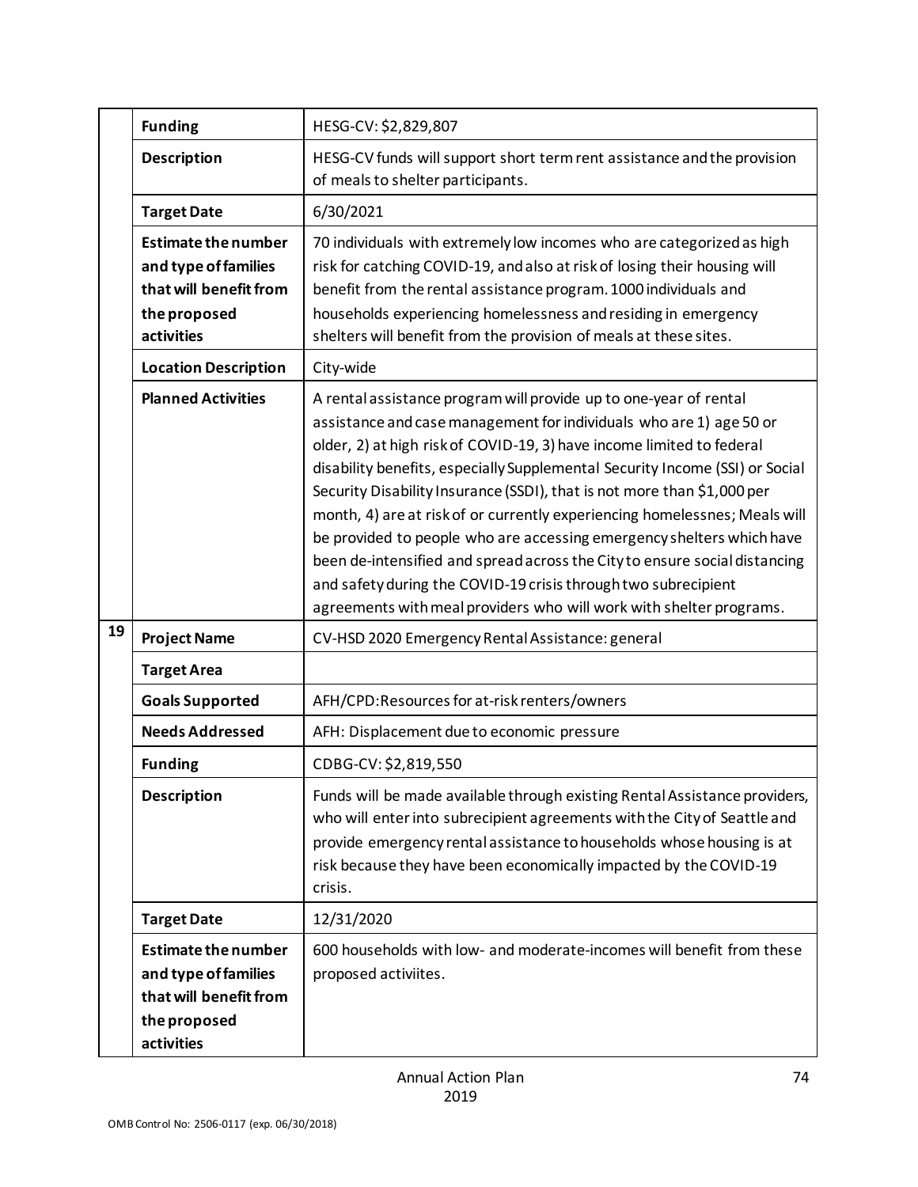| | | |
|---|---|---|
| | **Funding** | HESG-CV: $2,829,807 |
| | **Description** | HESG-CV funds will support short term rent assistance and the provision of meals to shelter participants. |
| | **Target Date** | 6/30/2021 |
| | **Estimate the number and type of families that will benefit from the proposed activities** | 70 individuals with extremely low incomes who are categorized as high risk for catching COVID-19, and also at risk of losing their housing will benefit from the rental assistance program. 1000 individuals and households experiencing homelessness and residing in emergency shelters will benefit from the provision of meals at these sites. |
| | **Location Description** | City-wide |
| | **Planned Activities** | A rental assistance program will provide up to one-year of rental assistance and case management for individuals who are 1) age 50 or older, 2) at high risk of COVID-19, 3) have income limited to federal disability benefits, especially Supplemental Security Income (SSI) or Social Security Disability Insurance (SSDI), that is not more than $1,000 per month, 4) are at risk of or currently experiencing homelessnes; Meals will be provided to people who are accessing emergency shelters which have been de-intensified and spread across the City to ensure social distancing and safety during the COVID-19 crisis through two subrecipient agreements with meal providers who will work with shelter programs. |
| **19** | **Project Name** | CV-HSD 2020 Emergency Rental Assistance: general |
| | **Target Area** | |
| | **Goals Supported** | AFH/CPD: Resources for at-risk renters/owners |
| | **Needs Addressed** | AFH: Displacement due to economic pressure |
| | **Funding** | CDBG-CV: $2,819,550 |
| | **Description** | Funds will be made available through existing Rental Assistance providers, who will enter into subrecipient agreements with the City of Seattle and provide emergency rental assistance to households whose housing is at risk because they have been economically impacted by the COVID-19 crisis. |
| | **Target Date** | 12/31/2020 |
| | **Estimate the number and type of families that will benefit from the proposed activities** | 600 households with low- and moderate-incomes will benefit from these proposed activiites. |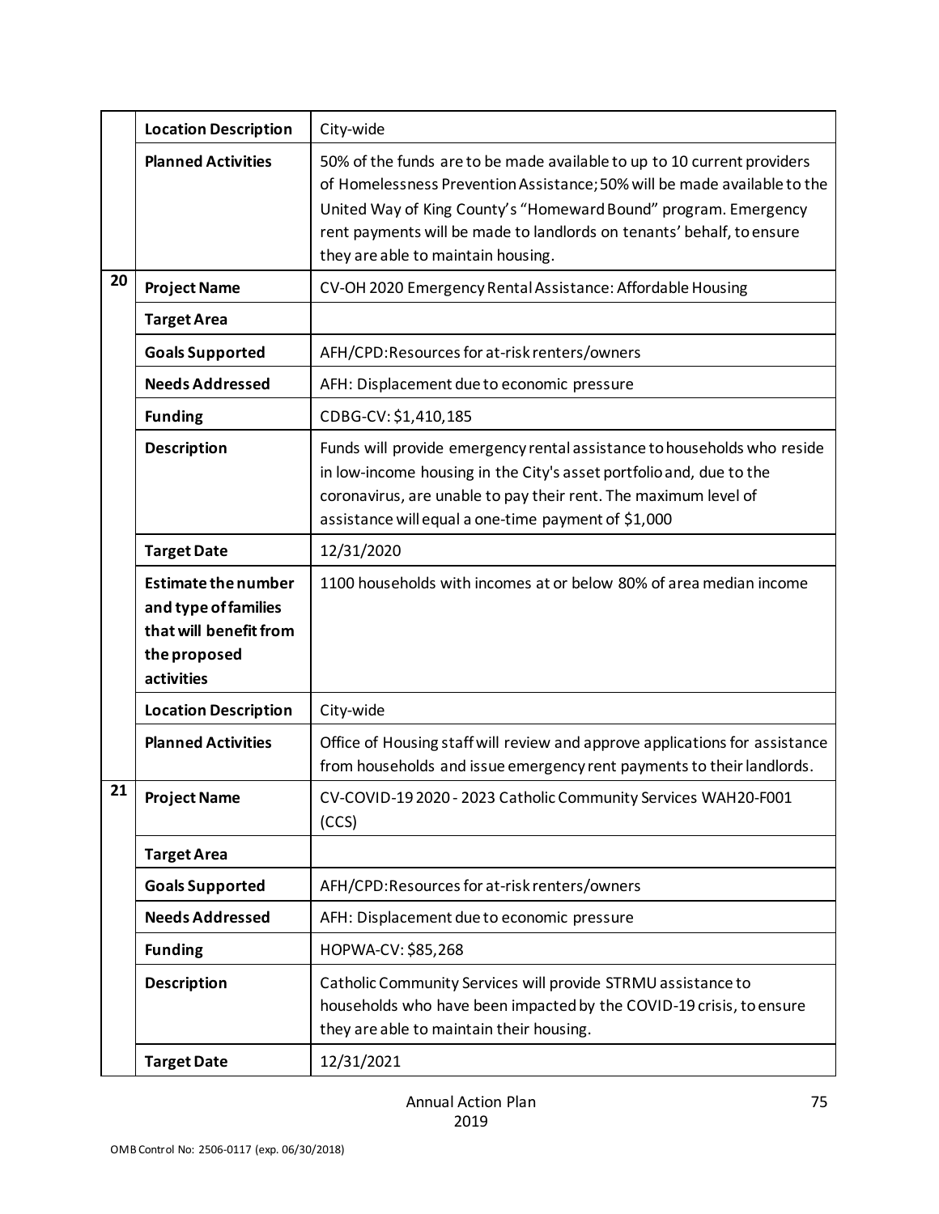| | | |
|---|---|---|
| | **Location Description** | City-wide |
| | **Planned Activities** | 50% of the funds are to be made available to up to 10 current providers of Homelessness Prevention Assistance; 50% will be made available to the United Way of King County's "Homeward Bound" program. Emergency rent payments will be made to landlords on tenants' behalf, to ensure they are able to maintain housing. |
| **20** | **Project Name** | CV-OH 2020 Emergency Rental Assistance: Affordable Housing |
| | **Target Area** | |
| | **Goals Supported** | AFH/CPD: Resources for at-risk renters/owners |
| | **Needs Addressed** | AFH: Displacement due to economic pressure |
| | **Funding** | CDBG-CV: $1,410,185 |
| | **Description** | Funds will provide emergency rental assistance to households who reside in low-income housing in the City's asset portfolio and, due to the coronavirus, are unable to pay their rent. The maximum level of assistance will equal a one-time payment of $1,000 |
| | **Target Date** | 12/31/2020 |
| | **Estimate the number and type of families that will benefit from the proposed activities** | 1100 households with incomes at or below 80% of area median income |
| | **Location Description** | City-wide |
| | **Planned Activities** | Office of Housing staff will review and approve applications for assistance from households and issue emergency rent payments to their landlords. |
| **21** | **Project Name** | CV-COVID-19 2020 - 2023 Catholic Community Services WAH20-F001 (CCS) |
| | **Target Area** | |
| | **Goals Supported** | AFH/CPD: Resources for at-risk renters/owners |
| | **Needs Addressed** | AFH: Displacement due to economic pressure |
| | **Funding** | HOPWA-CV: $85,268 |
| | **Description** | Catholic Community Services will provide STRMU assistance to households who have been impacted by the COVID-19 crisis, to ensure they are able to maintain their housing. |
| | **Target Date** | 12/31/2021 |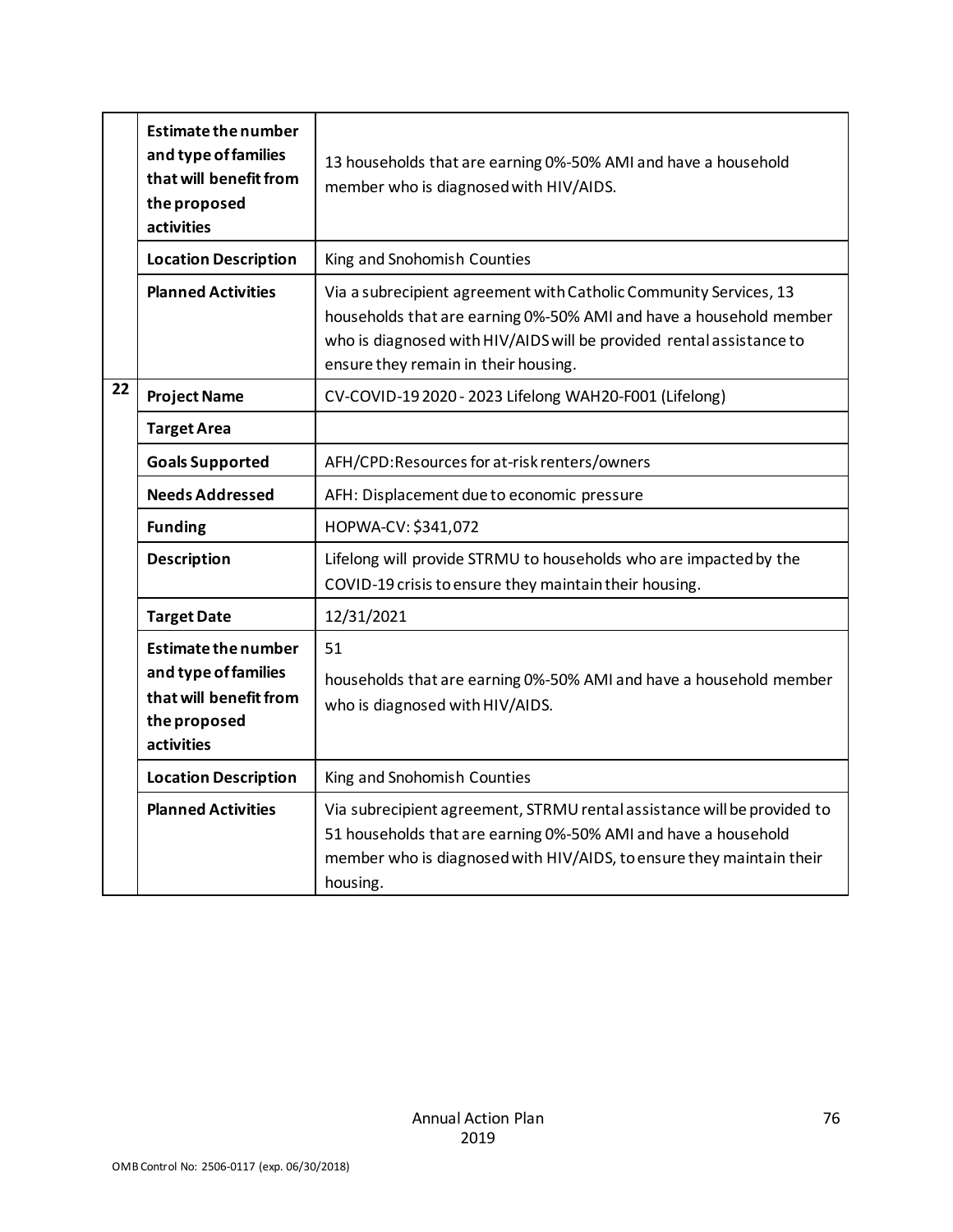| | | |
|---|---|---|
| | **Estimate the number and type of families that will benefit from the proposed activities** | 13 households that are earning 0%-50% AMI and have a household member who is diagnosed with HIV/AIDS. |
| | **Location Description** | King and Snohomish Counties |
| | **Planned Activities** | Via a subrecipient agreement with Catholic Community Services, 13 households that are earning 0%-50% AMI and have a household member who is diagnosed with HIV/AIDS will be provided rental assistance to ensure they remain in their housing. |
| **22** | **Project Name** | CV-COVID-19 2020 - 2023 Lifelong WAH20-F001 (Lifelong) |
| | **Target Area** | |
| | **Goals Supported** | AFH/CPD:Resources for at-risk renters/owners |
| | **Needs Addressed** | AFH: Displacement due to economic pressure |
| | **Funding** | HOPWA-CV: $341,072 |
| | **Description** | Lifelong will provide STRMU to households who are impacted by the COVID-19 crisis to ensure they maintain their housing. |
| | **Target Date** | 12/31/2021 |
| | **Estimate the number and type of families that will benefit from the proposed activities** | 51<br>households that are earning 0%-50% AMI and have a household member who is diagnosed with HIV/AIDS. |
| | **Location Description** | King and Snohomish Counties |
| | **Planned Activities** | Via subrecipient agreement, STRMU rental assistance will be provided to 51 households that are earning 0%-50% AMI and have a household member who is diagnosed with HIV/AIDS, to ensure they maintain their housing. |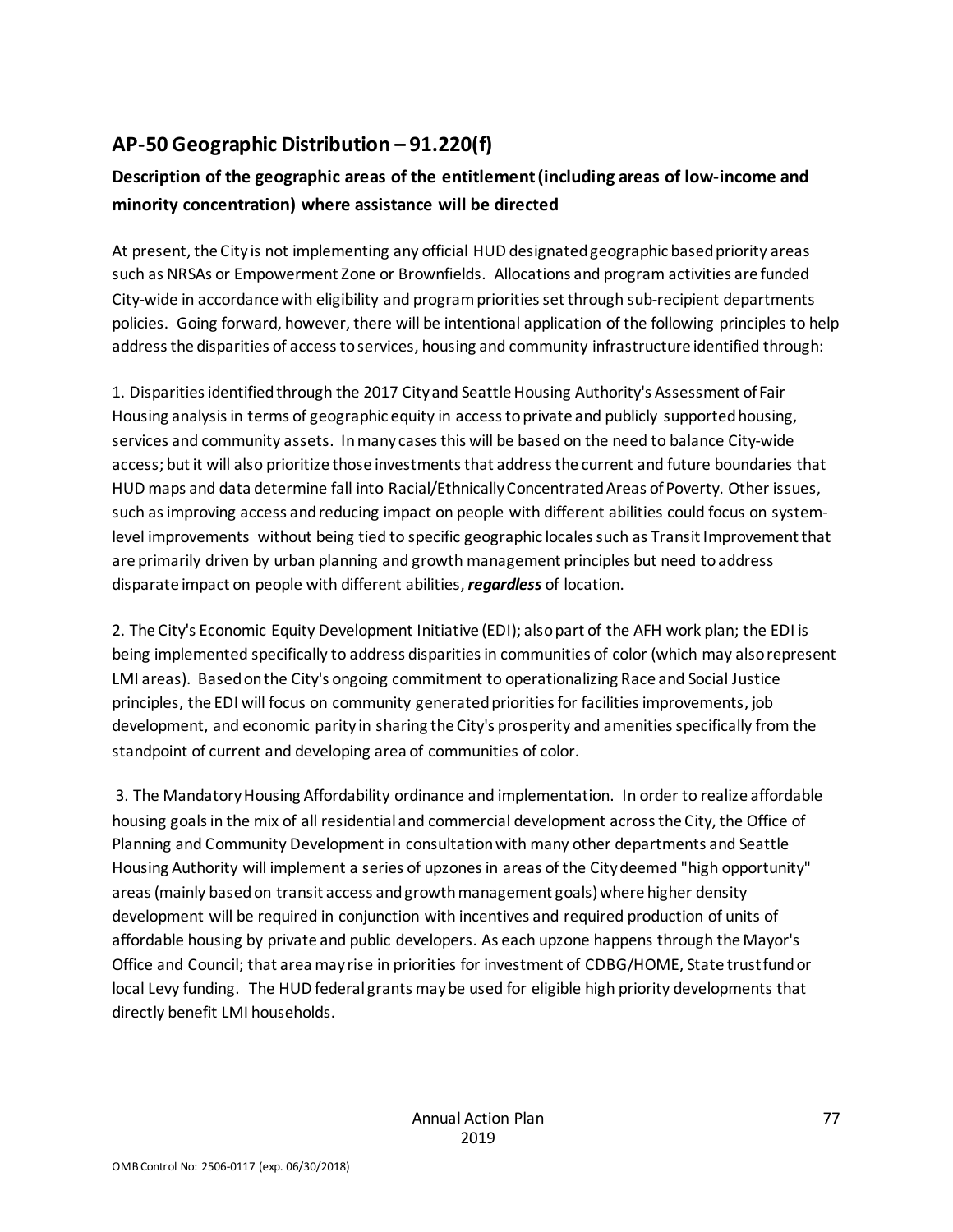## AP-50 Geographic Distribution – 91.220(f)

### Description of the geographic areas of the entitlement (including areas of low-income and minority concentration) where assistance will be directed

At present, the City is not implementing any official HUD designated geographic based priority areas such as NRSAs or Empowerment Zone or Brownfields. Allocations and program activities are funded City-wide in accordance with eligibility and program priorities set through sub-recipient departments policies. Going forward, however, there will be intentional application of the following principles to help address the disparities of access to services, housing and community infrastructure identified through:

1. Disparities identified through the 2017 City and Seattle Housing Authority's Assessment of Fair Housing analysis in terms of geographic equity in access to private and publicly supported housing, services and community assets. In many cases this will be based on the need to balance City-wide access; but it will also prioritize those investments that address the current and future boundaries that HUD maps and data determine fall into Racial/Ethnically Concentrated Areas of Poverty. Other issues, such as improving access and reducing impact on people with different abilities could focus on system-level improvements without being tied to specific geographic locales such as Transit Improvement that are primarily driven by urban planning and growth management principles but need to address disparate impact on people with different abilities, ***regardless*** of location.

2. The City's Economic Equity Development Initiative (EDI); also part of the AFH work plan; the EDI is being implemented specifically to address disparities in communities of color (which may also represent LMI areas). Based on the City's ongoing commitment to operationalizing Race and Social Justice principles, the EDI will focus on community generated priorities for facilities improvements, job development, and economic parity in sharing the City's prosperity and amenities specifically from the standpoint of current and developing area of communities of color.

3. The Mandatory Housing Affordability ordinance and implementation. In order to realize affordable housing goals in the mix of all residential and commercial development across the City, the Office of Planning and Community Development in consultation with many other departments and Seattle Housing Authority will implement a series of upzones in areas of the City deemed "high opportunity" areas (mainly based on transit access and growth management goals) where higher density development will be required in conjunction with incentives and required production of units of affordable housing by private and public developers. As each upzone happens through the Mayor's Office and Council; that area may rise in priorities for investment of CDBG/HOME, State trust fund or local Levy funding. The HUD federal grants may be used for eligible high priority developments that directly benefit LMI households.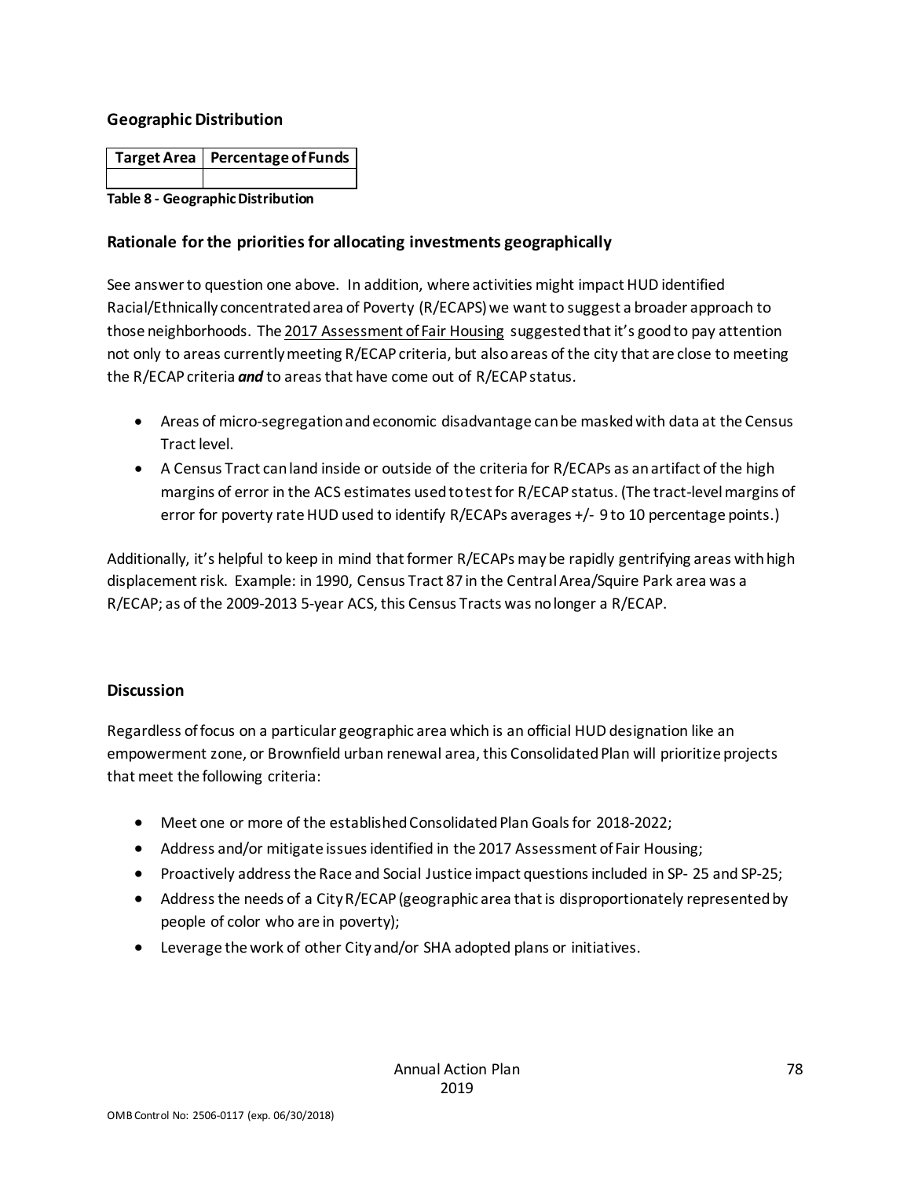### Geographic Distribution

| Target Area | Percentage of Funds |
|---|---|
| | |

**Table 8 - Geographic Distribution**

### Rationale for the priorities for allocating investments geographically

See answer to question one above. In addition, where activities might impact HUD identified Racial/Ethnically concentrated area of Poverty (R/ECAPS) we want to suggest a broader approach to those neighborhoods. The 2017 Assessment of Fair Housing suggested that it's good to pay attention not only to areas currently meeting R/ECAP criteria, but also areas of the city that are close to meeting the R/ECAP criteria ***and*** to areas that have come out of R/ECAP status.

- Areas of micro-segregation and economic disadvantage can be masked with data at the Census Tract level.
- A Census Tract can land inside or outside of the criteria for R/ECAPs as an artifact of the high margins of error in the ACS estimates used to test for R/ECAP status. (The tract-level margins of error for poverty rate HUD used to identify R/ECAPs averages +/- 9 to 10 percentage points.)

Additionally, it's helpful to keep in mind that former R/ECAPs may be rapidly gentrifying areas with high displacement risk. Example: in 1990, Census Tract 87 in the Central Area/Squire Park area was a R/ECAP; as of the 2009-2013 5-year ACS, this Census Tracts was no longer a R/ECAP.

### Discussion

Regardless of focus on a particular geographic area which is an official HUD designation like an empowerment zone, or Brownfield urban renewal area, this Consolidated Plan will prioritize projects that meet the following criteria:

- Meet one or more of the established Consolidated Plan Goals for 2018-2022;
- Address and/or mitigate issues identified in the 2017 Assessment of Fair Housing;
- Proactively address the Race and Social Justice impact questions included in SP- 25 and SP-25;
- Address the needs of a City R/ECAP (geographic area that is disproportionately represented by people of color who are in poverty);
- Leverage the work of other City and/or SHA adopted plans or initiatives.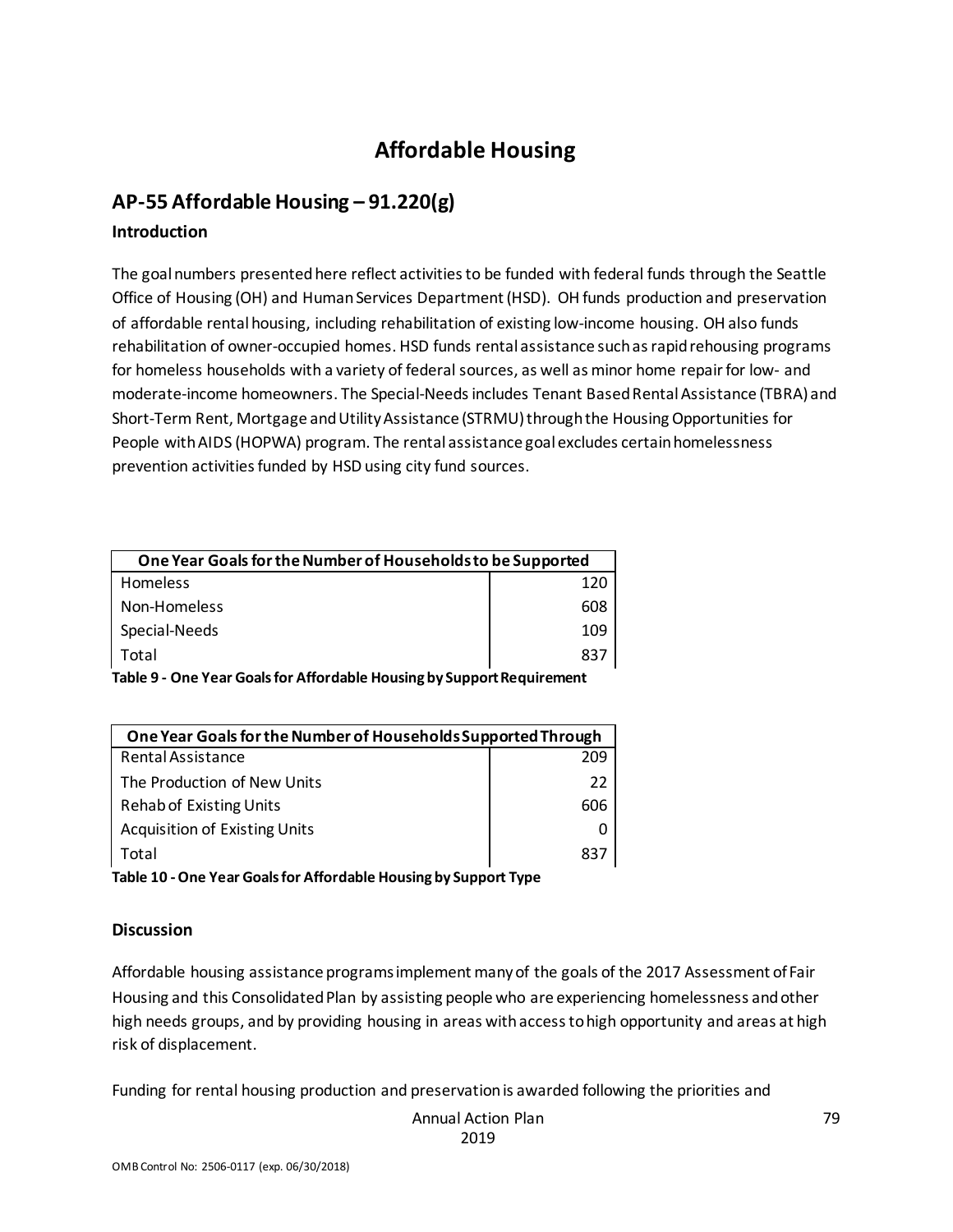# Affordable Housing

## AP-55 Affordable Housing – 91.220(g)

### Introduction

The goal numbers presented here reflect activities to be funded with federal funds through the Seattle Office of Housing (OH) and Human Services Department (HSD). OH funds production and preservation of affordable rental housing, including rehabilitation of existing low-income housing. OH also funds rehabilitation of owner-occupied homes. HSD funds rental assistance such as rapid rehousing programs for homeless households with a variety of federal sources, as well as minor home repair for low- and moderate-income homeowners. The Special-Needs includes Tenant Based Rental Assistance (TBRA) and Short-Term Rent, Mortgage and Utility Assistance (STRMU) through the Housing Opportunities for People with AIDS (HOPWA) program. The rental assistance goal excludes certain homelessness prevention activities funded by HSD using city fund sources.

| One Year Goals for the Number of Households to be Supported | |
|---|---|
| Homeless | 120 |
| Non-Homeless | 608 |
| Special-Needs | 109 |
| Total | 837 |

**Table 9 - One Year Goals for Affordable Housing by Support Requirement**

| One Year Goals for the Number of Households Supported Through | |
|---|---|
| Rental Assistance | 209 |
| The Production of New Units | 22 |
| Rehab of Existing Units | 606 |
| Acquisition of Existing Units | 0 |
| Total | 837 |

**Table 10 - One Year Goals for Affordable Housing by Support Type**

### Discussion

Affordable housing assistance programs implement many of the goals of the 2017 Assessment of Fair Housing and this Consolidated Plan by assisting people who are experiencing homelessness and other high needs groups, and by providing housing in areas with access to high opportunity and areas at high risk of displacement.

Funding for rental housing production and preservation is awarded following the priorities and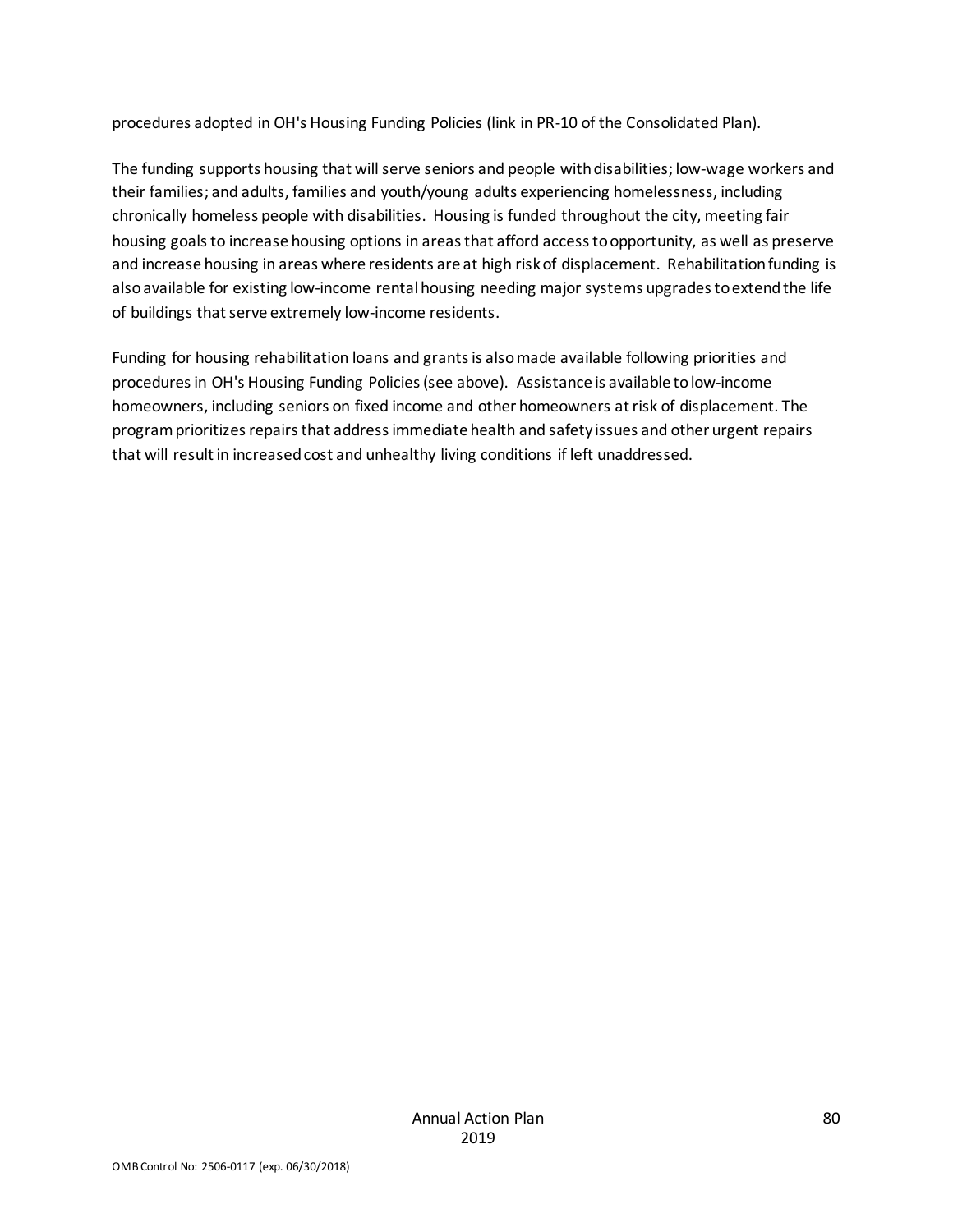procedures adopted in OH's Housing Funding Policies (link in PR-10 of the Consolidated Plan).

The funding supports housing that will serve seniors and people with disabilities; low-wage workers and their families; and adults, families and youth/young adults experiencing homelessness, including chronically homeless people with disabilities. Housing is funded throughout the city, meeting fair housing goals to increase housing options in areas that afford access to opportunity, as well as preserve and increase housing in areas where residents are at high risk of displacement. Rehabilitation funding is also available for existing low-income rental housing needing major systems upgrades to extend the life of buildings that serve extremely low-income residents.

Funding for housing rehabilitation loans and grants is also made available following priorities and procedures in OH's Housing Funding Policies (see above). Assistance is available to low-income homeowners, including seniors on fixed income and other homeowners at risk of displacement. The program prioritizes repairs that address immediate health and safety issues and other urgent repairs that will result in increased cost and unhealthy living conditions if left unaddressed.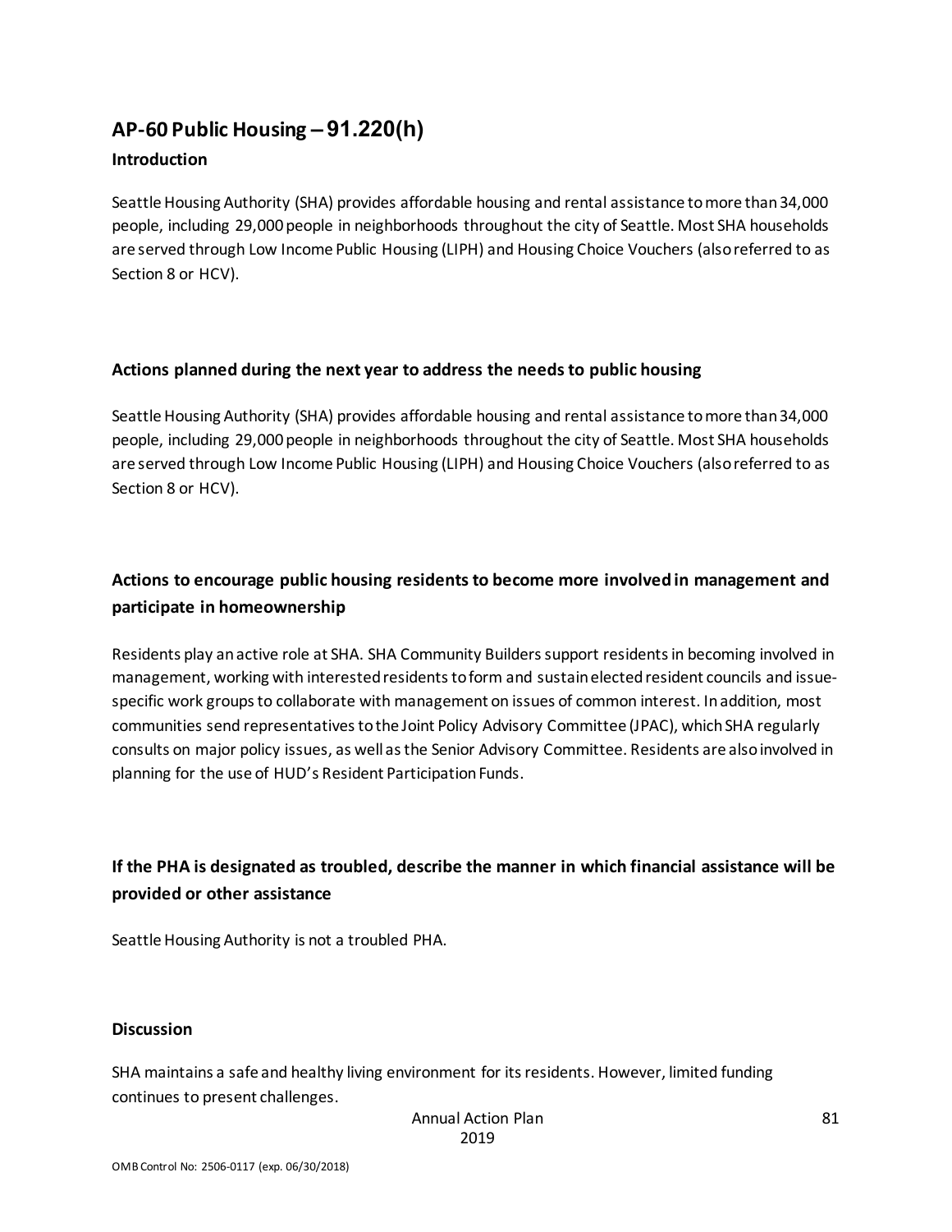## AP-60 Public Housing – 91.220(h)

### Introduction

Seattle Housing Authority (SHA) provides affordable housing and rental assistance to more than 34,000 people, including 29,000 people in neighborhoods throughout the city of Seattle. Most SHA households are served through Low Income Public Housing (LIPH) and Housing Choice Vouchers (also referred to as Section 8 or HCV).

### Actions planned during the next year to address the needs to public housing

Seattle Housing Authority (SHA) provides affordable housing and rental assistance to more than 34,000 people, including 29,000 people in neighborhoods throughout the city of Seattle. Most SHA households are served through Low Income Public Housing (LIPH) and Housing Choice Vouchers (also referred to as Section 8 or HCV).

### Actions to encourage public housing residents to become more involved in management and participate in homeownership

Residents play an active role at SHA. SHA Community Builders support residents in becoming involved in management, working with interested residents to form and sustain elected resident councils and issue-specific work groups to collaborate with management on issues of common interest. In addition, most communities send representatives to the Joint Policy Advisory Committee (JPAC), which SHA regularly consults on major policy issues, as well as the Senior Advisory Committee. Residents are also involved in planning for the use of HUD's Resident Participation Funds.

### If the PHA is designated as troubled, describe the manner in which financial assistance will be provided or other assistance

Seattle Housing Authority is not a troubled PHA.

### Discussion

SHA maintains a safe and healthy living environment for its residents. However, limited funding continues to present challenges.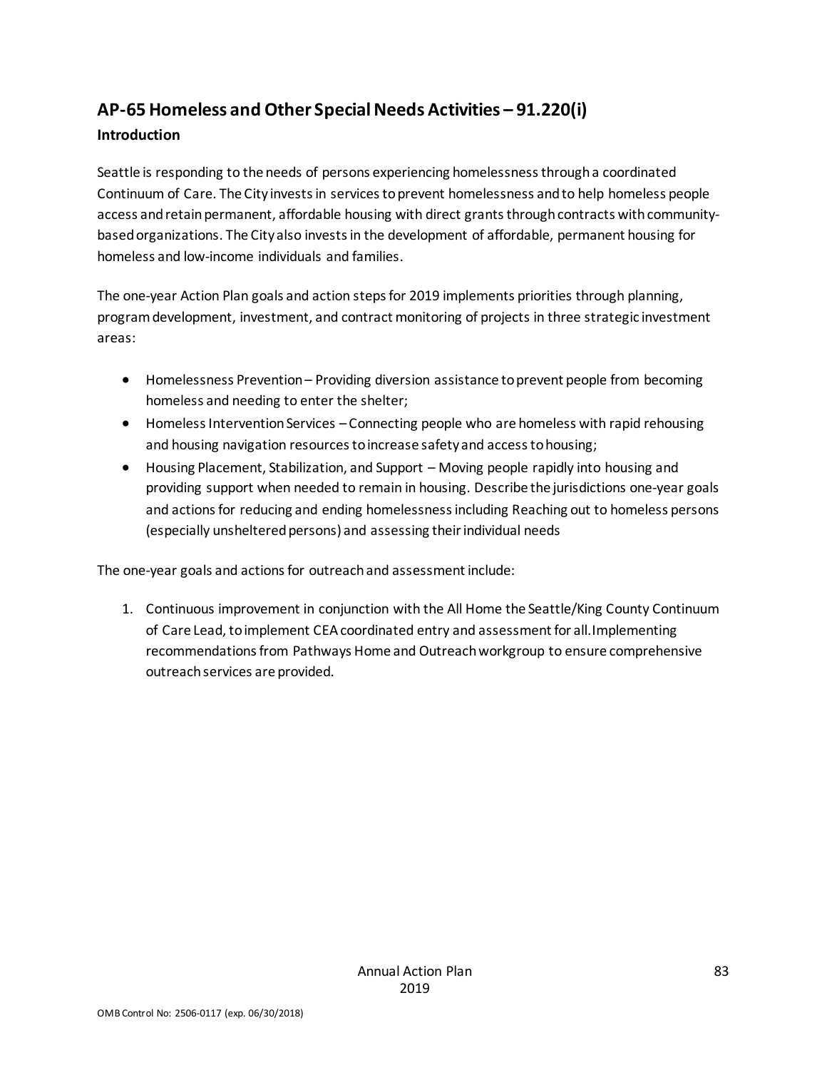## AP-65 Homeless and Other Special Needs Activities – 91.220(i)

### Introduction

Seattle is responding to the needs of persons experiencing homelessness through a coordinated Continuum of Care. The City invests in services to prevent homelessness and to help homeless people access and retain permanent, affordable housing with direct grants through contracts with community-based organizations. The City also invests in the development of affordable, permanent housing for homeless and low-income individuals and families.

The one-year Action Plan goals and action steps for 2019 implements priorities through planning, program development, investment, and contract monitoring of projects in three strategic investment areas:

- Homelessness Prevention – Providing diversion assistance to prevent people from becoming homeless and needing to enter the shelter;
- Homeless Intervention Services – Connecting people who are homeless with rapid rehousing and housing navigation resources to increase safety and access to housing;
- Housing Placement, Stabilization, and Support – Moving people rapidly into housing and providing support when needed to remain in housing. Describe the jurisdictions one-year goals and actions for reducing and ending homelessness including Reaching out to homeless persons (especially unsheltered persons) and assessing their individual needs

The one-year goals and actions for outreach and assessment include:

1. Continuous improvement in conjunction with the All Home the Seattle/King County Continuum of Care Lead, to implement CEA coordinated entry and assessment for all. Implementing recommendations from Pathways Home and Outreach workgroup to ensure comprehensive outreach services are provided.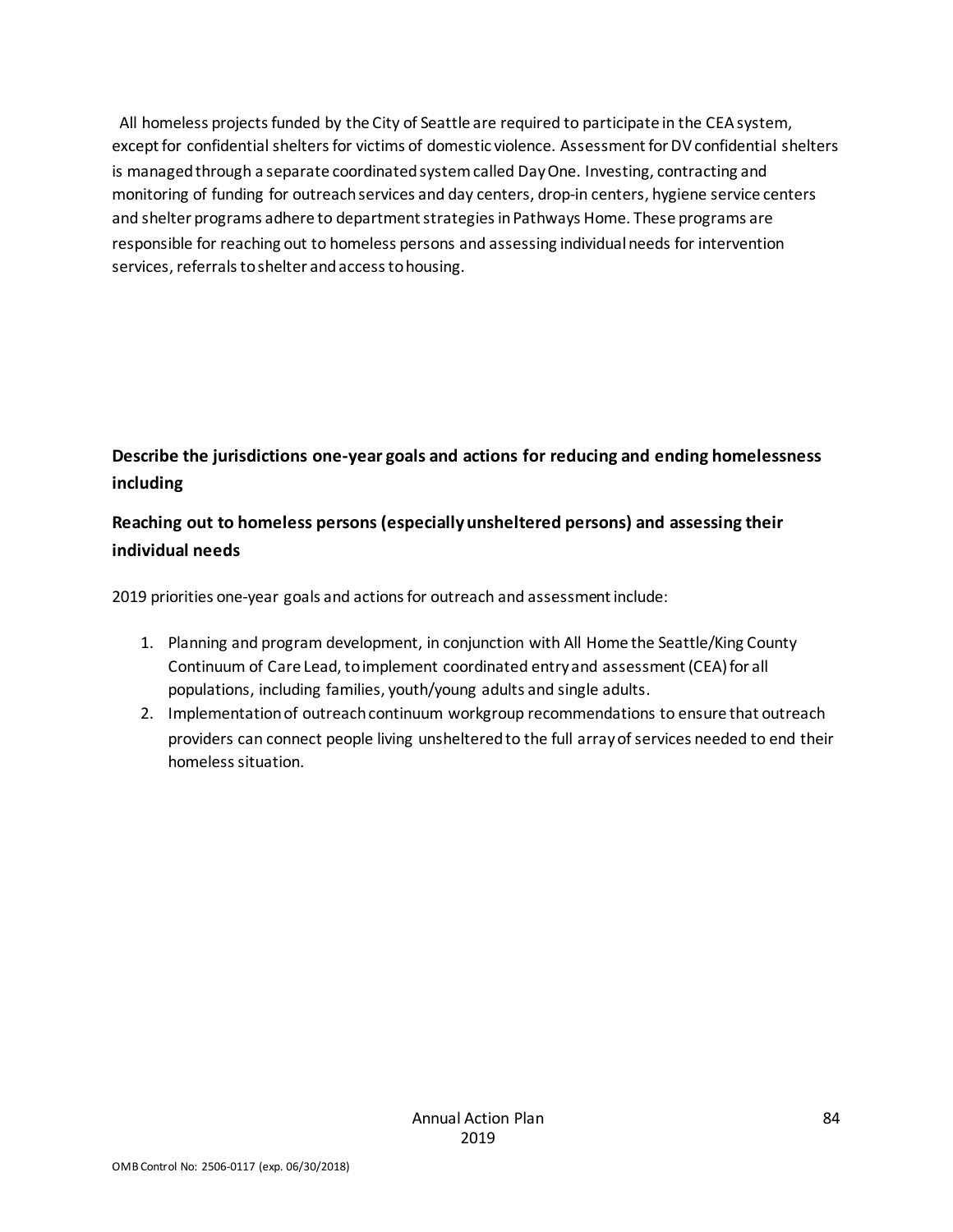All homeless projects funded by the City of Seattle are required to participate in the CEA system, except for confidential shelters for victims of domestic violence. Assessment for DV confidential shelters is managed through a separate coordinated system called Day One. Investing, contracting and monitoring of funding for outreach services and day centers, drop-in centers, hygiene service centers and shelter programs adhere to department strategies in Pathways Home. These programs are responsible for reaching out to homeless persons and assessing individual needs for intervention services, referrals to shelter and access to housing.

**Describe the jurisdictions one-year goals and actions for reducing and ending homelessness including**

**Reaching out to homeless persons (especially unsheltered persons) and assessing their individual needs**

2019 priorities one-year goals and actions for outreach and assessment include:

1. Planning and program development, in conjunction with All Home the Seattle/King County Continuum of Care Lead, to implement coordinated entry and assessment (CEA) for all populations, including families, youth/young adults and single adults.
2. Implementation of outreach continuum workgroup recommendations to ensure that outreach providers can connect people living unsheltered to the full array of services needed to end their homeless situation.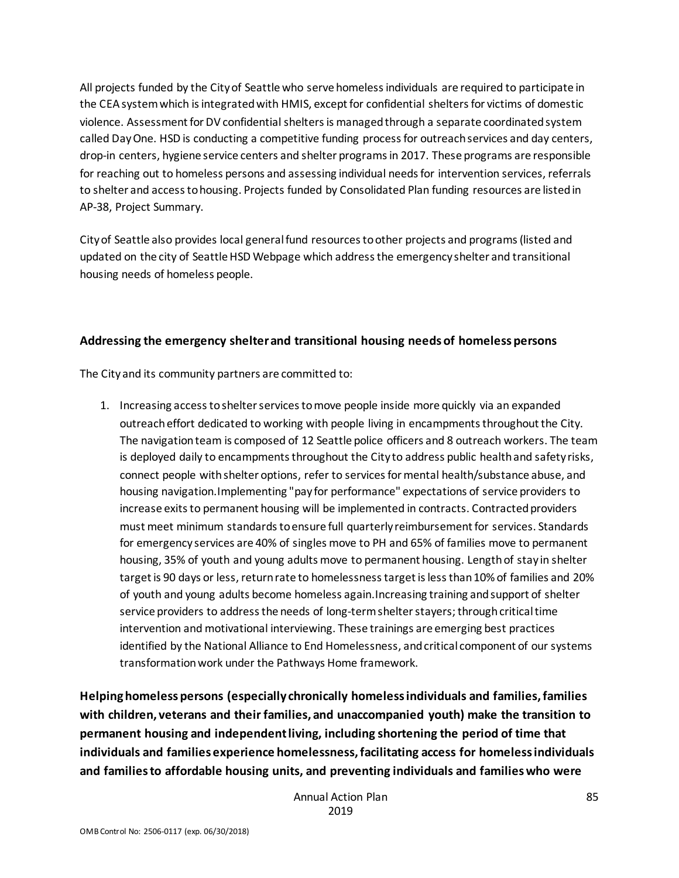All projects funded by the City of Seattle who serve homeless individuals are required to participate in the CEA system which is integrated with HMIS, except for confidential shelters for victims of domestic violence. Assessment for DV confidential shelters is managed through a separate coordinated system called Day One. HSD is conducting a competitive funding process for outreach services and day centers, drop-in centers, hygiene service centers and shelter programs in 2017. These programs are responsible for reaching out to homeless persons and assessing individual needs for intervention services, referrals to shelter and access to housing. Projects funded by Consolidated Plan funding resources are listed in AP-38, Project Summary.

City of Seattle also provides local general fund resources to other projects and programs (listed and updated on the city of Seattle HSD Webpage which address the emergency shelter and transitional housing needs of homeless people.

**Addressing the emergency shelter and transitional housing needs of homeless persons**

The City and its community partners are committed to:

1. Increasing access to shelter services to move people inside more quickly via an expanded outreach effort dedicated to working with people living in encampments throughout the City. The navigation team is composed of 12 Seattle police officers and 8 outreach workers. The team is deployed daily to encampments throughout the City to address public health and safety risks, connect people with shelter options, refer to services for mental health/substance abuse, and housing navigation.Implementing "pay for performance" expectations of service providers to increase exits to permanent housing will be implemented in contracts. Contracted providers must meet minimum standards to ensure full quarterly reimbursement for services. Standards for emergency services are 40% of singles move to PH and 65% of families move to permanent housing, 35% of youth and young adults move to permanent housing. Length of stay in shelter target is 90 days or less, return rate to homelessness target is less than 10% of families and 20% of youth and young adults become homeless again.Increasing training and support of shelter service providers to address the needs of long-term shelter stayers; through critical time intervention and motivational interviewing. These trainings are emerging best practices identified by the National Alliance to End Homelessness, and critical component of our systems transformation work under the Pathways Home framework.

**Helping homeless persons (especially chronically homeless individuals and families, families with children, veterans and their families, and unaccompanied youth) make the transition to permanent housing and independent living, including shortening the period of time that individuals and families experience homelessness, facilitating access for homeless individuals and families to affordable housing units, and preventing individuals and families who were**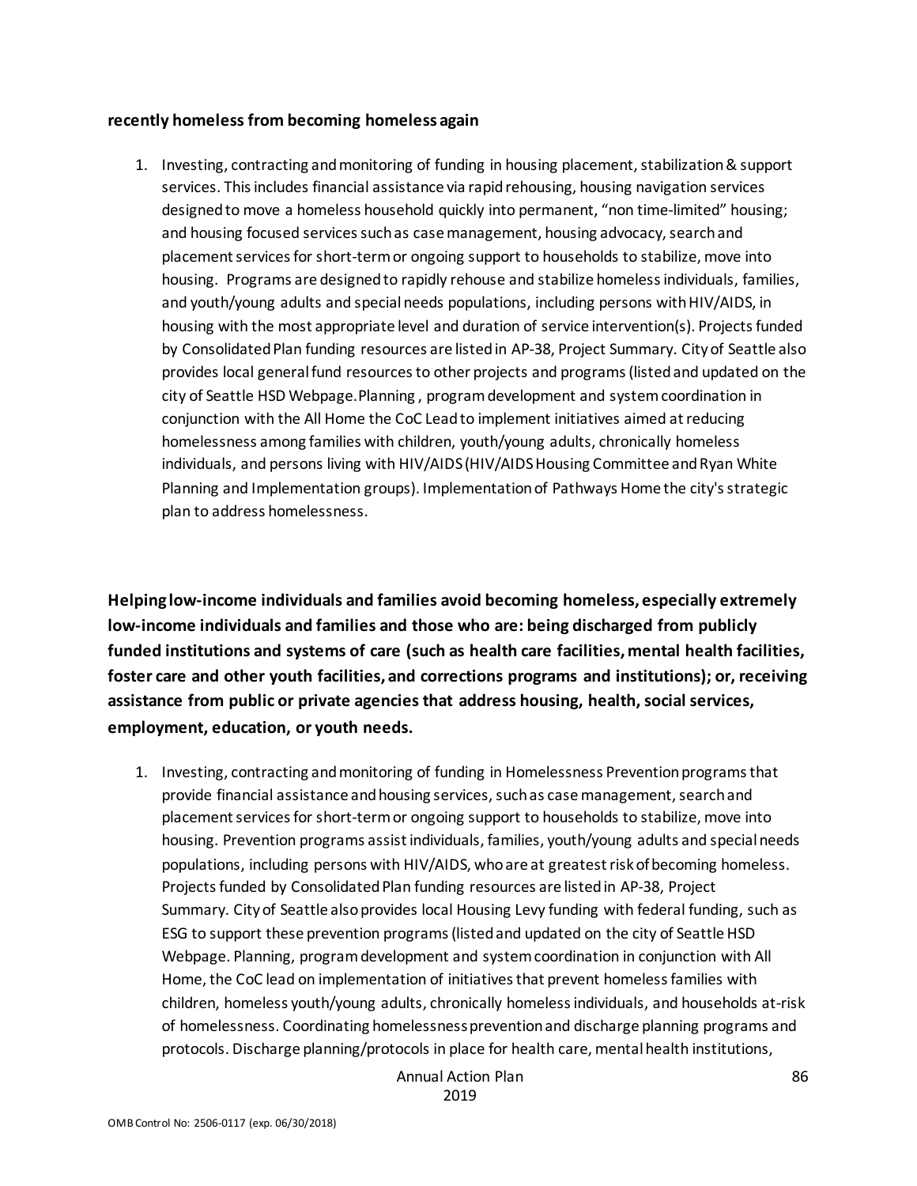**recently homeless from becoming homeless again**

1. Investing, contracting and monitoring of funding in housing placement, stabilization & support services. This includes financial assistance via rapid rehousing, housing navigation services designed to move a homeless household quickly into permanent, "non time-limited" housing; and housing focused services such as case management, housing advocacy, search and placement services for short-term or ongoing support to households to stabilize, move into housing. Programs are designed to rapidly rehouse and stabilize homeless individuals, families, and youth/young adults and special needs populations, including persons with HIV/AIDS, in housing with the most appropriate level and duration of service intervention(s). Projects funded by Consolidated Plan funding resources are listed in AP-38, Project Summary. City of Seattle also provides local general fund resources to other projects and programs (listed and updated on the city of Seattle HSD Webpage.Planning , program development and system coordination in conjunction with the All Home the CoC Lead to implement initiatives aimed at reducing homelessness among families with children, youth/young adults, chronically homeless individuals, and persons living with HIV/AIDS (HIV/AIDS Housing Committee and Ryan White Planning and Implementation groups). Implementation of Pathways Home the city's strategic plan to address homelessness.

**Helping low-income individuals and families avoid becoming homeless, especially extremely low-income individuals and families and those who are: being discharged from publicly funded institutions and systems of care (such as health care facilities, mental health facilities, foster care and other youth facilities, and corrections programs and institutions); or, receiving assistance from public or private agencies that address housing, health, social services, employment, education, or youth needs.**

1. Investing, contracting and monitoring of funding in Homelessness Prevention programs that provide financial assistance and housing services, such as case management, search and placement services for short-term or ongoing support to households to stabilize, move into housing. Prevention programs assist individuals, families, youth/young adults and special needs populations, including persons with HIV/AIDS, who are at greatest risk of becoming homeless. Projects funded by Consolidated Plan funding resources are listed in AP-38, Project Summary. City of Seattle also provides local Housing Levy funding with federal funding, such as ESG to support these prevention programs (listed and updated on the city of Seattle HSD Webpage. Planning, program development and system coordination in conjunction with All Home, the CoC lead on implementation of initiatives that prevent homeless families with children, homeless youth/young adults, chronically homeless individuals, and households at-risk of homelessness. Coordinating homelessness prevention and discharge planning programs and protocols. Discharge planning/protocols in place for health care, mental health institutions,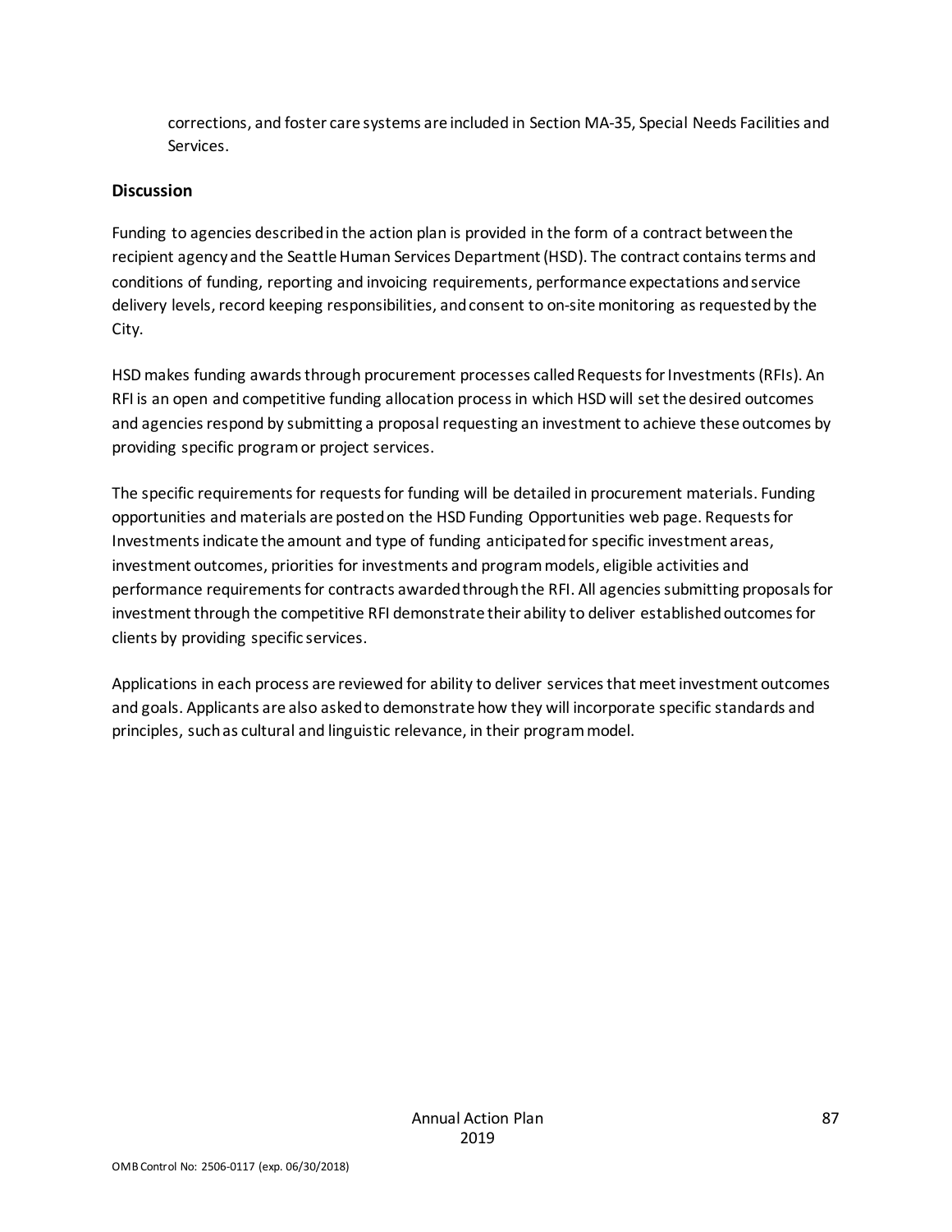corrections, and foster care systems are included in Section MA-35, Special Needs Facilities and Services.

### Discussion

Funding to agencies described in the action plan is provided in the form of a contract between the recipient agency and the Seattle Human Services Department (HSD). The contract contains terms and conditions of funding, reporting and invoicing requirements, performance expectations and service delivery levels, record keeping responsibilities, and consent to on-site monitoring as requested by the City.

HSD makes funding awards through procurement processes called Requests for Investments (RFIs). An RFI is an open and competitive funding allocation process in which HSD will set the desired outcomes and agencies respond by submitting a proposal requesting an investment to achieve these outcomes by providing specific program or project services.

The specific requirements for requests for funding will be detailed in procurement materials. Funding opportunities and materials are posted on the HSD Funding Opportunities web page. Requests for Investments indicate the amount and type of funding anticipated for specific investment areas, investment outcomes, priorities for investments and program models, eligible activities and performance requirements for contracts awarded through the RFI. All agencies submitting proposals for investment through the competitive RFI demonstrate their ability to deliver established outcomes for clients by providing specific services.

Applications in each process are reviewed for ability to deliver services that meet investment outcomes and goals. Applicants are also asked to demonstrate how they will incorporate specific standards and principles, such as cultural and linguistic relevance, in their program model.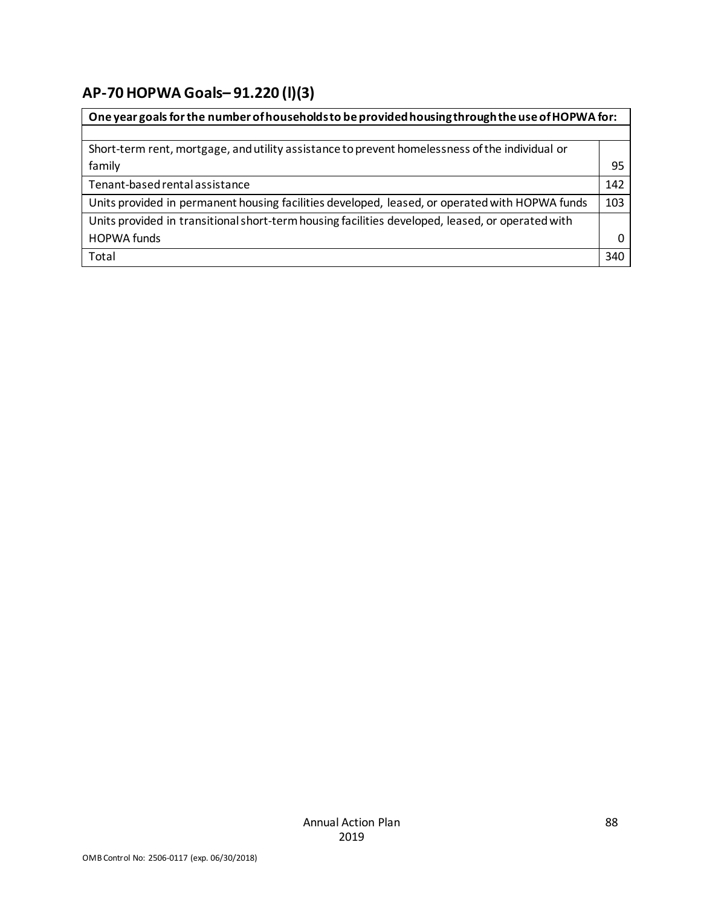## AP-70 HOPWA Goals– 91.220 (l)(3)

| One year goals for the number of households to be provided housing through the use of HOPWA for: | |
|---|---|
| | |
| Short-term rent, mortgage, and utility assistance to prevent homelessness of the individual or family | 95 |
| Tenant-based rental assistance | 142 |
| Units provided in permanent housing facilities developed, leased, or operated with HOPWA funds | 103 |
| Units provided in transitional short-term housing facilities developed, leased, or operated with HOPWA funds | 0 |
| Total | 340 |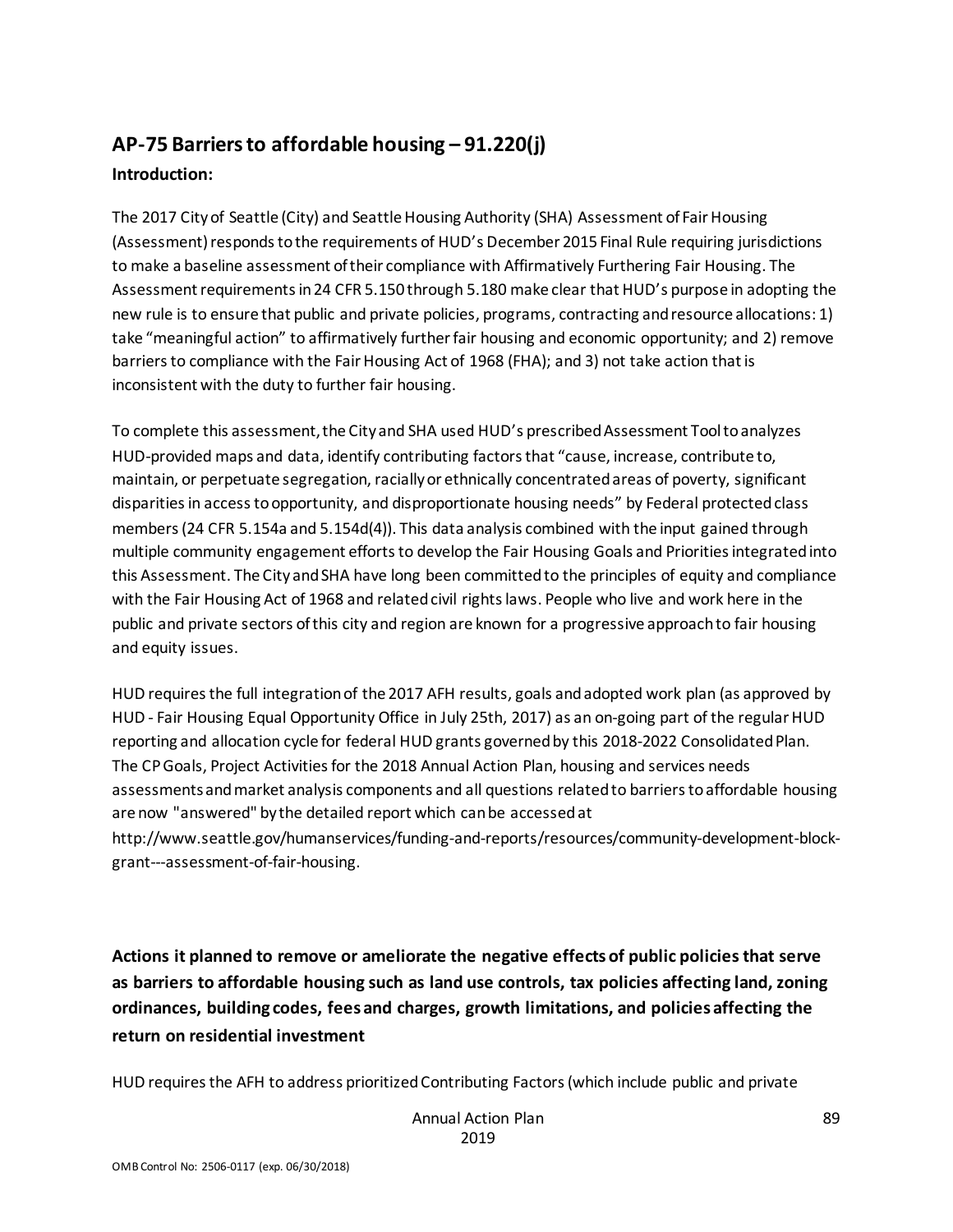## AP-75 Barriers to affordable housing – 91.220(j)

### Introduction:

The 2017 City of Seattle (City) and Seattle Housing Authority (SHA) Assessment of Fair Housing (Assessment) responds to the requirements of HUD's December 2015 Final Rule requiring jurisdictions to make a baseline assessment of their compliance with Affirmatively Furthering Fair Housing. The Assessment requirements in 24 CFR 5.150 through 5.180 make clear that HUD's purpose in adopting the new rule is to ensure that public and private policies, programs, contracting and resource allocations: 1) take "meaningful action" to affirmatively further fair housing and economic opportunity; and 2) remove barriers to compliance with the Fair Housing Act of 1968 (FHA); and 3) not take action that is inconsistent with the duty to further fair housing.

To complete this assessment, the City and SHA used HUD's prescribed Assessment Tool to analyzes HUD-provided maps and data, identify contributing factors that "cause, increase, contribute to, maintain, or perpetuate segregation, racially or ethnically concentrated areas of poverty, significant disparities in access to opportunity, and disproportionate housing needs" by Federal protected class members (24 CFR 5.154a and 5.154d(4)). This data analysis combined with the input gained through multiple community engagement efforts to develop the Fair Housing Goals and Priorities integrated into this Assessment. The City and SHA have long been committed to the principles of equity and compliance with the Fair Housing Act of 1968 and related civil rights laws. People who live and work here in the public and private sectors of this city and region are known for a progressive approach to fair housing and equity issues.

HUD requires the full integration of the 2017 AFH results, goals and adopted work plan (as approved by HUD - Fair Housing Equal Opportunity Office in July 25th, 2017) as an on-going part of the regular HUD reporting and allocation cycle for federal HUD grants governed by this 2018-2022 Consolidated Plan. The CP Goals, Project Activities for the 2018 Annual Action Plan, housing and services needs assessments and market analysis components and all questions related to barriers to affordable housing are now "answered" by the detailed report which can be accessed at http://www.seattle.gov/humanservices/funding-and-reports/resources/community-development-block-grant---assessment-of-fair-housing.

### Actions it planned to remove or ameliorate the negative effects of public policies that serve as barriers to affordable housing such as land use controls, tax policies affecting land, zoning ordinances, building codes, fees and charges, growth limitations, and policies affecting the return on residential investment

HUD requires the AFH to address prioritized Contributing Factors (which include public and private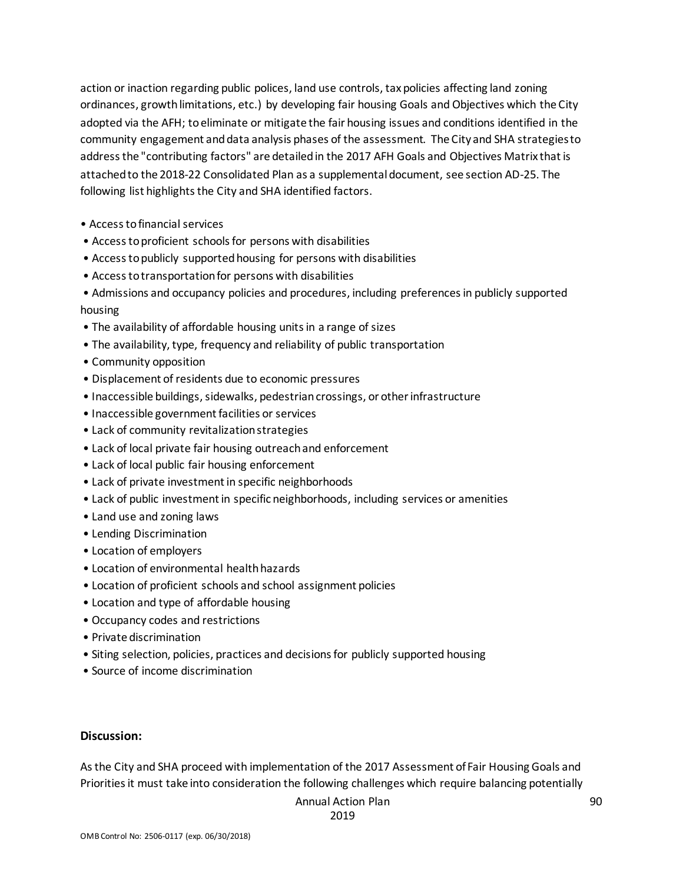action or inaction regarding public polices, land use controls, tax policies affecting land zoning ordinances, growth limitations, etc.) by developing fair housing Goals and Objectives which the City adopted via the AFH; to eliminate or mitigate the fair housing issues and conditions identified in the community engagement and data analysis phases of the assessment. The City and SHA strategies to address the "contributing factors" are detailed in the 2017 AFH Goals and Objectives Matrix that is attached to the 2018-22 Consolidated Plan as a supplemental document, see section AD-25. The following list highlights the City and SHA identified factors.

- Access to financial services
- Access to proficient schools for persons with disabilities
- Access to publicly supported housing for persons with disabilities
- Access to transportation for persons with disabilities
- Admissions and occupancy policies and procedures, including preferences in publicly supported housing
- The availability of affordable housing units in a range of sizes
- The availability, type, frequency and reliability of public transportation
- Community opposition
- Displacement of residents due to economic pressures
- Inaccessible buildings, sidewalks, pedestrian crossings, or other infrastructure
- Inaccessible government facilities or services
- Lack of community revitalization strategies
- Lack of local private fair housing outreach and enforcement
- Lack of local public fair housing enforcement
- Lack of private investment in specific neighborhoods
- Lack of public investment in specific neighborhoods, including services or amenities
- Land use and zoning laws
- Lending Discrimination
- Location of employers
- Location of environmental health hazards
- Location of proficient schools and school assignment policies
- Location and type of affordable housing
- Occupancy codes and restrictions
- Private discrimination
- Siting selection, policies, practices and decisions for publicly supported housing
- Source of income discrimination

**Discussion:**

As the City and SHA proceed with implementation of the 2017 Assessment of Fair Housing Goals and Priorities it must take into consideration the following challenges which require balancing potentially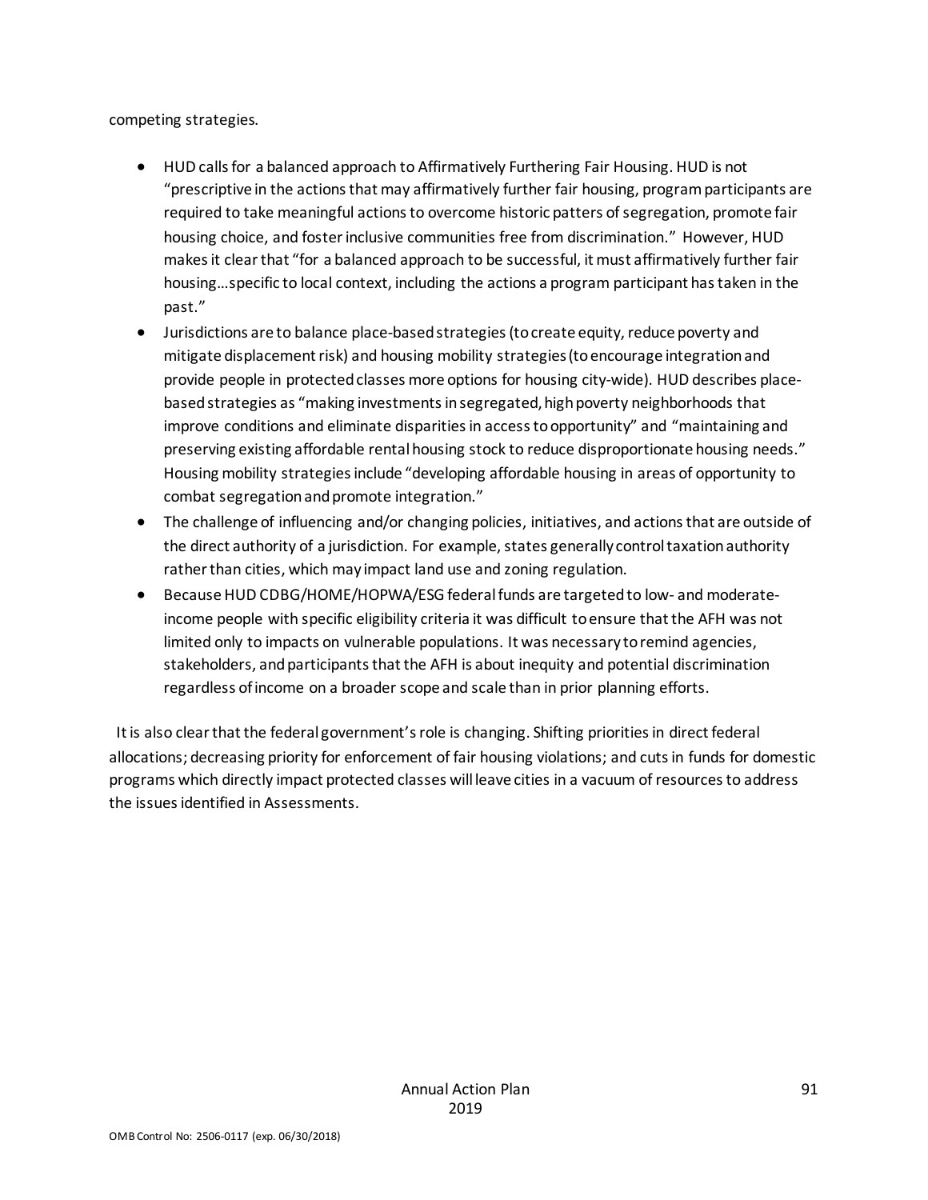competing strategies.

- HUD calls for a balanced approach to Affirmatively Furthering Fair Housing. HUD is not "prescriptive in the actions that may affirmatively further fair housing, program participants are required to take meaningful actions to overcome historic patters of segregation, promote fair housing choice, and foster inclusive communities free from discrimination." However, HUD makes it clear that "for a balanced approach to be successful, it must affirmatively further fair housing…specific to local context, including the actions a program participant has taken in the past."
- Jurisdictions are to balance place-based strategies (to create equity, reduce poverty and mitigate displacement risk) and housing mobility strategies (to encourage integration and provide people in protected classes more options for housing city-wide). HUD describes place-based strategies as "making investments in segregated, high poverty neighborhoods that improve conditions and eliminate disparities in access to opportunity" and "maintaining and preserving existing affordable rental housing stock to reduce disproportionate housing needs." Housing mobility strategies include "developing affordable housing in areas of opportunity to combat segregation and promote integration."
- The challenge of influencing and/or changing policies, initiatives, and actions that are outside of the direct authority of a jurisdiction. For example, states generally control taxation authority rather than cities, which may impact land use and zoning regulation.
- Because HUD CDBG/HOME/HOPWA/ESG federal funds are targeted to low- and moderate-income people with specific eligibility criteria it was difficult to ensure that the AFH was not limited only to impacts on vulnerable populations. It was necessary to remind agencies, stakeholders, and participants that the AFH is about inequity and potential discrimination regardless of income on a broader scope and scale than in prior planning efforts.

It is also clear that the federal government's role is changing. Shifting priorities in direct federal allocations; decreasing priority for enforcement of fair housing violations; and cuts in funds for domestic programs which directly impact protected classes will leave cities in a vacuum of resources to address the issues identified in Assessments.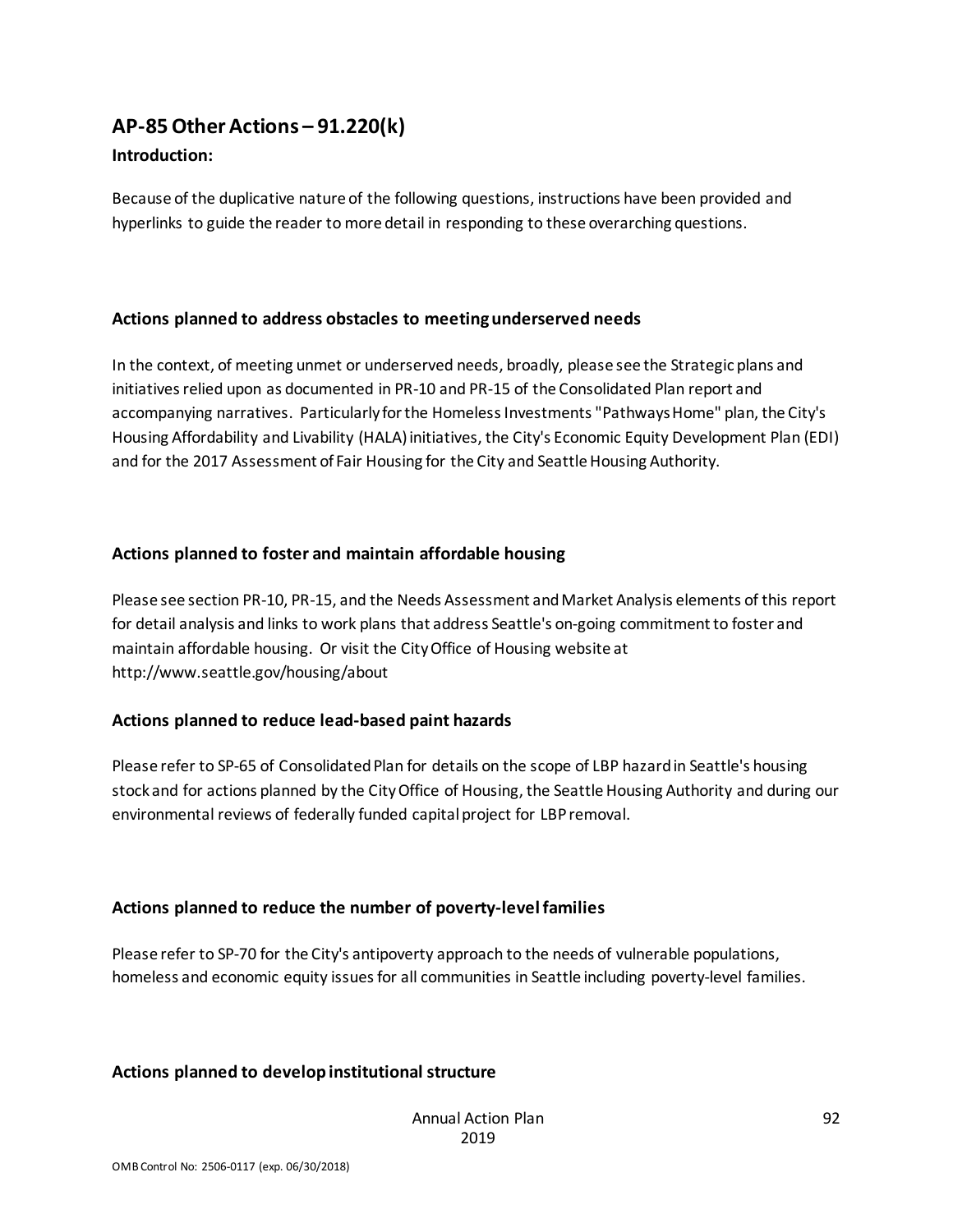## AP-85 Other Actions – 91.220(k)

### Introduction:

Because of the duplicative nature of the following questions, instructions have been provided and hyperlinks to guide the reader to more detail in responding to these overarching questions.

### Actions planned to address obstacles to meeting underserved needs

In the context, of meeting unmet or underserved needs, broadly, please see the Strategic plans and initiatives relied upon as documented in PR-10 and PR-15 of the Consolidated Plan report and accompanying narratives. Particularly for the Homeless Investments "Pathways Home" plan, the City's Housing Affordability and Livability (HALA) initiatives, the City's Economic Equity Development Plan (EDI) and for the 2017 Assessment of Fair Housing for the City and Seattle Housing Authority.

### Actions planned to foster and maintain affordable housing

Please see section PR-10, PR-15, and the Needs Assessment and Market Analysis elements of this report for detail analysis and links to work plans that address Seattle's on-going commitment to foster and maintain affordable housing. Or visit the City Office of Housing website at http://www.seattle.gov/housing/about

### Actions planned to reduce lead-based paint hazards

Please refer to SP-65 of Consolidated Plan for details on the scope of LBP hazard in Seattle's housing stock and for actions planned by the City Office of Housing, the Seattle Housing Authority and during our environmental reviews of federally funded capital project for LBP removal.

### Actions planned to reduce the number of poverty-level families

Please refer to SP-70 for the City's antipoverty approach to the needs of vulnerable populations, homeless and economic equity issues for all communities in Seattle including poverty-level families.

### Actions planned to develop institutional structure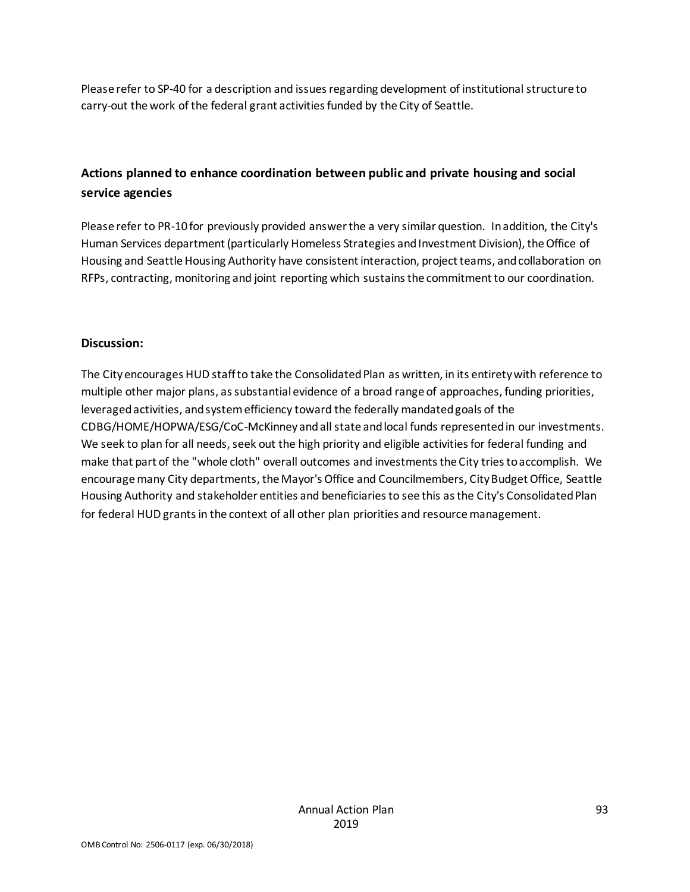Please refer to SP-40 for a description and issues regarding development of institutional structure to carry-out the work of the federal grant activities funded by the City of Seattle.

**Actions planned to enhance coordination between public and private housing and social service agencies**

Please refer to PR-10 for previously provided answer the a very similar question. In addition, the City's Human Services department (particularly Homeless Strategies and Investment Division), the Office of Housing and Seattle Housing Authority have consistent interaction, project teams, and collaboration on RFPs, contracting, monitoring and joint reporting which sustains the commitment to our coordination.

**Discussion:**

The City encourages HUD staff to take the Consolidated Plan as written, in its entirety with reference to multiple other major plans, as substantial evidence of a broad range of approaches, funding priorities, leveraged activities, and system efficiency toward the federally mandated goals of the CDBG/HOME/HOPWA/ESG/CoC-McKinney and all state and local funds represented in our investments. We seek to plan for all needs, seek out the high priority and eligible activities for federal funding and make that part of the "whole cloth" overall outcomes and investments the City tries to accomplish. We encourage many City departments, the Mayor's Office and Councilmembers, City Budget Office, Seattle Housing Authority and stakeholder entities and beneficiaries to see this as the City's Consolidated Plan for federal HUD grants in the context of all other plan priorities and resource management.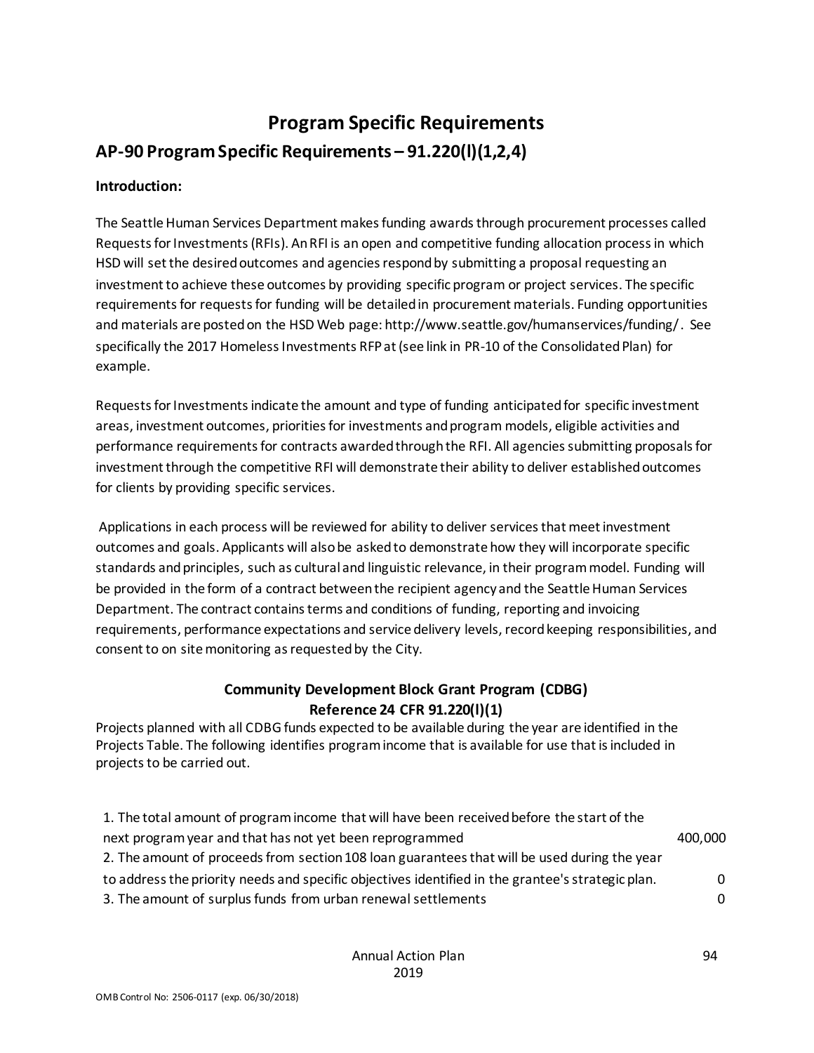# Program Specific Requirements

## AP-90 Program Specific Requirements – 91.220(l)(1,2,4)

**Introduction:**

The Seattle Human Services Department makes funding awards through procurement processes called Requests for Investments (RFIs). An RFI is an open and competitive funding allocation process in which HSD will set the desired outcomes and agencies respond by submitting a proposal requesting an investment to achieve these outcomes by providing specific program or project services. The specific requirements for requests for funding will be detailed in procurement materials. Funding opportunities and materials are posted on the HSD Web page: http://www.seattle.gov/humanservices/funding/ . See specifically the 2017 Homeless Investments RFP at (see link in PR-10 of the Consolidated Plan) for example.

Requests for Investments indicate the amount and type of funding anticipated for specific investment areas, investment outcomes, priorities for investments and program models, eligible activities and performance requirements for contracts awarded through the RFI. All agencies submitting proposals for investment through the competitive RFI will demonstrate their ability to deliver established outcomes for clients by providing specific services.

Applications in each process will be reviewed for ability to deliver services that meet investment outcomes and goals. Applicants will also be asked to demonstrate how they will incorporate specific standards and principles, such as cultural and linguistic relevance, in their program model. Funding will be provided in the form of a contract between the recipient agency and the Seattle Human Services Department. The contract contains terms and conditions of funding, reporting and invoicing requirements, performance expectations and service delivery levels, record keeping responsibilities, and consent to on site monitoring as requested by the City.

### Community Development Block Grant Program (CDBG)
### Reference 24 CFR 91.220(l)(1)

Projects planned with all CDBG funds expected to be available during the year are identified in the Projects Table. The following identifies program income that is available for use that is included in projects to be carried out.

| | |
|---|---|
| 1. The total amount of program income that will have been received before the start of the next program year and that has not yet been reprogrammed | 400,000 |
| 2. The amount of proceeds from section 108 loan guarantees that will be used during the year to address the priority needs and specific objectives identified in the grantee's strategic plan. | 0 |
| 3. The amount of surplus funds from urban renewal settlements | 0 |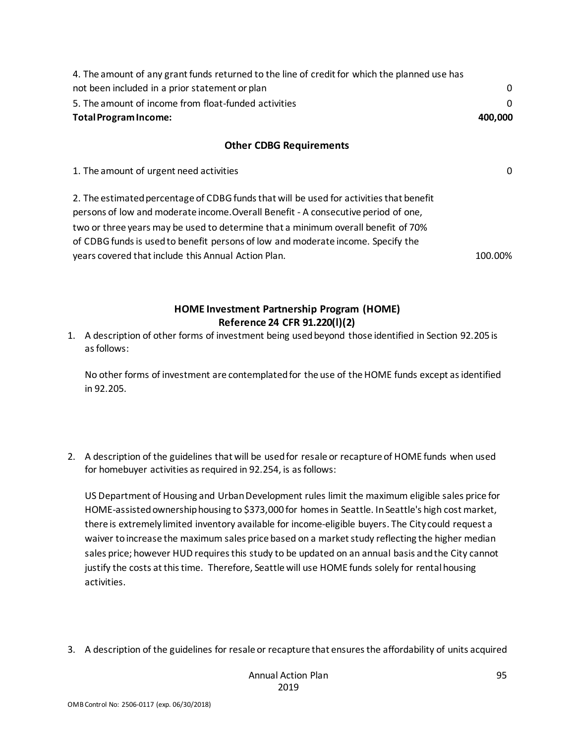| | |
|---|---|
| 4. The amount of any grant funds returned to the line of credit for which the planned use has not been included in a prior statement or plan | 0 |
| 5. The amount of income from float-funded activities | 0 |
| **Total Program Income:** | **400,000** |

### Other CDBG Requirements

| | |
|---|---|
| 1. The amount of urgent need activities | 0 |
| 2. The estimated percentage of CDBG funds that will be used for activities that benefit persons of low and moderate income.Overall Benefit - A consecutive period of one, two or three years may be used to determine that a minimum overall benefit of 70% of CDBG funds is used to benefit persons of low and moderate income. Specify the years covered that include this Annual Action Plan. | 100.00% |

### HOME Investment Partnership Program (HOME)
### Reference 24 CFR 91.220(l)(2)

1. A description of other forms of investment being used beyond those identified in Section 92.205 is as follows:

   No other forms of investment are contemplated for the use of the HOME funds except as identified in 92.205.

2. A description of the guidelines that will be used for resale or recapture of HOME funds when used for homebuyer activities as required in 92.254, is as follows:

   US Department of Housing and Urban Development rules limit the maximum eligible sales price for HOME-assisted ownership housing to $373,000 for homes in Seattle. In Seattle's high cost market, there is extremely limited inventory available for income-eligible buyers. The City could request a waiver to increase the maximum sales price based on a market study reflecting the higher median sales price; however HUD requires this study to be updated on an annual basis and the City cannot justify the costs at this time. Therefore, Seattle will use HOME funds solely for rental housing activities.

3. A description of the guidelines for resale or recapture that ensures the affordability of units acquired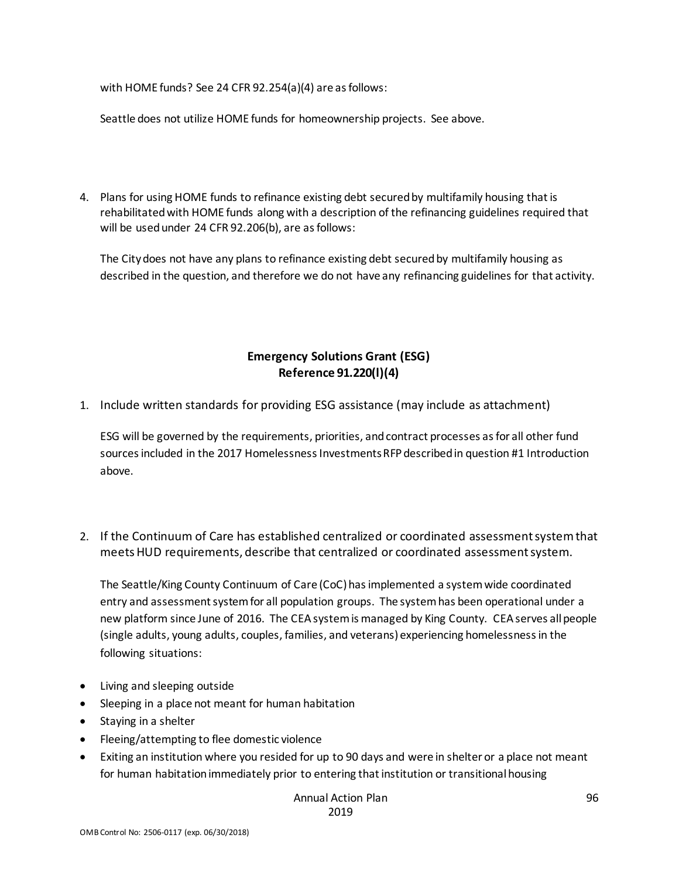with HOME funds? See 24 CFR 92.254(a)(4) are as follows:

Seattle does not utilize HOME funds for homeownership projects. See above.

4. Plans for using HOME funds to refinance existing debt secured by multifamily housing that is rehabilitated with HOME funds along with a description of the refinancing guidelines required that will be used under 24 CFR 92.206(b), are as follows:

   The City does not have any plans to refinance existing debt secured by multifamily housing as described in the question, and therefore we do not have any refinancing guidelines for that activity.

## Emergency Solutions Grant (ESG)
## Reference 91.220(l)(4)

1. Include written standards for providing ESG assistance (may include as attachment)

   ESG will be governed by the requirements, priorities, and contract processes as for all other fund sources included in the 2017 Homelessness Investments RFP described in question #1 Introduction above.

2. If the Continuum of Care has established centralized or coordinated assessment system that meets HUD requirements, describe that centralized or coordinated assessment system.

   The Seattle/King County Continuum of Care (CoC) has implemented a system wide coordinated entry and assessment system for all population groups. The system has been operational under a new platform since June of 2016. The CEA system is managed by King County. CEA serves all people (single adults, young adults, couples, families, and veterans) experiencing homelessness in the following situations:

- Living and sleeping outside
- Sleeping in a place not meant for human habitation
- Staying in a shelter
- Fleeing/attempting to flee domestic violence
- Exiting an institution where you resided for up to 90 days and were in shelter or a place not meant for human habitation immediately prior to entering that institution or transitional housing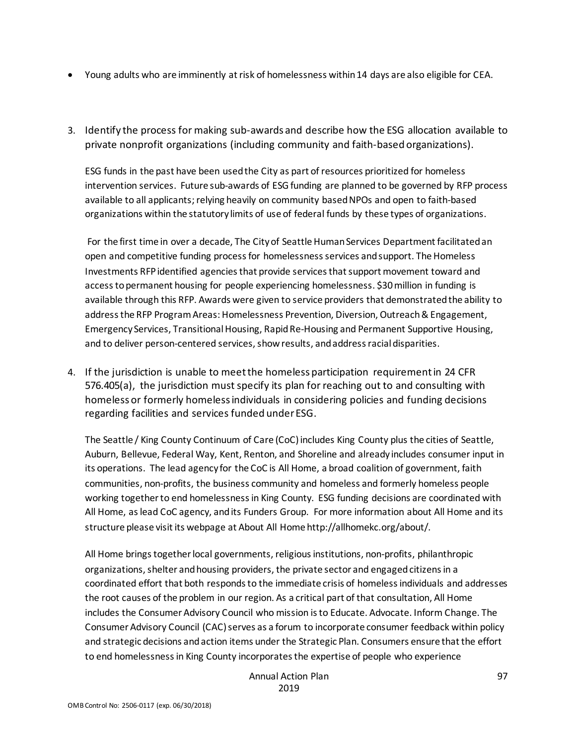- Young adults who are imminently at risk of homelessness within 14 days are also eligible for CEA.

3. Identify the process for making sub-awards and describe how the ESG allocation available to private nonprofit organizations (including community and faith-based organizations).

   ESG funds in the past have been used the City as part of resources prioritized for homeless intervention services. Future sub-awards of ESG funding are planned to be governed by RFP process available to all applicants; relying heavily on community based NPOs and open to faith-based organizations within the statutory limits of use of federal funds by these types of organizations.

   For the first time in over a decade, The City of Seattle Human Services Department facilitated an open and competitive funding process for homelessness services and support. The Homeless Investments RFP identified agencies that provide services that support movement toward and access to permanent housing for people experiencing homelessness. $30 million in funding is available through this RFP. Awards were given to service providers that demonstrated the ability to address the RFP Program Areas: Homelessness Prevention, Diversion, Outreach & Engagement, Emergency Services, Transitional Housing, Rapid Re-Housing and Permanent Supportive Housing, and to deliver person-centered services, show results, and address racial disparities.

4. If the jurisdiction is unable to meet the homeless participation requirement in 24 CFR 576.405(a), the jurisdiction must specify its plan for reaching out to and consulting with homeless or formerly homeless individuals in considering policies and funding decisions regarding facilities and services funded under ESG.

   The Seattle / King County Continuum of Care (CoC) includes King County plus the cities of Seattle, Auburn, Bellevue, Federal Way, Kent, Renton, and Shoreline and already includes consumer input in its operations. The lead agency for the CoC is All Home, a broad coalition of government, faith communities, non-profits, the business community and homeless and formerly homeless people working together to end homelessness in King County. ESG funding decisions are coordinated with All Home, as lead CoC agency, and its Funders Group. For more information about All Home and its structure please visit its webpage at About All Home http://allhomekc.org/about/.

   All Home brings together local governments, religious institutions, non-profits, philanthropic organizations, shelter and housing providers, the private sector and engaged citizens in a coordinated effort that both responds to the immediate crisis of homeless individuals and addresses the root causes of the problem in our region. As a critical part of that consultation, All Home includes the Consumer Advisory Council who mission is to Educate. Advocate. Inform Change. The Consumer Advisory Council (CAC) serves as a forum to incorporate consumer feedback within policy and strategic decisions and action items under the Strategic Plan. Consumers ensure that the effort to end homelessness in King County incorporates the expertise of people who experience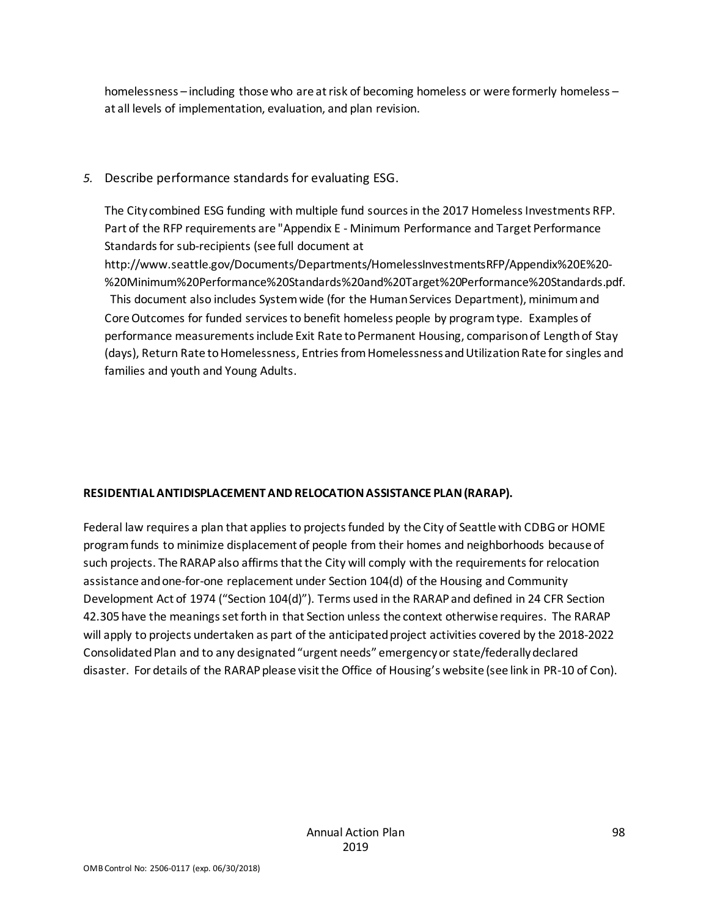homelessness – including those who are at risk of becoming homeless or were formerly homeless – at all levels of implementation, evaluation, and plan revision.

*5.* Describe performance standards for evaluating ESG.

The City combined ESG funding with multiple fund sources in the 2017 Homeless Investments RFP. Part of the RFP requirements are "Appendix E - Minimum Performance and Target Performance Standards for sub-recipients (see full document at http://www.seattle.gov/Documents/Departments/HomelessInvestmentsRFP/Appendix%20E%20-%20Minimum%20Performance%20Standards%20and%20Target%20Performance%20Standards.pdf. This document also includes System wide (for the Human Services Department), minimum and Core Outcomes for funded services to benefit homeless people by program type. Examples of performance measurements include Exit Rate to Permanent Housing, comparison of Length of Stay (days), Return Rate to Homelessness, Entries from Homelessness and Utilization Rate for singles and families and youth and Young Adults.

**RESIDENTIAL ANTIDISPLACEMENT AND RELOCATION ASSISTANCE PLAN (RARAP).**

Federal law requires a plan that applies to projects funded by the City of Seattle with CDBG or HOME program funds to minimize displacement of people from their homes and neighborhoods because of such projects. The RARAP also affirms that the City will comply with the requirements for relocation assistance and one-for-one replacement under Section 104(d) of the Housing and Community Development Act of 1974 ("Section 104(d)"). Terms used in the RARAP and defined in 24 CFR Section 42.305 have the meanings set forth in that Section unless the context otherwise requires. The RARAP will apply to projects undertaken as part of the anticipated project activities covered by the 2018-2022 Consolidated Plan and to any designated "urgent needs" emergency or state/federally declared disaster. For details of the RARAP please visit the Office of Housing's website (see link in PR-10 of Con).